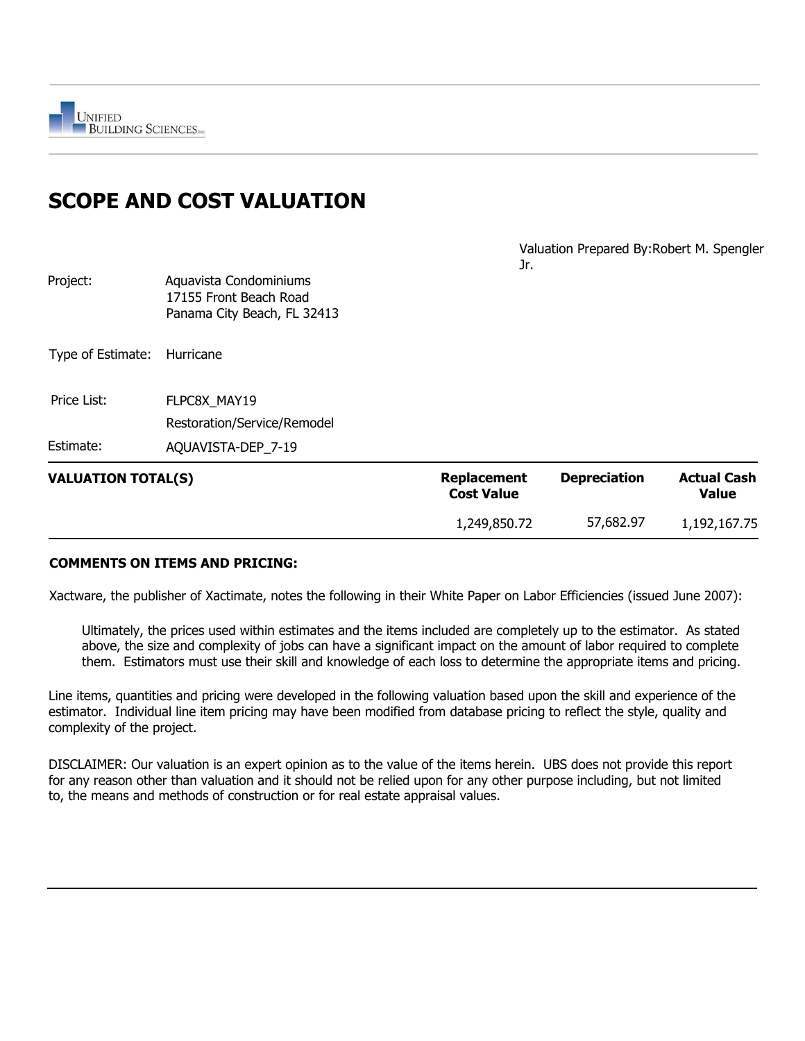UNIFIED BUILDING SCIENCES Inc.

# SCOPE AND COST VALUATION

Valuation Prepared By: Robert M. Spengler Jr.

| | |
|---|---|
| Project: | Aquavista Condominiums<br>17155 Front Beach Road<br>Panama City Beach, FL 32413 |
| Type of Estimate: | Hurricane |
| Price List: | FLPC8X_MAY19<br>Restoration/Service/Remodel |
| Estimate: | AQUAVISTA-DEP_7-19 |

| VALUATION TOTAL(S) | Replacement Cost Value | Depreciation | Actual Cash Value |
|---|---|---|---|
| | 1,249,850.72 | 57,682.97 | 1,192,167.75 |

**COMMENTS ON ITEMS AND PRICING:**

Xactware, the publisher of Xactimate, notes the following in their White Paper on Labor Efficiencies (issued June 2007):

> Ultimately, the prices used within estimates and the items included are completely up to the estimator. As stated above, the size and complexity of jobs can have a significant impact on the amount of labor required to complete them. Estimators must use their skill and knowledge of each loss to determine the appropriate items and pricing.

Line items, quantities and pricing were developed in the following valuation based upon the skill and experience of the estimator. Individual line item pricing may have been modified from database pricing to reflect the style, quality and complexity of the project.

DISCLAIMER: Our valuation is an expert opinion as to the value of the items herein. UBS does not provide this report for any reason other than valuation and it should not be relied upon for any other purpose including, but not limited to, the means and methods of construction or for real estate appraisal values.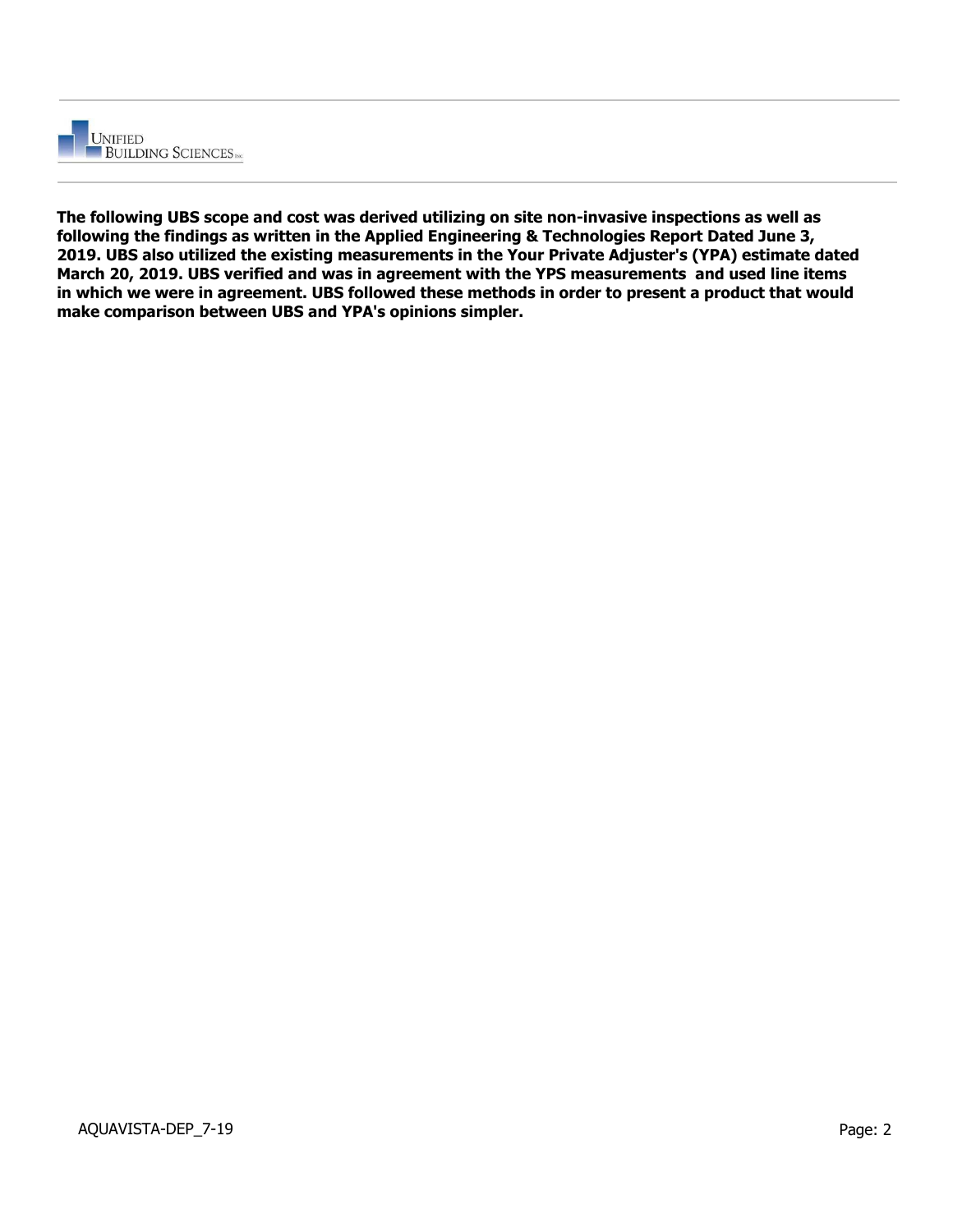**The following UBS scope and cost was derived utilizing on site non-invasive inspections as well as following the findings as written in the Applied Engineering & Technologies Report Dated June 3, 2019. UBS also utilized the existing measurements in the Your Private Adjuster's (YPA) estimate dated March 20, 2019. UBS verified and was in agreement with the YPS measurements and used line items in which we were in agreement. UBS followed these methods in order to present a product that would make comparison between UBS and YPA's opinions simpler.**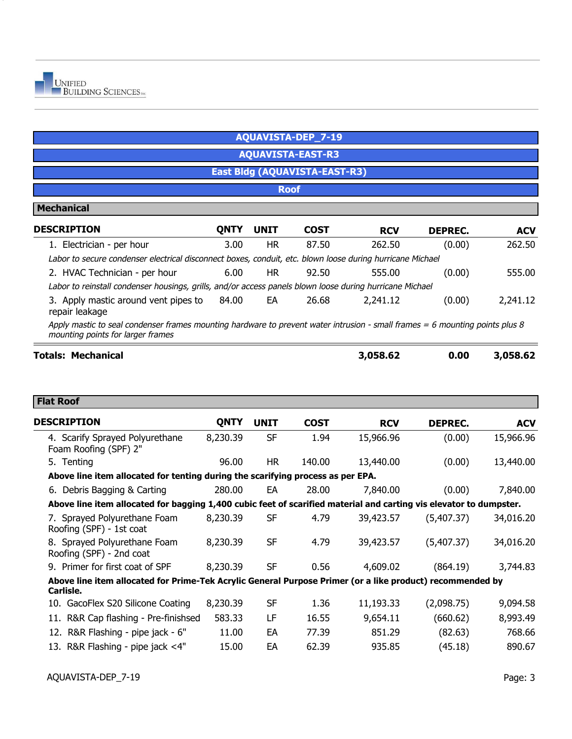UNIFIED BUILDING SCIENCES

## AQUAVISTA-DEP_7-19

## AQUAVISTA-EAST-R3

## East Bldg (AQUAVISTA-EAST-R3)

## Roof

### Mechanical

| DESCRIPTION | QNTY | UNIT | COST | RCV | DEPREC. | ACV |
|---|---|---|---|---|---|---|
| 1. Electrician - per hour | 3.00 | HR | 87.50 | 262.50 | (0.00) | 262.50 |
| *Labor to secure condenser electrical disconnect boxes, conduit, etc. blown loose during hurricane Michael* | | | | | | |
| 2. HVAC Technician - per hour | 6.00 | HR | 92.50 | 555.00 | (0.00) | 555.00 |
| *Labor to reinstall condenser housings, grills, and/or access panels blown loose during hurricane Michael* | | | | | | |
| 3. Apply mastic around vent pipes to repair leakage | 84.00 | EA | 26.68 | 2,241.12 | (0.00) | 2,241.12 |
| *Apply mastic to seal condenser frames mounting hardware to prevent water intrusion - small frames = 6 mounting points plus 8 mounting points for larger frames* | | | | | | |
| **Totals: Mechanical** | | | | **3,058.62** | **0.00** | **3,058.62** |

### Flat Roof

| DESCRIPTION | QNTY | UNIT | COST | RCV | DEPREC. | ACV |
|---|---|---|---|---|---|---|
| 4. Scarify Sprayed Polyurethane Foam Roofing (SPF) 2" | 8,230.39 | SF | 1.94 | 15,966.96 | (0.00) | 15,966.96 |
| 5. Tenting | 96.00 | HR | 140.00 | 13,440.00 | (0.00) | 13,440.00 |
| **Above line item allocated for tenting during the scarifying process as per EPA.** | | | | | | |
| 6. Debris Bagging & Carting | 280.00 | EA | 28.00 | 7,840.00 | (0.00) | 7,840.00 |
| **Above line item allocated for bagging 1,400 cubic feet of scarified material and carting vis elevator to dumpster.** | | | | | | |
| 7. Sprayed Polyurethane Foam Roofing (SPF) - 1st coat | 8,230.39 | SF | 4.79 | 39,423.57 | (5,407.37) | 34,016.20 |
| 8. Sprayed Polyurethane Foam Roofing (SPF) - 2nd coat | 8,230.39 | SF | 4.79 | 39,423.57 | (5,407.37) | 34,016.20 |
| 9. Primer for first coat of SPF | 8,230.39 | SF | 0.56 | 4,609.02 | (864.19) | 3,744.83 |
| **Above line item allocated for Prime-Tek Acrylic General Purpose Primer (or a like product) recommended by Carlisle.** | | | | | | |
| 10. GacoFlex S20 Silicone Coating | 8,230.39 | SF | 1.36 | 11,193.33 | (2,098.75) | 9,094.58 |
| 11. R&R Cap flashing - Pre-finishsed | 583.33 | LF | 16.55 | 9,654.11 | (660.62) | 8,993.49 |
| 12. R&R Flashing - pipe jack - 6" | 11.00 | EA | 77.39 | 851.29 | (82.63) | 768.66 |
| 13. R&R Flashing - pipe jack <4" | 15.00 | EA | 62.39 | 935.85 | (45.18) | 890.67 |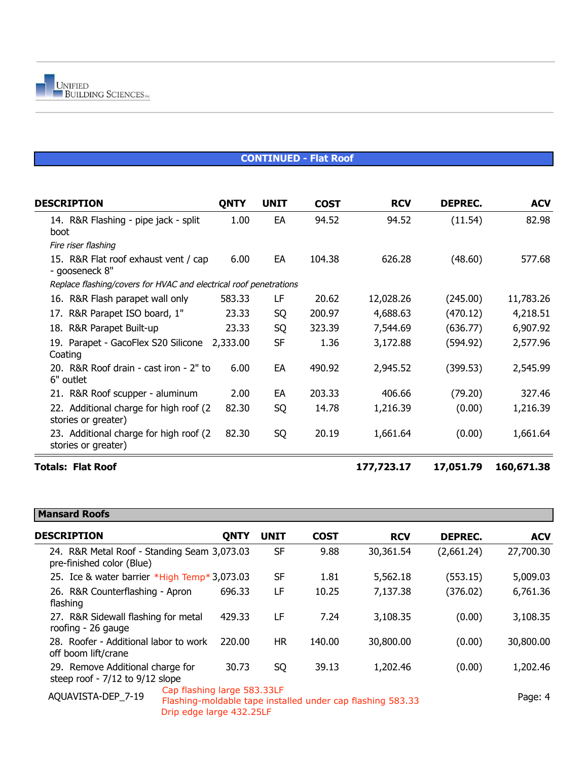## CONTINUED - Flat Roof

| DESCRIPTION | QNTY | UNIT | COST | RCV | DEPREC. | ACV |
|---|---|---|---|---|---|---|
| 14. R&R Flashing - pipe jack - split boot | 1.00 | EA | 94.52 | 94.52 | (11.54) | 82.98 |
| *Fire riser flashing* | | | | | | |
| 15. R&R Flat roof exhaust vent / cap - gooseneck 8" | 6.00 | EA | 104.38 | 626.28 | (48.60) | 577.68 |
| *Replace flashing/covers for HVAC and electrical roof penetrations* | | | | | | |
| 16. R&R Flash parapet wall only | 583.33 | LF | 20.62 | 12,028.26 | (245.00) | 11,783.26 |
| 17. R&R Parapet ISO board, 1" | 23.33 | SQ | 200.97 | 4,688.63 | (470.12) | 4,218.51 |
| 18. R&R Parapet Built-up | 23.33 | SQ | 323.39 | 7,544.69 | (636.77) | 6,907.92 |
| 19. Parapet - GacoFlex S20 Silicone Coating | 2,333.00 | SF | 1.36 | 3,172.88 | (594.92) | 2,577.96 |
| 20. R&R Roof drain - cast iron - 2" to 6" outlet | 6.00 | EA | 490.92 | 2,945.52 | (399.53) | 2,545.99 |
| 21. R&R Roof scupper - aluminum | 2.00 | EA | 203.33 | 406.66 | (79.20) | 327.46 |
| 22. Additional charge for high roof (2 stories or greater) | 82.30 | SQ | 14.78 | 1,216.39 | (0.00) | 1,216.39 |
| 23. Additional charge for high roof (2 stories or greater) | 82.30 | SQ | 20.19 | 1,661.64 | (0.00) | 1,661.64 |
| **Totals: Flat Roof** | | | | **177,723.17** | **17,051.79** | **160,671.38** |

## Mansard Roofs

| DESCRIPTION | QNTY | UNIT | COST | RCV | DEPREC. | ACV |
|---|---|---|---|---|---|---|
| 24. R&R Metal Roof - Standing Seam pre-finished color (Blue) | 3,073.03 | SF | 9.88 | 30,361.54 | (2,661.24) | 27,700.30 |
| 25. Ice & water barrier *High Temp* | 3,073.03 | SF | 1.81 | 5,562.18 | (553.15) | 5,009.03 |
| 26. R&R Counterflashing - Apron flashing | 696.33 | LF | 10.25 | 7,137.38 | (376.02) | 6,761.36 |
| 27. R&R Sidewall flashing for metal roofing - 26 gauge | 429.33 | LF | 7.24 | 3,108.35 | (0.00) | 3,108.35 |
| 28. Roofer - Additional labor to work off boom lift/crane | 220.00 | HR | 140.00 | 30,800.00 | (0.00) | 30,800.00 |
| 29. Remove Additional charge for steep roof - 7/12 to 9/12 slope | 30.73 | SQ | 39.13 | 1,202.46 | (0.00) | 1,202.46 |

AQUAVISTA-DEP_7-19

Cap flashing large 583.33LF
Flashing-moldable tape installed under cap flashing 583.33
Drip edge large 432.25LF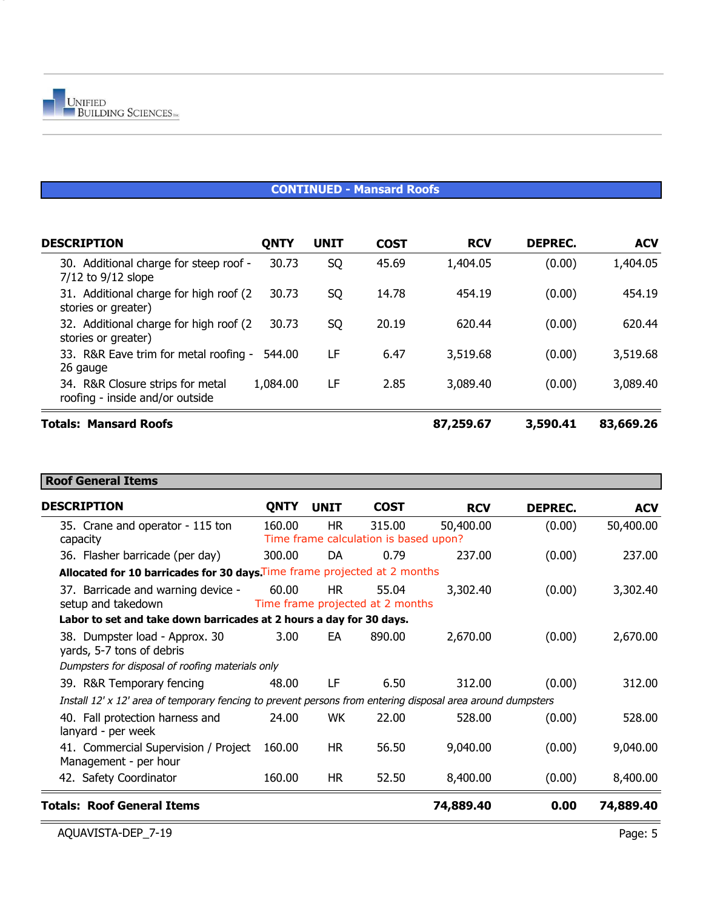## CONTINUED - Mansard Roofs

| DESCRIPTION | QNTY | UNIT | COST | RCV | DEPREC. | ACV |
|---|---|---|---|---|---|---|
| 30. Additional charge for steep roof - 7/12 to 9/12 slope | 30.73 | SQ | 45.69 | 1,404.05 | (0.00) | 1,404.05 |
| 31. Additional charge for high roof (2 stories or greater) | 30.73 | SQ | 14.78 | 454.19 | (0.00) | 454.19 |
| 32. Additional charge for high roof (2 stories or greater) | 30.73 | SQ | 20.19 | 620.44 | (0.00) | 620.44 |
| 33. R&R Eave trim for metal roofing - 26 gauge | 544.00 | LF | 6.47 | 3,519.68 | (0.00) | 3,519.68 |
| 34. R&R Closure strips for metal roofing - inside and/or outside | 1,084.00 | LF | 2.85 | 3,089.40 | (0.00) | 3,089.40 |
| **Totals: Mansard Roofs** | | | | **87,259.67** | **3,590.41** | **83,669.26** |

## Roof General Items

| DESCRIPTION | QNTY | UNIT | COST | RCV | DEPREC. | ACV |
|---|---|---|---|---|---|---|
| 35. Crane and operator - 115 ton capacity | 160.00 | HR | 315.00 | 50,400.00 | (0.00) | 50,400.00 |
| Time frame calculation is based upon? | | | | | | |
| 36. Flasher barricade (per day) | 300.00 | DA | 0.79 | 237.00 | (0.00) | 237.00 |
| **Allocated for 10 barricades for 30 days.** Time frame projected at 2 months | | | | | | |
| 37. Barricade and warning device - setup and takedown | 60.00 | HR | 55.04 | 3,302.40 | (0.00) | 3,302.40 |
| Time frame projected at 2 months | | | | | | |
| **Labor to set and take down barricades at 2 hours a day for 30 days.** | | | | | | |
| 38. Dumpster load - Approx. 30 yards, 5-7 tons of debris | 3.00 | EA | 890.00 | 2,670.00 | (0.00) | 2,670.00 |
| *Dumpsters for disposal of roofing materials only* | | | | | | |
| 39. R&R Temporary fencing | 48.00 | LF | 6.50 | 312.00 | (0.00) | 312.00 |
| *Install 12' x 12' area of temporary fencing to prevent persons from entering disposal area around dumpsters* | | | | | | |
| 40. Fall protection harness and lanyard - per week | 24.00 | WK | 22.00 | 528.00 | (0.00) | 528.00 |
| 41. Commercial Supervision / Project Management - per hour | 160.00 | HR | 56.50 | 9,040.00 | (0.00) | 9,040.00 |
| 42. Safety Coordinator | 160.00 | HR | 52.50 | 8,400.00 | (0.00) | 8,400.00 |
| **Totals: Roof General Items** | | | | **74,889.40** | **0.00** | **74,889.40** |

AQUAVISTA-DEP_7-19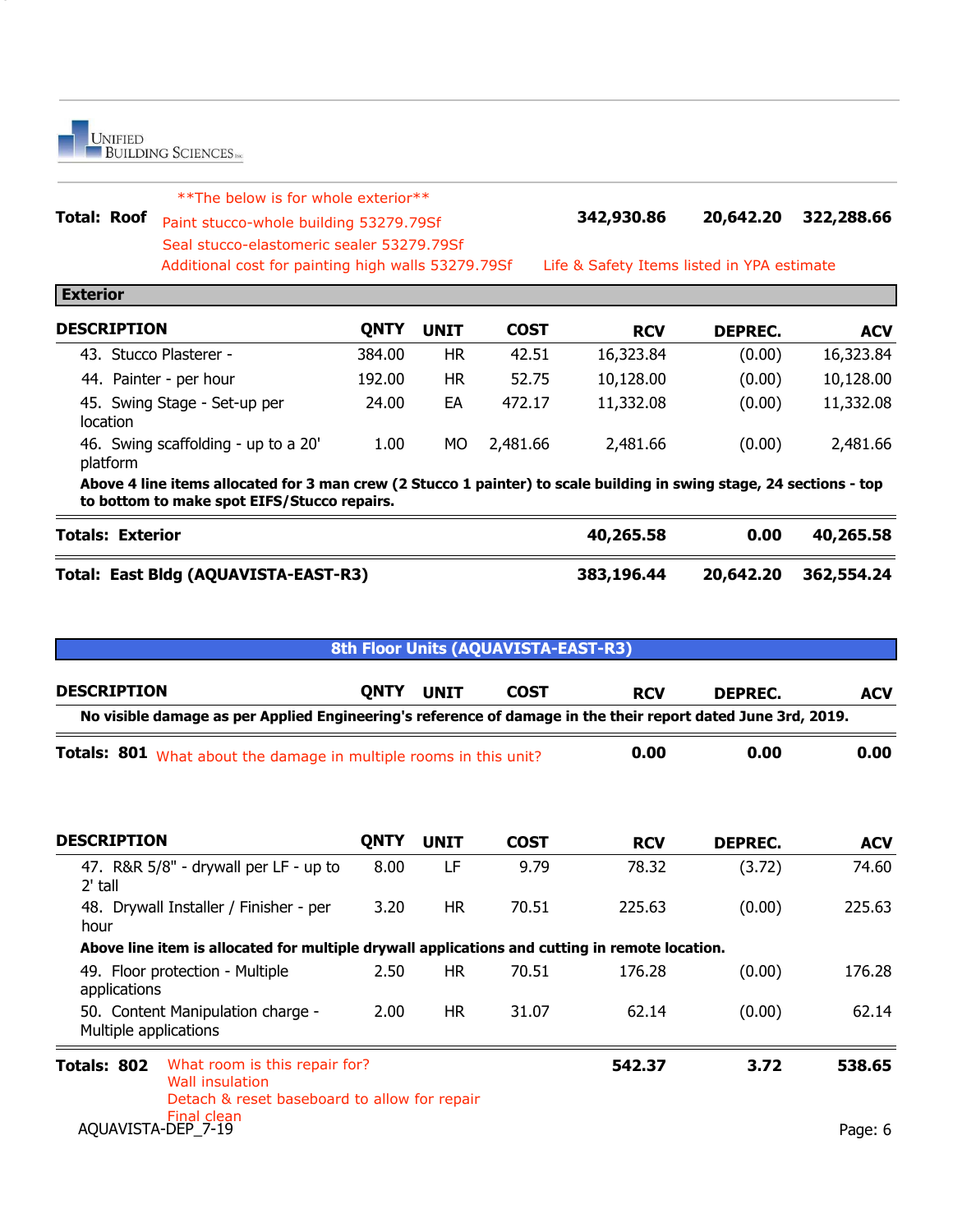**Total: Roof** | 342,930.86 | 20,642.20 | 322,288.66

**The below is for whole exterior**
Paint stucco-whole building 53279.79Sf
Seal stucco-elastomeric sealer 53279.79Sf
Additional cost for painting high walls 53279.79Sf
Life & Safety Items listed in YPA estimate

## Exterior

| DESCRIPTION | QNTY | UNIT | COST | RCV | DEPREC. | ACV |
|---|---|---|---|---|---|---|
| 43. Stucco Plasterer - | 384.00 | HR | 42.51 | 16,323.84 | (0.00) | 16,323.84 |
| 44. Painter - per hour | 192.00 | HR | 52.75 | 10,128.00 | (0.00) | 10,128.00 |
| 45. Swing Stage - Set-up per location | 24.00 | EA | 472.17 | 11,332.08 | (0.00) | 11,332.08 |
| 46. Swing scaffolding - up to a 20' platform | 1.00 | MO | 2,481.66 | 2,481.66 | (0.00) | 2,481.66 |
| **Above 4 line items allocated for 3 man crew (2 Stucco 1 painter) to scale building in swing stage, 24 sections - top to bottom to make spot EIFS/Stucco repairs.** | | | | | | |
| **Totals: Exterior** | | | | **40,265.58** | **0.00** | **40,265.58** |
| **Total: East Bldg (AQUAVISTA-EAST-R3)** | | | | **383,196.44** | **20,642.20** | **362,554.24** |

## 8th Floor Units (AQUAVISTA-EAST-R3)

| DESCRIPTION | QNTY | UNIT | COST | RCV | DEPREC. | ACV |
|---|---|---|---|---|---|---|
| **No visible damage as per Applied Engineering's reference of damage in the their report dated June 3rd, 2019.** | | | | | | |
| **Totals: 801** | | | | **0.00** | **0.00** | **0.00** |

What about the damage in multiple rooms in this unit?

| DESCRIPTION | QNTY | UNIT | COST | RCV | DEPREC. | ACV |
|---|---|---|---|---|---|---|
| 47. R&R 5/8" - drywall per LF - up to 2' tall | 8.00 | LF | 9.79 | 78.32 | (3.72) | 74.60 |
| 48. Drywall Installer / Finisher - per hour | 3.20 | HR | 70.51 | 225.63 | (0.00) | 225.63 |
| **Above line item is allocated for multiple drywall applications and cutting in remote location.** | | | | | | |
| 49. Floor protection - Multiple applications | 2.50 | HR | 70.51 | 176.28 | (0.00) | 176.28 |
| 50. Content Manipulation charge - Multiple applications | 2.00 | HR | 31.07 | 62.14 | (0.00) | 62.14 |
| **Totals: 802** | | | | **542.37** | **3.72** | **538.65** |

What room is this repair for?
Wall insulation
Detach & reset baseboard to allow for repair
Final clean

AQUAVISTA-DEP_7-19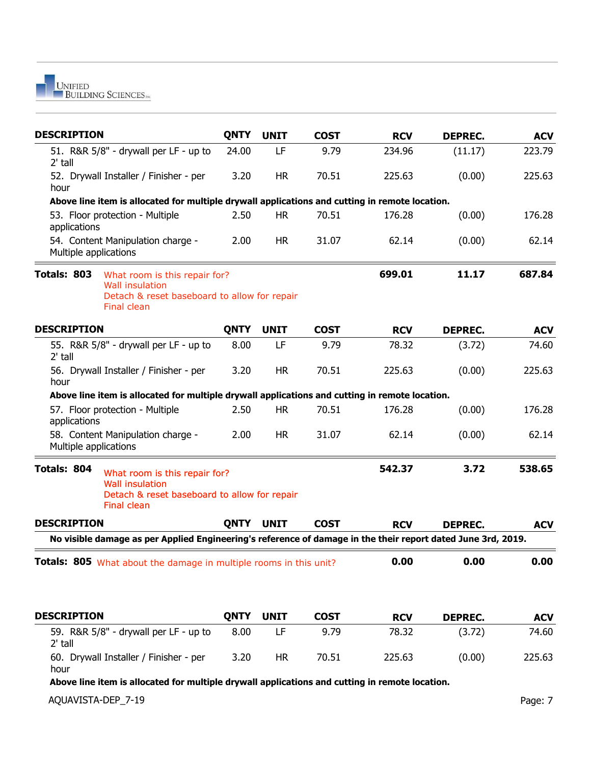| DESCRIPTION | QNTY | UNIT | COST | RCV | DEPREC. | ACV |
|---|---|---|---|---|---|---|
| 51. R&R 5/8" - drywall per LF - up to 2' tall | 24.00 | LF | 9.79 | 234.96 | (11.17) | 223.79 |
| 52. Drywall Installer / Finisher - per hour | 3.20 | HR | 70.51 | 225.63 | (0.00) | 225.63 |
| **Above line item is allocated for multiple drywall applications and cutting in remote location.** | | | | | | |
| 53. Floor protection - Multiple applications | 2.50 | HR | 70.51 | 176.28 | (0.00) | 176.28 |
| 54. Content Manipulation charge - Multiple applications | 2.00 | HR | 31.07 | 62.14 | (0.00) | 62.14 |
| **Totals: 803** What room is this repair for? Wall insulation Detach & reset baseboard to allow for repair Final clean | | | | **699.01** | **11.17** | **687.84** |

| DESCRIPTION | QNTY | UNIT | COST | RCV | DEPREC. | ACV |
|---|---|---|---|---|---|---|
| 55. R&R 5/8" - drywall per LF - up to 2' tall | 8.00 | LF | 9.79 | 78.32 | (3.72) | 74.60 |
| 56. Drywall Installer / Finisher - per hour | 3.20 | HR | 70.51 | 225.63 | (0.00) | 225.63 |
| **Above line item is allocated for multiple drywall applications and cutting in remote location.** | | | | | | |
| 57. Floor protection - Multiple applications | 2.50 | HR | 70.51 | 176.28 | (0.00) | 176.28 |
| 58. Content Manipulation charge - Multiple applications | 2.00 | HR | 31.07 | 62.14 | (0.00) | 62.14 |
| **Totals: 804** What room is this repair for? Wall insulation Detach & reset baseboard to allow for repair Final clean | | | | **542.37** | **3.72** | **538.65** |

| DESCRIPTION | QNTY | UNIT | COST | RCV | DEPREC. | ACV |
|---|---|---|---|---|---|---|
| **No visible damage as per Applied Engineering's reference of damage in the their report dated June 3rd, 2019.** | | | | | | |
| **Totals: 805** What about the damage in multiple rooms in this unit? | | | | **0.00** | **0.00** | **0.00** |

| DESCRIPTION | QNTY | UNIT | COST | RCV | DEPREC. | ACV |
|---|---|---|---|---|---|---|
| 59. R&R 5/8" - drywall per LF - up to 2' tall | 8.00 | LF | 9.79 | 78.32 | (3.72) | 74.60 |
| 60. Drywall Installer / Finisher - per hour | 3.20 | HR | 70.51 | 225.63 | (0.00) | 225.63 |
| **Above line item is allocated for multiple drywall applications and cutting in remote location.** | | | | | | |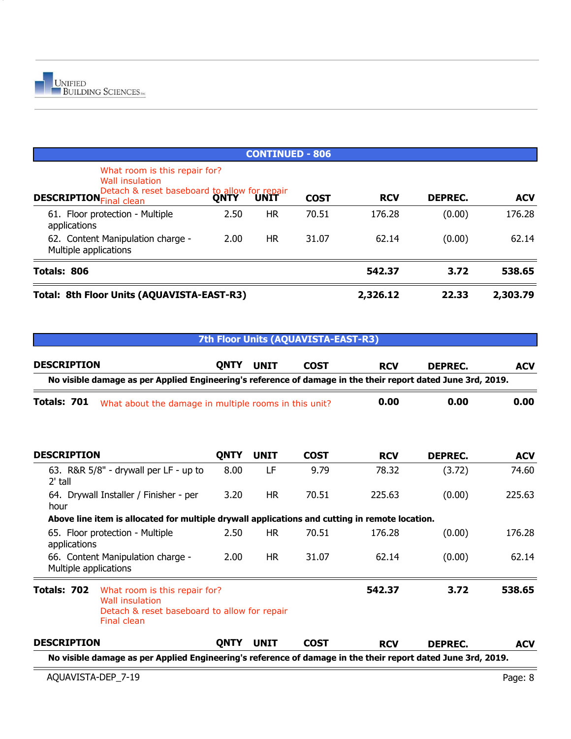## CONTINUED - 806

What room is this repair for?
Wall insulation
Detach & reset baseboard to allow for repair
Final clean

| DESCRIPTION | QNTY | UNIT | COST | RCV | DEPREC. | ACV |
|---|---|---|---|---|---|---|
| 61. Floor protection - Multiple applications | 2.50 | HR | 70.51 | 176.28 | (0.00) | 176.28 |
| 62. Content Manipulation charge - Multiple applications | 2.00 | HR | 31.07 | 62.14 | (0.00) | 62.14 |
| **Totals: 806** | | | | **542.37** | **3.72** | **538.65** |
| **Total: 8th Floor Units (AQUAVISTA-EAST-R3)** | | | | **2,326.12** | **22.33** | **2,303.79** |

## 7th Floor Units (AQUAVISTA-EAST-R3)

| DESCRIPTION | QNTY | UNIT | COST | RCV | DEPREC. | ACV |
|---|---|---|---|---|---|---|
| **No visible damage as per Applied Engineering's reference of damage in the their report dated June 3rd, 2019.** | | | | | | |
| **Totals: 701** What about the damage in multiple rooms in this unit? | | | | **0.00** | **0.00** | **0.00** |

| DESCRIPTION | QNTY | UNIT | COST | RCV | DEPREC. | ACV |
|---|---|---|---|---|---|---|
| 63. R&R 5/8" - drywall per LF - up to 2' tall | 8.00 | LF | 9.79 | 78.32 | (3.72) | 74.60 |
| 64. Drywall Installer / Finisher - per hour | 3.20 | HR | 70.51 | 225.63 | (0.00) | 225.63 |
| **Above line item is allocated for multiple drywall applications and cutting in remote location.** | | | | | | |
| 65. Floor protection - Multiple applications | 2.50 | HR | 70.51 | 176.28 | (0.00) | 176.28 |
| 66. Content Manipulation charge - Multiple applications | 2.00 | HR | 31.07 | 62.14 | (0.00) | 62.14 |
| **Totals: 702** What room is this repair for? Wall insulation Detach & reset baseboard to allow for repair Final clean | | | | **542.37** | **3.72** | **538.65** |

| DESCRIPTION | QNTY | UNIT | COST | RCV | DEPREC. | ACV |
|---|---|---|---|---|---|---|
| **No visible damage as per Applied Engineering's reference of damage in the their report dated June 3rd, 2019.** | | | | | | |

AQUAVISTA-DEP_7-19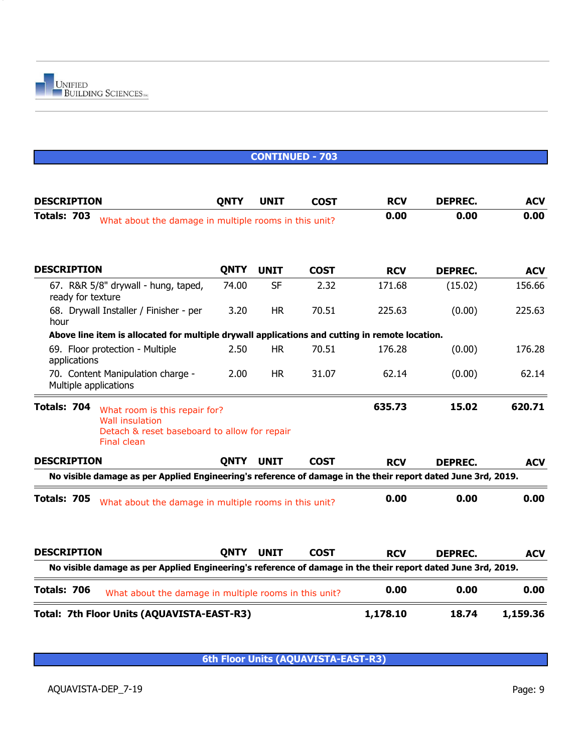## CONTINUED - 703

| DESCRIPTION | QNTY | UNIT | COST | RCV | DEPREC. | ACV |
|---|---|---|---|---|---|---|
| **Totals: 703** What about the damage in multiple rooms in this unit? | | | | **0.00** | **0.00** | **0.00** |

| DESCRIPTION | QNTY | UNIT | COST | RCV | DEPREC. | ACV |
|---|---|---|---|---|---|---|
| 67. R&R 5/8" drywall - hung, taped, ready for texture | 74.00 | SF | 2.32 | 171.68 | (15.02) | 156.66 |
| 68. Drywall Installer / Finisher - per hour | 3.20 | HR | 70.51 | 225.63 | (0.00) | 225.63 |
| **Above line item is allocated for multiple drywall applications and cutting in remote location.** | | | | | | |
| 69. Floor protection - Multiple applications | 2.50 | HR | 70.51 | 176.28 | (0.00) | 176.28 |
| 70. Content Manipulation charge - Multiple applications | 2.00 | HR | 31.07 | 62.14 | (0.00) | 62.14 |
| **Totals: 704** What room is this repair for? Wall insulation Detach & reset baseboard to allow for repair Final clean | | | | **635.73** | **15.02** | **620.71** |

| DESCRIPTION | QNTY | UNIT | COST | RCV | DEPREC. | ACV |
|---|---|---|---|---|---|---|
| **No visible damage as per Applied Engineering's reference of damage in the their report dated June 3rd, 2019.** | | | | | | |
| **Totals: 705** What about the damage in multiple rooms in this unit? | | | | **0.00** | **0.00** | **0.00** |

| DESCRIPTION | QNTY | UNIT | COST | RCV | DEPREC. | ACV |
|---|---|---|---|---|---|---|
| **No visible damage as per Applied Engineering's reference of damage in the their report dated June 3rd, 2019.** | | | | | | |
| **Totals: 706** What about the damage in multiple rooms in this unit? | | | | **0.00** | **0.00** | **0.00** |
| **Total: 7th Floor Units (AQUAVISTA-EAST-R3)** | | | | **1,178.10** | **18.74** | **1,159.36** |

## 6th Floor Units (AQUAVISTA-EAST-R3)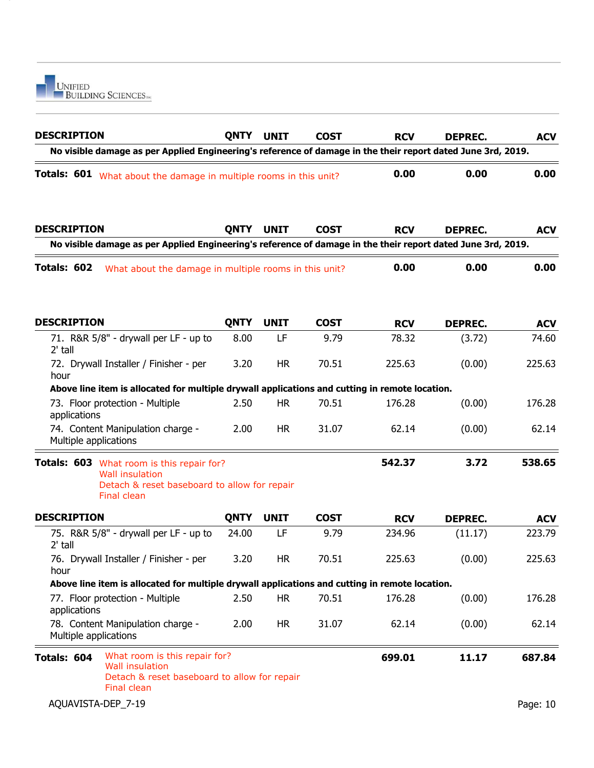| DESCRIPTION | QNTY | UNIT | COST | RCV | DEPREC. | ACV |
|---|---|---|---|---|---|---|
| **No visible damage as per Applied Engineering's reference of damage in the their report dated June 3rd, 2019.** | | | | | | |
| **Totals: 601** What about the damage in multiple rooms in this unit? | | | | **0.00** | **0.00** | **0.00** |

| DESCRIPTION | QNTY | UNIT | COST | RCV | DEPREC. | ACV |
|---|---|---|---|---|---|---|
| **No visible damage as per Applied Engineering's reference of damage in the their report dated June 3rd, 2019.** | | | | | | |
| **Totals: 602** What about the damage in multiple rooms in this unit? | | | | **0.00** | **0.00** | **0.00** |

| DESCRIPTION | QNTY | UNIT | COST | RCV | DEPREC. | ACV |
|---|---|---|---|---|---|---|
| 71. R&R 5/8" - drywall per LF - up to 2' tall | 8.00 | LF | 9.79 | 78.32 | (3.72) | 74.60 |
| 72. Drywall Installer / Finisher - per hour | 3.20 | HR | 70.51 | 225.63 | (0.00) | 225.63 |
| **Above line item is allocated for multiple drywall applications and cutting in remote location.** | | | | | | |
| 73. Floor protection - Multiple applications | 2.50 | HR | 70.51 | 176.28 | (0.00) | 176.28 |
| 74. Content Manipulation charge - Multiple applications | 2.00 | HR | 31.07 | 62.14 | (0.00) | 62.14 |
| **Totals: 603** What room is this repair for? Wall insulation Detach & reset baseboard to allow for repair Final clean | | | | **542.37** | **3.72** | **538.65** |

| DESCRIPTION | QNTY | UNIT | COST | RCV | DEPREC. | ACV |
|---|---|---|---|---|---|---|
| 75. R&R 5/8" - drywall per LF - up to 2' tall | 24.00 | LF | 9.79 | 234.96 | (11.17) | 223.79 |
| 76. Drywall Installer / Finisher - per hour | 3.20 | HR | 70.51 | 225.63 | (0.00) | 225.63 |
| **Above line item is allocated for multiple drywall applications and cutting in remote location.** | | | | | | |
| 77. Floor protection - Multiple applications | 2.50 | HR | 70.51 | 176.28 | (0.00) | 176.28 |
| 78. Content Manipulation charge - Multiple applications | 2.00 | HR | 31.07 | 62.14 | (0.00) | 62.14 |
| **Totals: 604** What room is this repair for? Wall insulation Detach & reset baseboard to allow for repair Final clean | | | | **699.01** | **11.17** | **687.84** |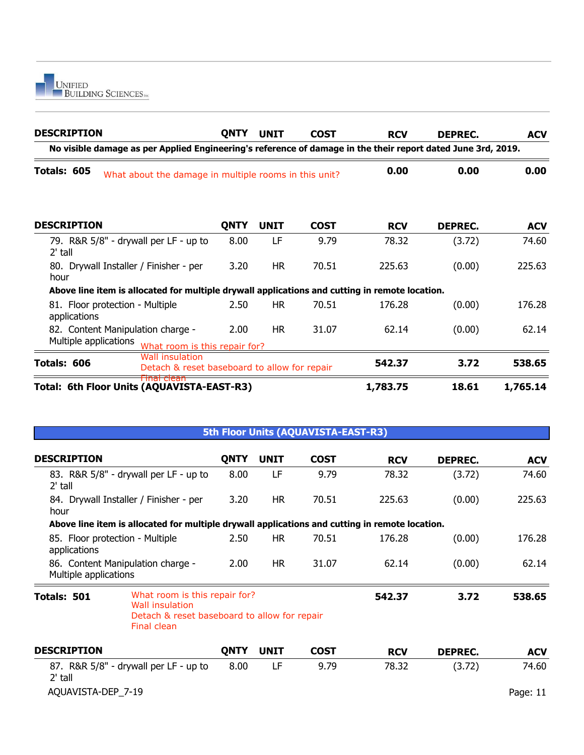| DESCRIPTION | QNTY | UNIT | COST | RCV | DEPREC. | ACV |
|---|---|---|---|---|---|---|
| **No visible damage as per Applied Engineering's reference of damage in the their report dated June 3rd, 2019.** | | | | | | |
| **Totals: 605** | | | | **0.00** | **0.00** | **0.00** |

What about the damage in multiple rooms in this unit?

| DESCRIPTION | QNTY | UNIT | COST | RCV | DEPREC. | ACV |
|---|---|---|---|---|---|---|
| 79. R&R 5/8" - drywall per LF - up to 2' tall | 8.00 | LF | 9.79 | 78.32 | (3.72) | 74.60 |
| 80. Drywall Installer / Finisher - per hour | 3.20 | HR | 70.51 | 225.63 | (0.00) | 225.63 |
| **Above line item is allocated for multiple drywall applications and cutting in remote location.** | | | | | | |
| 81. Floor protection - Multiple applications | 2.50 | HR | 70.51 | 176.28 | (0.00) | 176.28 |
| 82. Content Manipulation charge - Multiple applications | 2.00 | HR | 31.07 | 62.14 | (0.00) | 62.14 |
| **Totals: 606** | | | | **542.37** | **3.72** | **538.65** |
| **Total: 6th Floor Units (AQUAVISTA-EAST-R3)** | | | | **1,783.75** | **18.61** | **1,765.14** |

What room is this repair for?
Wall insulation
Detach & reset baseboard to allow for repair
Final clean

## 5th Floor Units (AQUAVISTA-EAST-R3)

| DESCRIPTION | QNTY | UNIT | COST | RCV | DEPREC. | ACV |
|---|---|---|---|---|---|---|
| 83. R&R 5/8" - drywall per LF - up to 2' tall | 8.00 | LF | 9.79 | 78.32 | (3.72) | 74.60 |
| 84. Drywall Installer / Finisher - per hour | 3.20 | HR | 70.51 | 225.63 | (0.00) | 225.63 |
| **Above line item is allocated for multiple drywall applications and cutting in remote location.** | | | | | | |
| 85. Floor protection - Multiple applications | 2.50 | HR | 70.51 | 176.28 | (0.00) | 176.28 |
| 86. Content Manipulation charge - Multiple applications | 2.00 | HR | 31.07 | 62.14 | (0.00) | 62.14 |
| **Totals: 501** | | | | **542.37** | **3.72** | **538.65** |

What room is this repair for?
Wall insulation
Detach & reset baseboard to allow for repair
Final clean

| DESCRIPTION | QNTY | UNIT | COST | RCV | DEPREC. | ACV |
|---|---|---|---|---|---|---|
| 87. R&R 5/8" - drywall per LF - up to 2' tall | 8.00 | LF | 9.79 | 78.32 | (3.72) | 74.60 |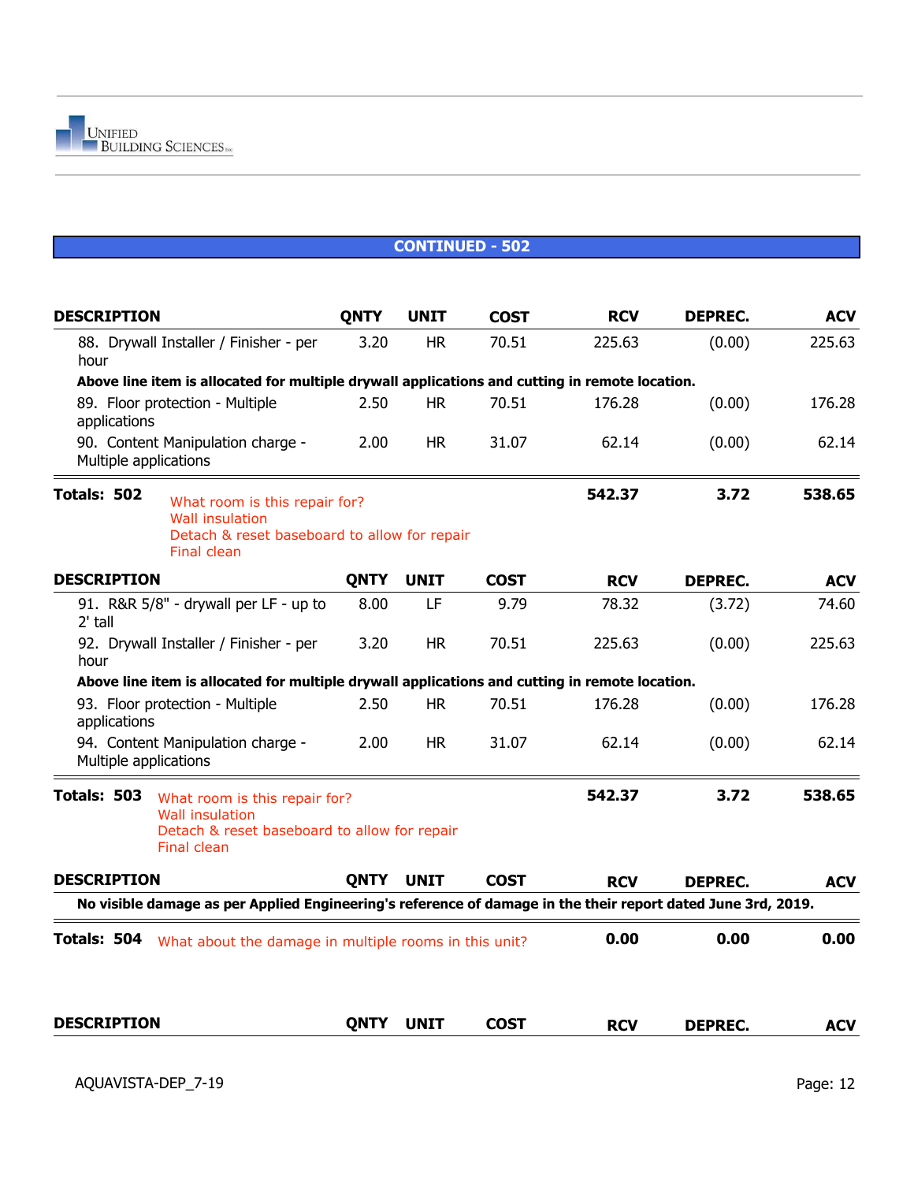## CONTINUED - 502

| DESCRIPTION | QNTY | UNIT | COST | RCV | DEPREC. | ACV |
|---|---|---|---|---|---|---|
| 88. Drywall Installer / Finisher - per hour | 3.20 | HR | 70.51 | 225.63 | (0.00) | 225.63 |
| **Above line item is allocated for multiple drywall applications and cutting in remote location.** | | | | | | |
| 89. Floor protection - Multiple applications | 2.50 | HR | 70.51 | 176.28 | (0.00) | 176.28 |
| 90. Content Manipulation charge - Multiple applications | 2.00 | HR | 31.07 | 62.14 | (0.00) | 62.14 |
| **Totals: 502** What room is this repair for? Wall insulation Detach & reset baseboard to allow for repair Final clean | | | | **542.37** | **3.72** | **538.65** |

| DESCRIPTION | QNTY | UNIT | COST | RCV | DEPREC. | ACV |
|---|---|---|---|---|---|---|
| 91. R&R 5/8" - drywall per LF - up to 2' tall | 8.00 | LF | 9.79 | 78.32 | (3.72) | 74.60 |
| 92. Drywall Installer / Finisher - per hour | 3.20 | HR | 70.51 | 225.63 | (0.00) | 225.63 |
| **Above line item is allocated for multiple drywall applications and cutting in remote location.** | | | | | | |
| 93. Floor protection - Multiple applications | 2.50 | HR | 70.51 | 176.28 | (0.00) | 176.28 |
| 94. Content Manipulation charge - Multiple applications | 2.00 | HR | 31.07 | 62.14 | (0.00) | 62.14 |
| **Totals: 503** What room is this repair for? Wall insulation Detach & reset baseboard to allow for repair Final clean | | | | **542.37** | **3.72** | **538.65** |

| DESCRIPTION | QNTY | UNIT | COST | RCV | DEPREC. | ACV |
|---|---|---|---|---|---|---|
| **No visible damage as per Applied Engineering's reference of damage in the their report dated June 3rd, 2019.** | | | | | | |
| **Totals: 504** What about the damage in multiple rooms in this unit? | | | | **0.00** | **0.00** | **0.00** |

| DESCRIPTION | QNTY | UNIT | COST | RCV | DEPREC. | ACV |
|---|---|---|---|---|---|---|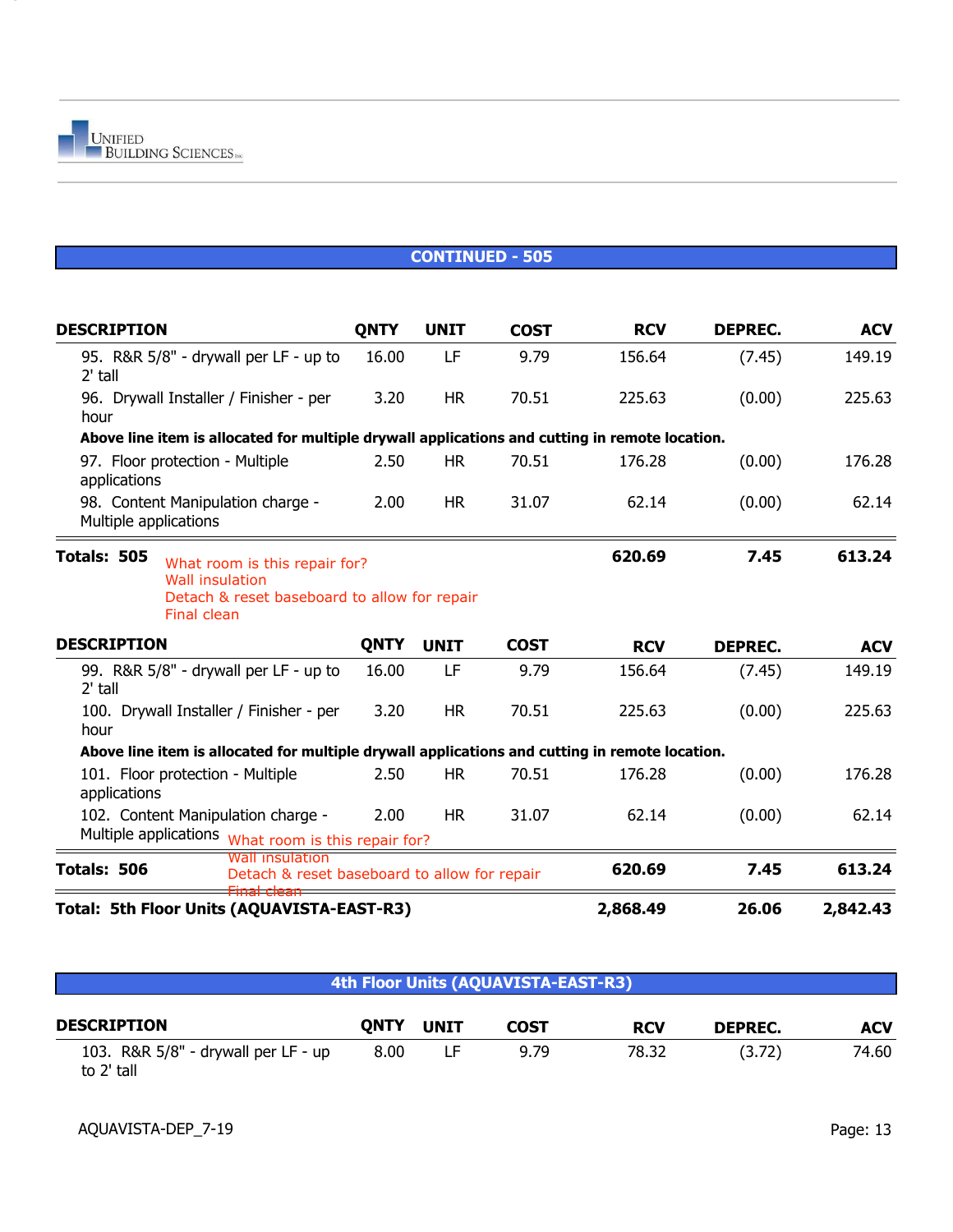## CONTINUED - 505

| DESCRIPTION | QNTY | UNIT | COST | RCV | DEPREC. | ACV |
|---|---|---|---|---|---|---|
| 95. R&R 5/8" - drywall per LF - up to 2' tall | 16.00 | LF | 9.79 | 156.64 | (7.45) | 149.19 |
| 96. Drywall Installer / Finisher - per hour | 3.20 | HR | 70.51 | 225.63 | (0.00) | 225.63 |
| **Above line item is allocated for multiple drywall applications and cutting in remote location.** | | | | | | |
| 97. Floor protection - Multiple applications | 2.50 | HR | 70.51 | 176.28 | (0.00) | 176.28 |
| 98. Content Manipulation charge - Multiple applications | 2.00 | HR | 31.07 | 62.14 | (0.00) | 62.14 |
| **Totals: 505** | | | | **620.69** | **7.45** | **613.24** |

What room is this repair for?
Wall insulation
Detach & reset baseboard to allow for repair
Final clean

| DESCRIPTION | QNTY | UNIT | COST | RCV | DEPREC. | ACV |
|---|---|---|---|---|---|---|
| 99. R&R 5/8" - drywall per LF - up to 2' tall | 16.00 | LF | 9.79 | 156.64 | (7.45) | 149.19 |
| 100. Drywall Installer / Finisher - per hour | 3.20 | HR | 70.51 | 225.63 | (0.00) | 225.63 |
| **Above line item is allocated for multiple drywall applications and cutting in remote location.** | | | | | | |
| 101. Floor protection - Multiple applications | 2.50 | HR | 70.51 | 176.28 | (0.00) | 176.28 |
| 102. Content Manipulation charge - Multiple applications | 2.00 | HR | 31.07 | 62.14 | (0.00) | 62.14 |
| **Totals: 506** | | | | **620.69** | **7.45** | **613.24** |
| **Total: 5th Floor Units (AQUAVISTA-EAST-R3)** | | | | **2,868.49** | **26.06** | **2,842.43** |

What room is this repair for?
Wall insulation
Detach & reset baseboard to allow for repair
Final clean

## 4th Floor Units (AQUAVISTA-EAST-R3)

| DESCRIPTION | QNTY | UNIT | COST | RCV | DEPREC. | ACV |
|---|---|---|---|---|---|---|
| 103. R&R 5/8" - drywall per LF - up to 2' tall | 8.00 | LF | 9.79 | 78.32 | (3.72) | 74.60 |

AQUAVISTA-DEP_7-19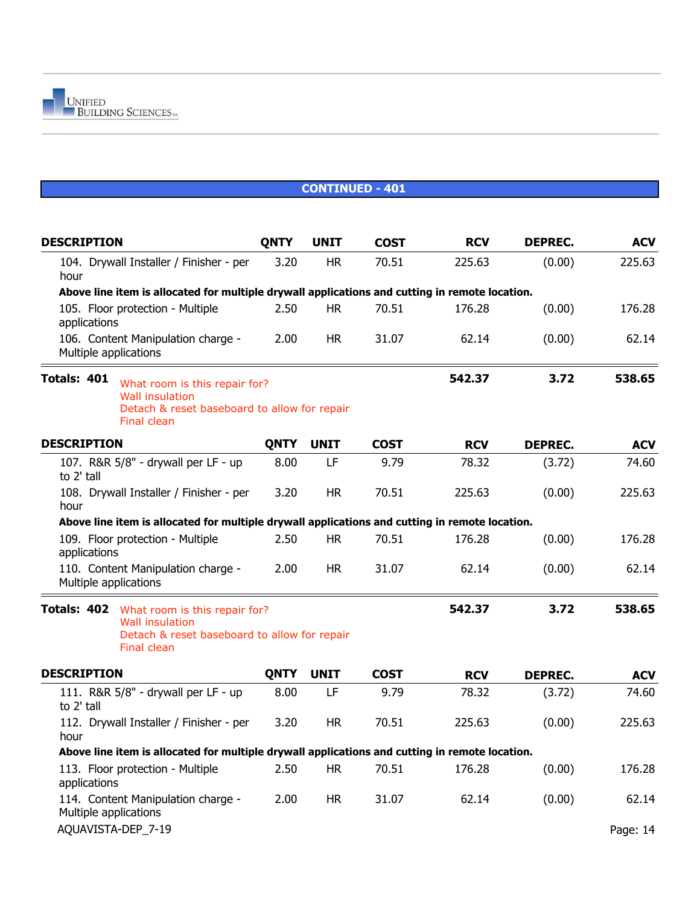## CONTINUED - 401

| DESCRIPTION | QNTY | UNIT | COST | RCV | DEPREC. | ACV |
|---|---|---|---|---|---|---|
| 104. Drywall Installer / Finisher - per hour | 3.20 | HR | 70.51 | 225.63 | (0.00) | 225.63 |
| **Above line item is allocated for multiple drywall applications and cutting in remote location.** | | | | | | |
| 105. Floor protection - Multiple applications | 2.50 | HR | 70.51 | 176.28 | (0.00) | 176.28 |
| 106. Content Manipulation charge - Multiple applications | 2.00 | HR | 31.07 | 62.14 | (0.00) | 62.14 |
| **Totals: 401** | | | | **542.37** | **3.72** | **538.65** |

What room is this repair for?
Wall insulation
Detach & reset baseboard to allow for repair
Final clean

| DESCRIPTION | QNTY | UNIT | COST | RCV | DEPREC. | ACV |
|---|---|---|---|---|---|---|
| 107. R&R 5/8" - drywall per LF - up to 2' tall | 8.00 | LF | 9.79 | 78.32 | (3.72) | 74.60 |
| 108. Drywall Installer / Finisher - per hour | 3.20 | HR | 70.51 | 225.63 | (0.00) | 225.63 |
| **Above line item is allocated for multiple drywall applications and cutting in remote location.** | | | | | | |
| 109. Floor protection - Multiple applications | 2.50 | HR | 70.51 | 176.28 | (0.00) | 176.28 |
| 110. Content Manipulation charge - Multiple applications | 2.00 | HR | 31.07 | 62.14 | (0.00) | 62.14 |
| **Totals: 402** | | | | **542.37** | **3.72** | **538.65** |

What room is this repair for?
Wall insulation
Detach & reset baseboard to allow for repair
Final clean

| DESCRIPTION | QNTY | UNIT | COST | RCV | DEPREC. | ACV |
|---|---|---|---|---|---|---|
| 111. R&R 5/8" - drywall per LF - up to 2' tall | 8.00 | LF | 9.79 | 78.32 | (3.72) | 74.60 |
| 112. Drywall Installer / Finisher - per hour | 3.20 | HR | 70.51 | 225.63 | (0.00) | 225.63 |
| **Above line item is allocated for multiple drywall applications and cutting in remote location.** | | | | | | |
| 113. Floor protection - Multiple applications | 2.50 | HR | 70.51 | 176.28 | (0.00) | 176.28 |
| 114. Content Manipulation charge - Multiple applications | 2.00 | HR | 31.07 | 62.14 | (0.00) | 62.14 |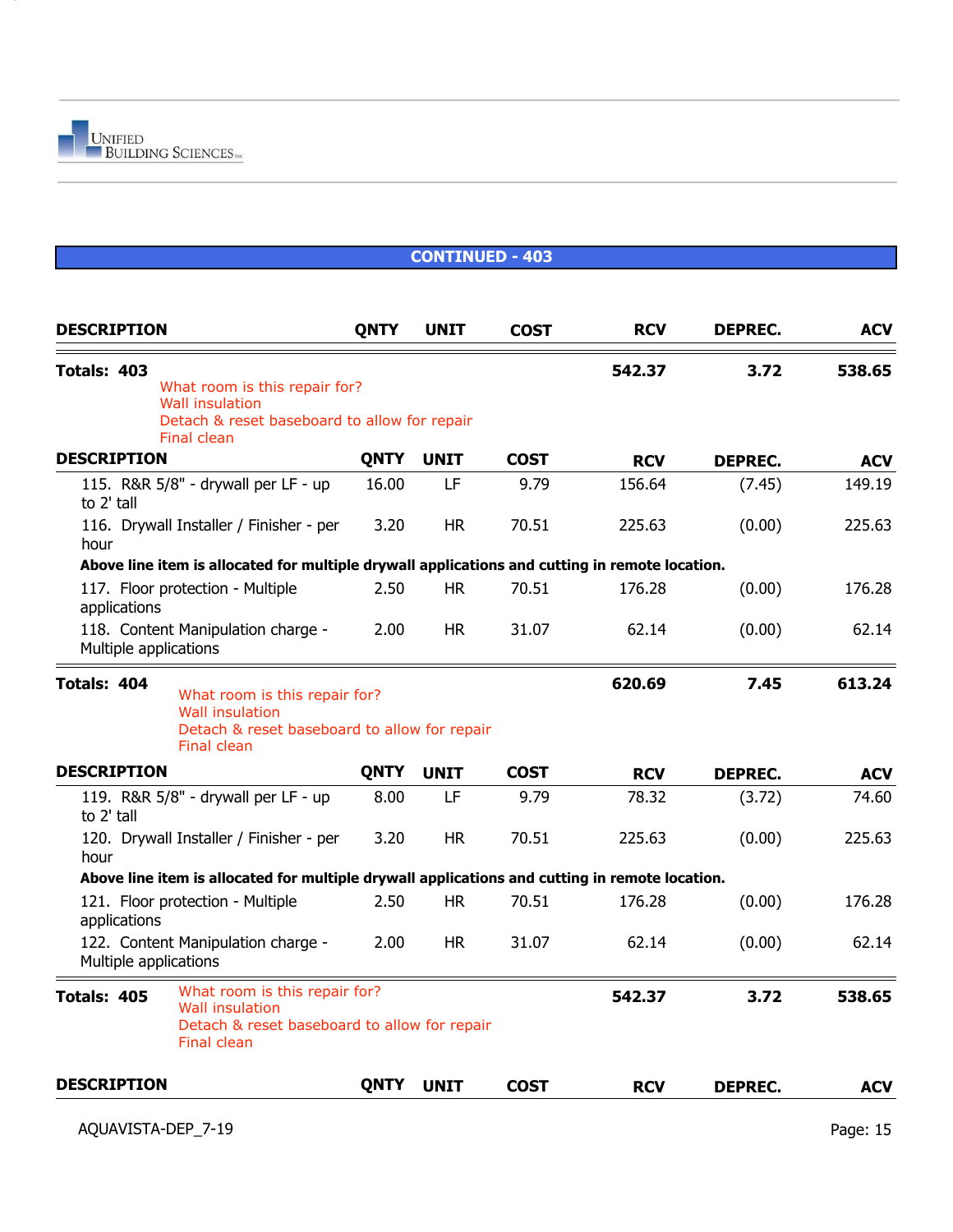## CONTINUED - 403

| DESCRIPTION | QNTY | UNIT | COST | RCV | DEPREC. | ACV |
|---|---|---|---|---|---|---|
| **Totals: 403** | | | | **542.37** | **3.72** | **538.65** |

What room is this repair for?
Wall insulation
Detach & reset baseboard to allow for repair
Final clean

| DESCRIPTION | QNTY | UNIT | COST | RCV | DEPREC. | ACV |
|---|---|---|---|---|---|---|
| 115. R&R 5/8" - drywall per LF - up to 2' tall | 16.00 | LF | 9.79 | 156.64 | (7.45) | 149.19 |
| 116. Drywall Installer / Finisher - per hour | 3.20 | HR | 70.51 | 225.63 | (0.00) | 225.63 |
| **Above line item is allocated for multiple drywall applications and cutting in remote location.** | | | | | | |
| 117. Floor protection - Multiple applications | 2.50 | HR | 70.51 | 176.28 | (0.00) | 176.28 |
| 118. Content Manipulation charge - Multiple applications | 2.00 | HR | 31.07 | 62.14 | (0.00) | 62.14 |
| **Totals: 404** | | | | **620.69** | **7.45** | **613.24** |

What room is this repair for?
Wall insulation
Detach & reset baseboard to allow for repair
Final clean

| DESCRIPTION | QNTY | UNIT | COST | RCV | DEPREC. | ACV |
|---|---|---|---|---|---|---|
| 119. R&R 5/8" - drywall per LF - up to 2' tall | 8.00 | LF | 9.79 | 78.32 | (3.72) | 74.60 |
| 120. Drywall Installer / Finisher - per hour | 3.20 | HR | 70.51 | 225.63 | (0.00) | 225.63 |
| **Above line item is allocated for multiple drywall applications and cutting in remote location.** | | | | | | |
| 121. Floor protection - Multiple applications | 2.50 | HR | 70.51 | 176.28 | (0.00) | 176.28 |
| 122. Content Manipulation charge - Multiple applications | 2.00 | HR | 31.07 | 62.14 | (0.00) | 62.14 |
| **Totals: 405** | | | | **542.37** | **3.72** | **538.65** |

What room is this repair for?
Wall insulation
Detach & reset baseboard to allow for repair
Final clean

| DESCRIPTION | QNTY | UNIT | COST | RCV | DEPREC. | ACV |
|---|---|---|---|---|---|---|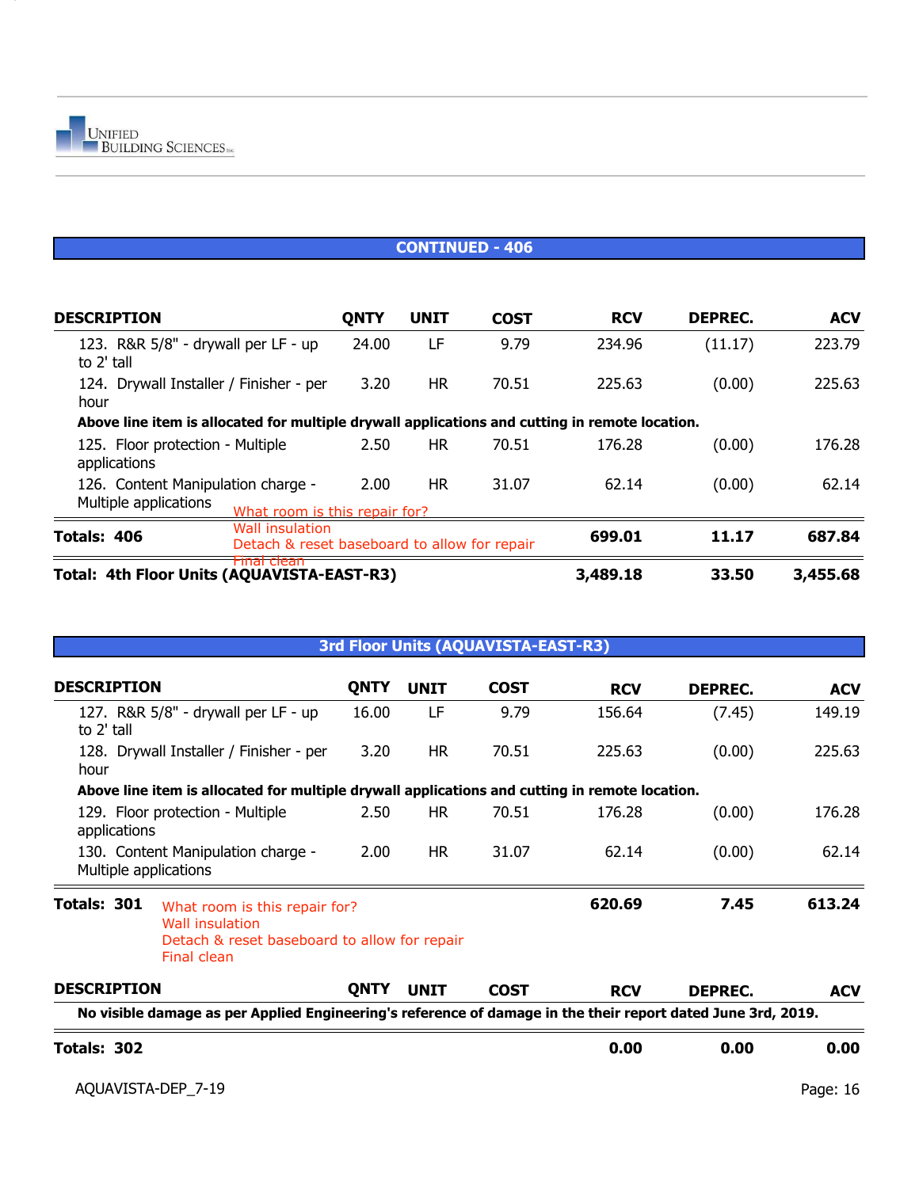## CONTINUED - 406

| DESCRIPTION | QNTY | UNIT | COST | RCV | DEPREC. | ACV |
|---|---|---|---|---|---|---|
| 123. R&R 5/8" - drywall per LF - up to 2' tall | 24.00 | LF | 9.79 | 234.96 | (11.17) | 223.79 |
| 124. Drywall Installer / Finisher - per hour | 3.20 | HR | 70.51 | 225.63 | (0.00) | 225.63 |
| **Above line item is allocated for multiple drywall applications and cutting in remote location.** | | | | | | |
| 125. Floor protection - Multiple applications | 2.50 | HR | 70.51 | 176.28 | (0.00) | 176.28 |
| 126. Content Manipulation charge - Multiple applications | 2.00 | HR | 31.07 | 62.14 | (0.00) | 62.14 |
| **Totals: 406** | | | | **699.01** | **11.17** | **687.84** |
| **Total: 4th Floor Units (AQUAVISTA-EAST-R3)** | | | | **3,489.18** | **33.50** | **3,455.68** |

What room is this repair for?
Wall insulation
Detach & reset baseboard to allow for repair
Final clean

## 3rd Floor Units (AQUAVISTA-EAST-R3)

| DESCRIPTION | QNTY | UNIT | COST | RCV | DEPREC. | ACV |
|---|---|---|---|---|---|---|
| 127. R&R 5/8" - drywall per LF - up to 2' tall | 16.00 | LF | 9.79 | 156.64 | (7.45) | 149.19 |
| 128. Drywall Installer / Finisher - per hour | 3.20 | HR | 70.51 | 225.63 | (0.00) | 225.63 |
| **Above line item is allocated for multiple drywall applications and cutting in remote location.** | | | | | | |
| 129. Floor protection - Multiple applications | 2.50 | HR | 70.51 | 176.28 | (0.00) | 176.28 |
| 130. Content Manipulation charge - Multiple applications | 2.00 | HR | 31.07 | 62.14 | (0.00) | 62.14 |
| **Totals: 301** | | | | **620.69** | **7.45** | **613.24** |

What room is this repair for?
Wall insulation
Detach & reset baseboard to allow for repair
Final clean

| DESCRIPTION | QNTY | UNIT | COST | RCV | DEPREC. | ACV |
|---|---|---|---|---|---|---|
| **No visible damage as per Applied Engineering's reference of damage in the their report dated June 3rd, 2019.** | | | | | | |
| **Totals: 302** | | | | **0.00** | **0.00** | **0.00** |

AQUAVISTA-DEP_7-19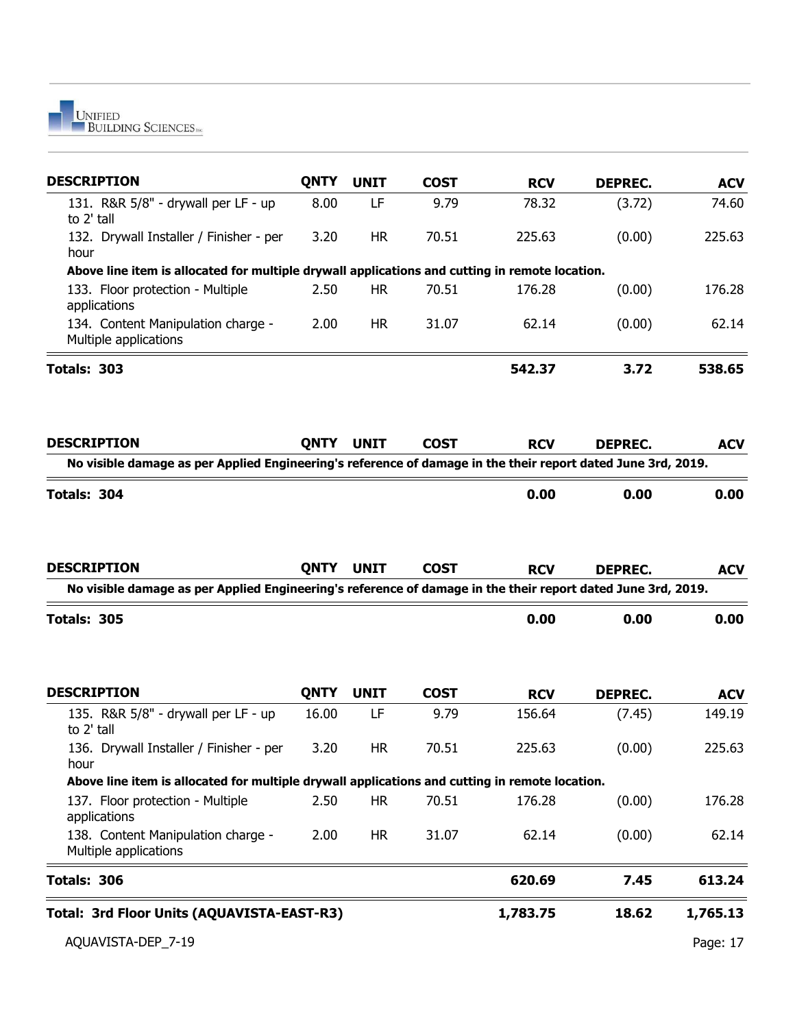| DESCRIPTION | QNTY | UNIT | COST | RCV | DEPREC. | ACV |
|---|---|---|---|---|---|---|
| 131. R&R 5/8" - drywall per LF - up to 2' tall | 8.00 | LF | 9.79 | 78.32 | (3.72) | 74.60 |
| 132. Drywall Installer / Finisher - per hour | 3.20 | HR | 70.51 | 225.63 | (0.00) | 225.63 |
| **Above line item is allocated for multiple drywall applications and cutting in remote location.** | | | | | | |
| 133. Floor protection - Multiple applications | 2.50 | HR | 70.51 | 176.28 | (0.00) | 176.28 |
| 134. Content Manipulation charge - Multiple applications | 2.00 | HR | 31.07 | 62.14 | (0.00) | 62.14 |
| **Totals: 303** | | | | **542.37** | **3.72** | **538.65** |

| DESCRIPTION | QNTY | UNIT | COST | RCV | DEPREC. | ACV |
|---|---|---|---|---|---|---|
| **No visible damage as per Applied Engineering's reference of damage in the their report dated June 3rd, 2019.** | | | | | | |
| **Totals: 304** | | | | **0.00** | **0.00** | **0.00** |

| DESCRIPTION | QNTY | UNIT | COST | RCV | DEPREC. | ACV |
|---|---|---|---|---|---|---|
| **No visible damage as per Applied Engineering's reference of damage in the their report dated June 3rd, 2019.** | | | | | | |
| **Totals: 305** | | | | **0.00** | **0.00** | **0.00** |

| DESCRIPTION | QNTY | UNIT | COST | RCV | DEPREC. | ACV |
|---|---|---|---|---|---|---|
| 135. R&R 5/8" - drywall per LF - up to 2' tall | 16.00 | LF | 9.79 | 156.64 | (7.45) | 149.19 |
| 136. Drywall Installer / Finisher - per hour | 3.20 | HR | 70.51 | 225.63 | (0.00) | 225.63 |
| **Above line item is allocated for multiple drywall applications and cutting in remote location.** | | | | | | |
| 137. Floor protection - Multiple applications | 2.50 | HR | 70.51 | 176.28 | (0.00) | 176.28 |
| 138. Content Manipulation charge - Multiple applications | 2.00 | HR | 31.07 | 62.14 | (0.00) | 62.14 |
| **Totals: 306** | | | | **620.69** | **7.45** | **613.24** |
| **Total: 3rd Floor Units (AQUAVISTA-EAST-R3)** | | | | **1,783.75** | **18.62** | **1,765.13** |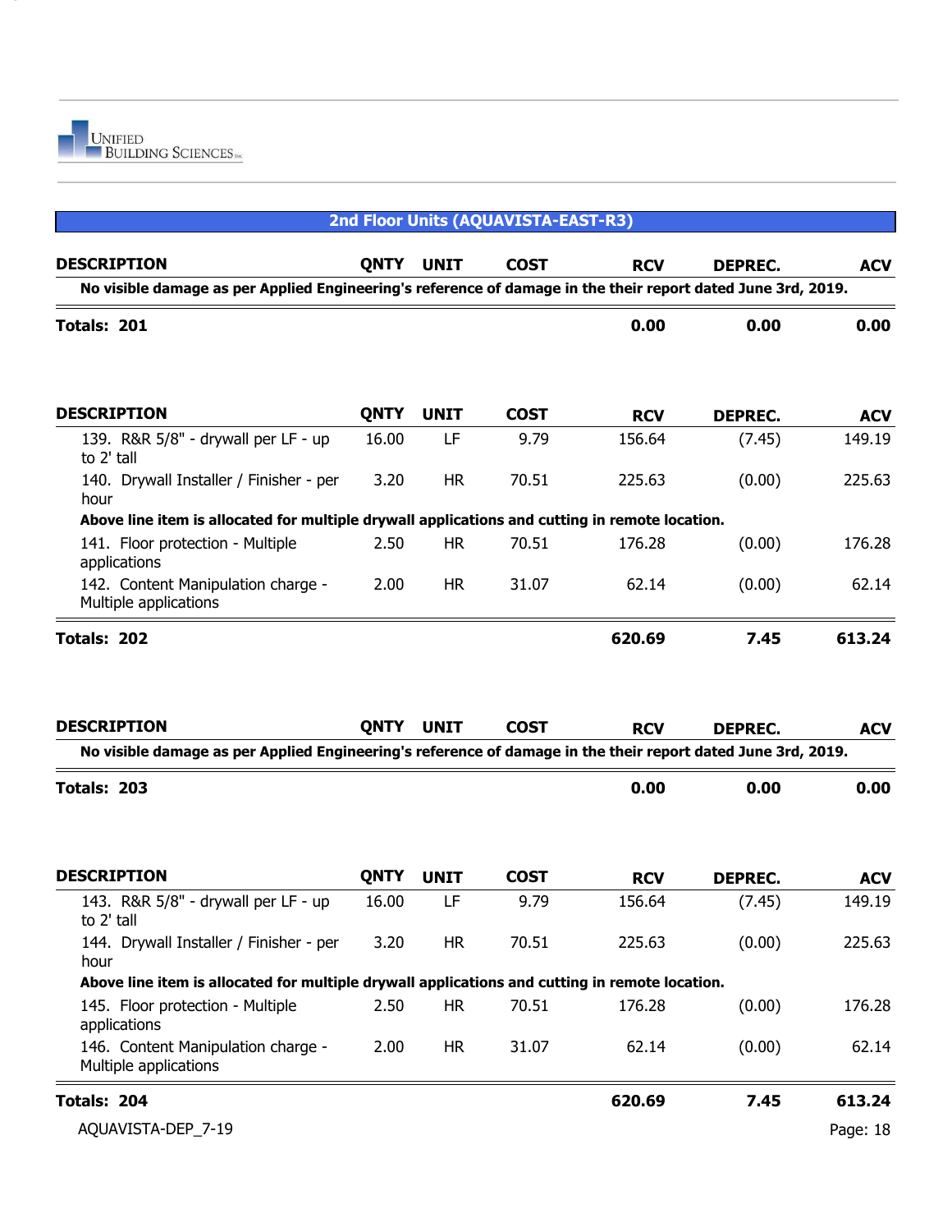## 2nd Floor Units (AQUAVISTA-EAST-R3)

| DESCRIPTION | QNTY | UNIT | COST | RCV | DEPREC. | ACV |
|---|---|---|---|---|---|---|
| **No visible damage as per Applied Engineering's reference of damage in the their report dated June 3rd, 2019.** | | | | | | |
| **Totals: 201** | | | | **0.00** | **0.00** | **0.00** |

| DESCRIPTION | QNTY | UNIT | COST | RCV | DEPREC. | ACV |
|---|---|---|---|---|---|---|
| 139. R&R 5/8" - drywall per LF - up to 2' tall | 16.00 | LF | 9.79 | 156.64 | (7.45) | 149.19 |
| 140. Drywall Installer / Finisher - per hour | 3.20 | HR | 70.51 | 225.63 | (0.00) | 225.63 |
| **Above line item is allocated for multiple drywall applications and cutting in remote location.** | | | | | | |
| 141. Floor protection - Multiple applications | 2.50 | HR | 70.51 | 176.28 | (0.00) | 176.28 |
| 142. Content Manipulation charge - Multiple applications | 2.00 | HR | 31.07 | 62.14 | (0.00) | 62.14 |
| **Totals: 202** | | | | **620.69** | **7.45** | **613.24** |

| DESCRIPTION | QNTY | UNIT | COST | RCV | DEPREC. | ACV |
|---|---|---|---|---|---|---|
| **No visible damage as per Applied Engineering's reference of damage in the their report dated June 3rd, 2019.** | | | | | | |
| **Totals: 203** | | | | **0.00** | **0.00** | **0.00** |

| DESCRIPTION | QNTY | UNIT | COST | RCV | DEPREC. | ACV |
|---|---|---|---|---|---|---|
| 143. R&R 5/8" - drywall per LF - up to 2' tall | 16.00 | LF | 9.79 | 156.64 | (7.45) | 149.19 |
| 144. Drywall Installer / Finisher - per hour | 3.20 | HR | 70.51 | 225.63 | (0.00) | 225.63 |
| **Above line item is allocated for multiple drywall applications and cutting in remote location.** | | | | | | |
| 145. Floor protection - Multiple applications | 2.50 | HR | 70.51 | 176.28 | (0.00) | 176.28 |
| 146. Content Manipulation charge - Multiple applications | 2.00 | HR | 31.07 | 62.14 | (0.00) | 62.14 |
| **Totals: 204** | | | | **620.69** | **7.45** | **613.24** |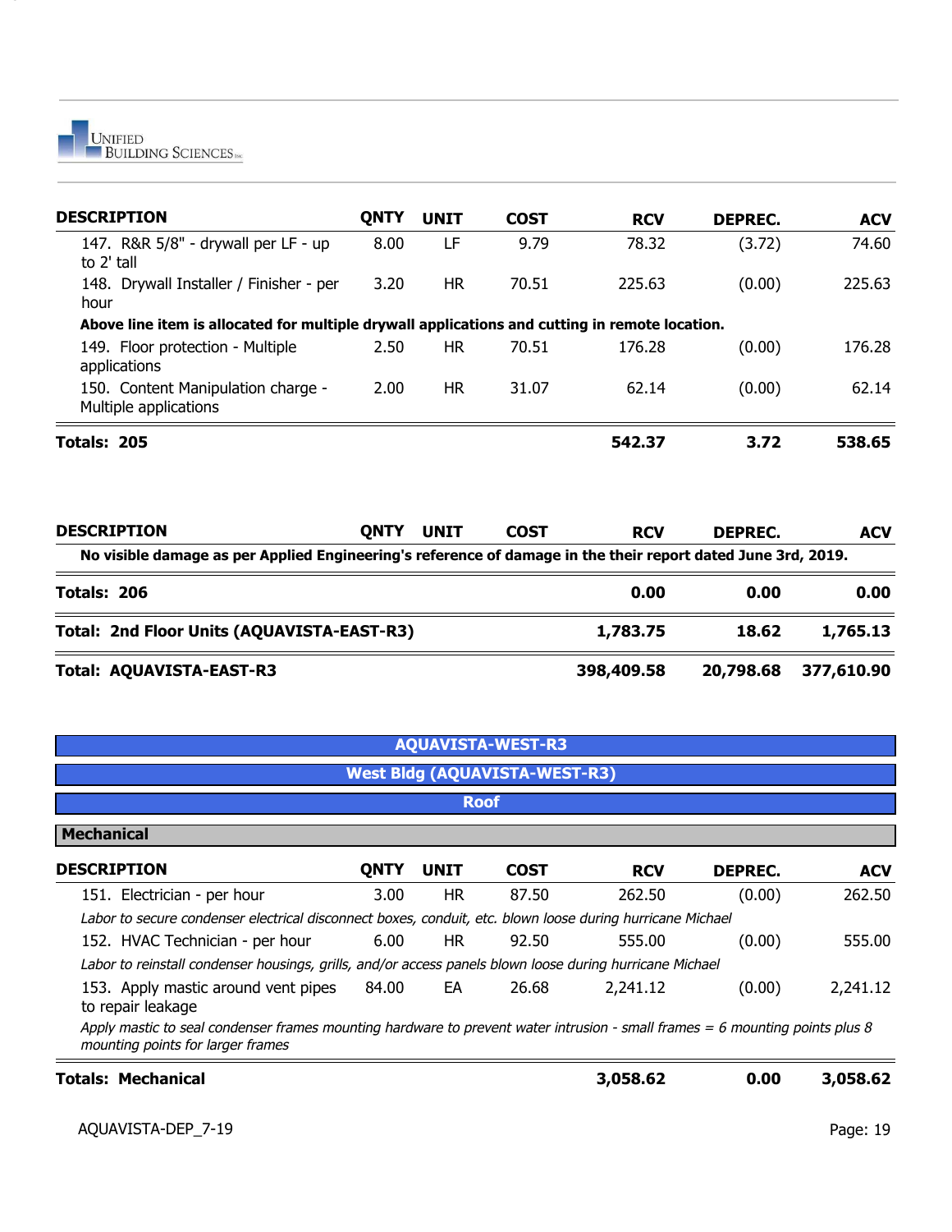| DESCRIPTION | QNTY | UNIT | COST | RCV | DEPREC. | ACV |
|---|---|---|---|---|---|---|
| 147. R&R 5/8" - drywall per LF - up to 2' tall | 8.00 | LF | 9.79 | 78.32 | (3.72) | 74.60 |
| 148. Drywall Installer / Finisher - per hour | 3.20 | HR | 70.51 | 225.63 | (0.00) | 225.63 |
| **Above line item is allocated for multiple drywall applications and cutting in remote location.** | | | | | | |
| 149. Floor protection - Multiple applications | 2.50 | HR | 70.51 | 176.28 | (0.00) | 176.28 |
| 150. Content Manipulation charge - Multiple applications | 2.00 | HR | 31.07 | 62.14 | (0.00) | 62.14 |
| **Totals: 205** | | | | **542.37** | **3.72** | **538.65** |

| DESCRIPTION | QNTY | UNIT | COST | RCV | DEPREC. | ACV |
|---|---|---|---|---|---|---|
| **No visible damage as per Applied Engineering's reference of damage in the their report dated June 3rd, 2019.** | | | | | | |
| **Totals: 206** | | | | **0.00** | **0.00** | **0.00** |
| **Total: 2nd Floor Units (AQUAVISTA-EAST-R3)** | | | | **1,783.75** | **18.62** | **1,765.13** |
| **Total: AQUAVISTA-EAST-R3** | | | | **398,409.58** | **20,798.68** | **377,610.90** |

## AQUAVISTA-WEST-R3

### West Bldg (AQUAVISTA-WEST-R3)

### Roof

#### Mechanical

| DESCRIPTION | QNTY | UNIT | COST | RCV | DEPREC. | ACV |
|---|---|---|---|---|---|---|
| 151. Electrician - per hour | 3.00 | HR | 87.50 | 262.50 | (0.00) | 262.50 |
| *Labor to secure condenser electrical disconnect boxes, conduit, etc. blown loose during hurricane Michael* | | | | | | |
| 152. HVAC Technician - per hour | 6.00 | HR | 92.50 | 555.00 | (0.00) | 555.00 |
| *Labor to reinstall condenser housings, grills, and/or access panels blown loose during hurricane Michael* | | | | | | |
| 153. Apply mastic around vent pipes to repair leakage | 84.00 | EA | 26.68 | 2,241.12 | (0.00) | 2,241.12 |
| *Apply mastic to seal condenser frames mounting hardware to prevent water intrusion - small frames = 6 mounting points plus 8 mounting points for larger frames* | | | | | | |
| **Totals: Mechanical** | | | | **3,058.62** | **0.00** | **3,058.62** |

AQUAVISTA-DEP_7-19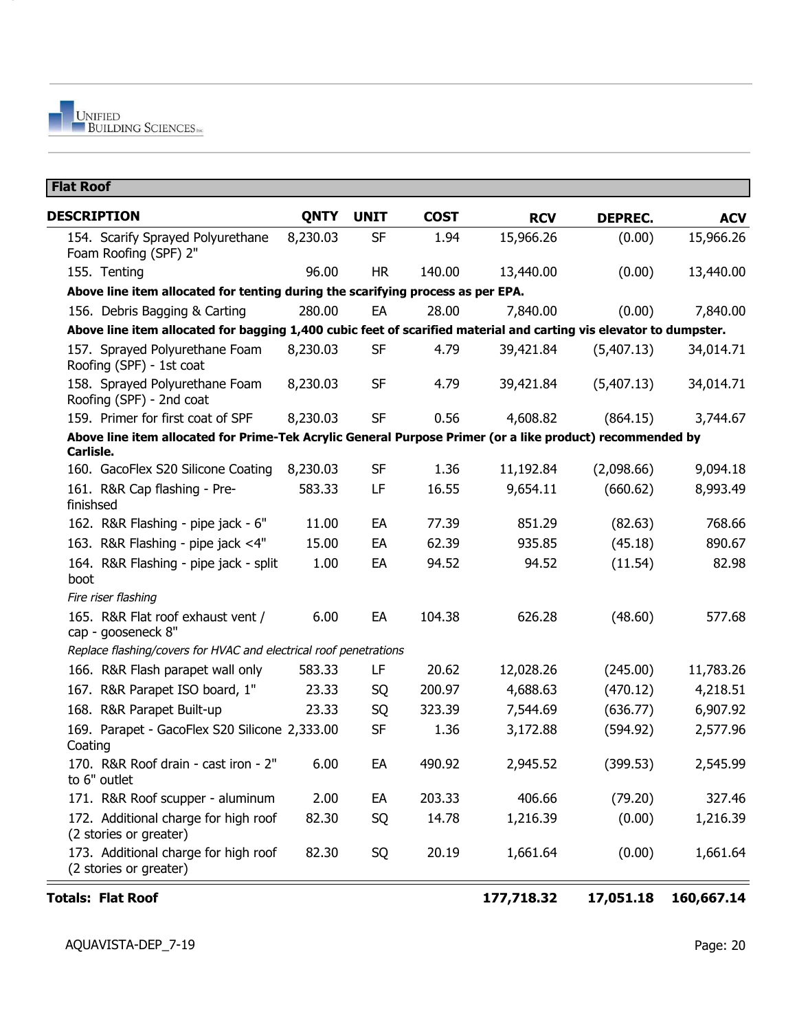## Flat Roof

| DESCRIPTION | QNTY | UNIT | COST | RCV | DEPREC. | ACV |
|---|---|---|---|---|---|---|
| 154. Scarify Sprayed Polyurethane Foam Roofing (SPF) 2" | 8,230.03 | SF | 1.94 | 15,966.26 | (0.00) | 15,966.26 |
| 155. Tenting | 96.00 | HR | 140.00 | 13,440.00 | (0.00) | 13,440.00 |
| **Above line item allocated for tenting during the scarifying process as per EPA.** | | | | | | |
| 156. Debris Bagging & Carting | 280.00 | EA | 28.00 | 7,840.00 | (0.00) | 7,840.00 |
| **Above line item allocated for bagging 1,400 cubic feet of scarified material and carting vis elevator to dumpster.** | | | | | | |
| 157. Sprayed Polyurethane Foam Roofing (SPF) - 1st coat | 8,230.03 | SF | 4.79 | 39,421.84 | (5,407.13) | 34,014.71 |
| 158. Sprayed Polyurethane Foam Roofing (SPF) - 2nd coat | 8,230.03 | SF | 4.79 | 39,421.84 | (5,407.13) | 34,014.71 |
| 159. Primer for first coat of SPF | 8,230.03 | SF | 0.56 | 4,608.82 | (864.15) | 3,744.67 |
| **Above line item allocated for Prime-Tek Acrylic General Purpose Primer (or a like product) recommended by Carlisle.** | | | | | | |
| 160. GacoFlex S20 Silicone Coating | 8,230.03 | SF | 1.36 | 11,192.84 | (2,098.66) | 9,094.18 |
| 161. R&R Cap flashing - Pre-finishsed | 583.33 | LF | 16.55 | 9,654.11 | (660.62) | 8,993.49 |
| 162. R&R Flashing - pipe jack - 6" | 11.00 | EA | 77.39 | 851.29 | (82.63) | 768.66 |
| 163. R&R Flashing - pipe jack <4" | 15.00 | EA | 62.39 | 935.85 | (45.18) | 890.67 |
| 164. R&R Flashing - pipe jack - split boot | 1.00 | EA | 94.52 | 94.52 | (11.54) | 82.98 |
| *Fire riser flashing* | | | | | | |
| 165. R&R Flat roof exhaust vent / cap - gooseneck 8" | 6.00 | EA | 104.38 | 626.28 | (48.60) | 577.68 |
| *Replace flashing/covers for HVAC and electrical roof penetrations* | | | | | | |
| 166. R&R Flash parapet wall only | 583.33 | LF | 20.62 | 12,028.26 | (245.00) | 11,783.26 |
| 167. R&R Parapet ISO board, 1" | 23.33 | SQ | 200.97 | 4,688.63 | (470.12) | 4,218.51 |
| 168. R&R Parapet Built-up | 23.33 | SQ | 323.39 | 7,544.69 | (636.77) | 6,907.92 |
| 169. Parapet - GacoFlex S20 Silicone Coating | 2,333.00 | SF | 1.36 | 3,172.88 | (594.92) | 2,577.96 |
| 170. R&R Roof drain - cast iron - 2" to 6" outlet | 6.00 | EA | 490.92 | 2,945.52 | (399.53) | 2,545.99 |
| 171. R&R Roof scupper - aluminum | 2.00 | EA | 203.33 | 406.66 | (79.20) | 327.46 |
| 172. Additional charge for high roof (2 stories or greater) | 82.30 | SQ | 14.78 | 1,216.39 | (0.00) | 1,216.39 |
| 173. Additional charge for high roof (2 stories or greater) | 82.30 | SQ | 20.19 | 1,661.64 | (0.00) | 1,661.64 |
| **Totals: Flat Roof** | | | | **177,718.32** | **17,051.18** | **160,667.14** |

AQUAVISTA-DEP_7-19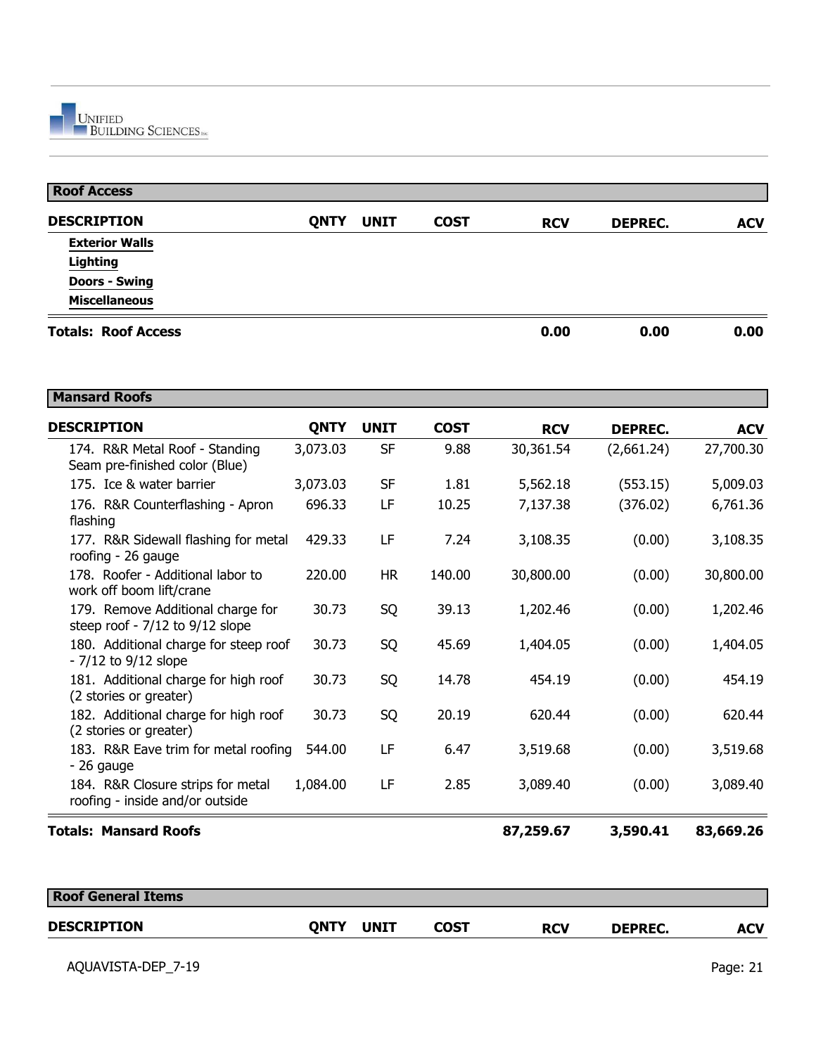## Roof Access

| DESCRIPTION | QNTY | UNIT | COST | RCV | DEPREC. | ACV |
|---|---|---|---|---|---|---|
| **Exterior Walls** | | | | | | |
| **Lighting** | | | | | | |
| **Doors - Swing** | | | | | | |
| **Miscellaneous** | | | | | | |
| **Totals: Roof Access** | | | | **0.00** | **0.00** | **0.00** |

## Mansard Roofs

| DESCRIPTION | QNTY | UNIT | COST | RCV | DEPREC. | ACV |
|---|---|---|---|---|---|---|
| 174. R&R Metal Roof - Standing Seam pre-finished color (Blue) | 3,073.03 | SF | 9.88 | 30,361.54 | (2,661.24) | 27,700.30 |
| 175. Ice & water barrier | 3,073.03 | SF | 1.81 | 5,562.18 | (553.15) | 5,009.03 |
| 176. R&R Counterflashing - Apron flashing | 696.33 | LF | 10.25 | 7,137.38 | (376.02) | 6,761.36 |
| 177. R&R Sidewall flashing for metal roofing - 26 gauge | 429.33 | LF | 7.24 | 3,108.35 | (0.00) | 3,108.35 |
| 178. Roofer - Additional labor to work off boom lift/crane | 220.00 | HR | 140.00 | 30,800.00 | (0.00) | 30,800.00 |
| 179. Remove Additional charge for steep roof - 7/12 to 9/12 slope | 30.73 | SQ | 39.13 | 1,202.46 | (0.00) | 1,202.46 |
| 180. Additional charge for steep roof - 7/12 to 9/12 slope | 30.73 | SQ | 45.69 | 1,404.05 | (0.00) | 1,404.05 |
| 181. Additional charge for high roof (2 stories or greater) | 30.73 | SQ | 14.78 | 454.19 | (0.00) | 454.19 |
| 182. Additional charge for high roof (2 stories or greater) | 30.73 | SQ | 20.19 | 620.44 | (0.00) | 620.44 |
| 183. R&R Eave trim for metal roofing - 26 gauge | 544.00 | LF | 6.47 | 3,519.68 | (0.00) | 3,519.68 |
| 184. R&R Closure strips for metal roofing - inside and/or outside | 1,084.00 | LF | 2.85 | 3,089.40 | (0.00) | 3,089.40 |
| **Totals: Mansard Roofs** | | | | **87,259.67** | **3,590.41** | **83,669.26** |

## Roof General Items

| DESCRIPTION | QNTY | UNIT | COST | RCV | DEPREC. | ACV |
|---|---|---|---|---|---|---|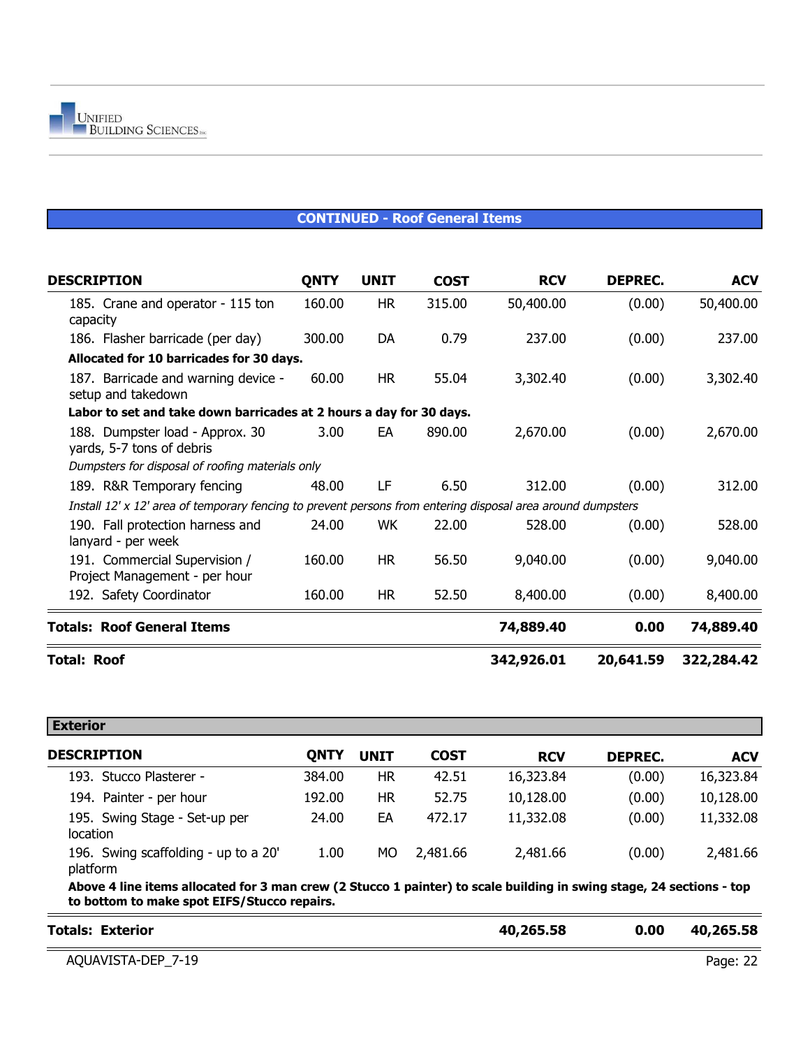## CONTINUED - Roof General Items

| DESCRIPTION | QNTY | UNIT | COST | RCV | DEPREC. | ACV |
|---|---|---|---|---|---|---|
| 185. Crane and operator - 115 ton capacity | 160.00 | HR | 315.00 | 50,400.00 | (0.00) | 50,400.00 |
| 186. Flasher barricade (per day) | 300.00 | DA | 0.79 | 237.00 | (0.00) | 237.00 |
| **Allocated for 10 barricades for 30 days.** | | | | | | |
| 187. Barricade and warning device - setup and takedown | 60.00 | HR | 55.04 | 3,302.40 | (0.00) | 3,302.40 |
| **Labor to set and take down barricades at 2 hours a day for 30 days.** | | | | | | |
| 188. Dumpster load - Approx. 30 yards, 5-7 tons of debris | 3.00 | EA | 890.00 | 2,670.00 | (0.00) | 2,670.00 |
| *Dumpsters for disposal of roofing materials only* | | | | | | |
| 189. R&R Temporary fencing | 48.00 | LF | 6.50 | 312.00 | (0.00) | 312.00 |
| *Install 12' x 12' area of temporary fencing to prevent persons from entering disposal area around dumpsters* | | | | | | |
| 190. Fall protection harness and lanyard - per week | 24.00 | WK | 22.00 | 528.00 | (0.00) | 528.00 |
| 191. Commercial Supervision / Project Management - per hour | 160.00 | HR | 56.50 | 9,040.00 | (0.00) | 9,040.00 |
| 192. Safety Coordinator | 160.00 | HR | 52.50 | 8,400.00 | (0.00) | 8,400.00 |
| **Totals: Roof General Items** | | | | **74,889.40** | **0.00** | **74,889.40** |
| **Total: Roof** | | | | **342,926.01** | **20,641.59** | **322,284.42** |

## Exterior

| DESCRIPTION | QNTY | UNIT | COST | RCV | DEPREC. | ACV |
|---|---|---|---|---|---|---|
| 193. Stucco Plasterer - | 384.00 | HR | 42.51 | 16,323.84 | (0.00) | 16,323.84 |
| 194. Painter - per hour | 192.00 | HR | 52.75 | 10,128.00 | (0.00) | 10,128.00 |
| 195. Swing Stage - Set-up per location | 24.00 | EA | 472.17 | 11,332.08 | (0.00) | 11,332.08 |
| 196. Swing scaffolding - up to a 20' platform | 1.00 | MO | 2,481.66 | 2,481.66 | (0.00) | 2,481.66 |
| **Above 4 line items allocated for 3 man crew (2 Stucco 1 painter) to scale building in swing stage, 24 sections - top to bottom to make spot EIFS/Stucco repairs.** | | | | | | |
| **Totals: Exterior** | | | | **40,265.58** | **0.00** | **40,265.58** |

AQUAVISTA-DEP_7-19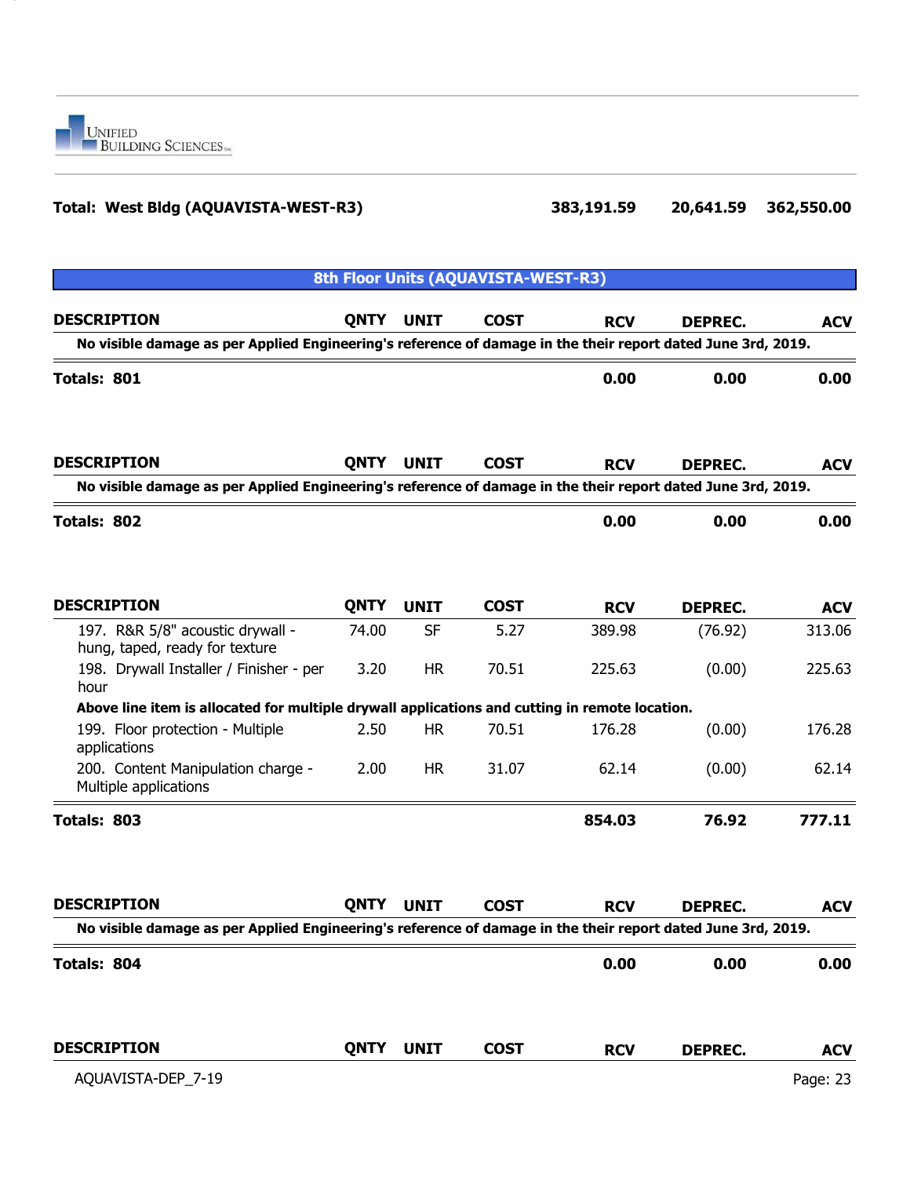**Total: West Bldg (AQUAVISTA-WEST-R3)** **383,191.59** **20,641.59** **362,550.00**

## 8th Floor Units (AQUAVISTA-WEST-R3)

| DESCRIPTION | QNTY | UNIT | COST | RCV | DEPREC. | ACV |
|---|---|---|---|---|---|---|
| **No visible damage as per Applied Engineering's reference of damage in the their report dated June 3rd, 2019.** | | | | | | |
| **Totals: 801** | | | | **0.00** | **0.00** | **0.00** |

| DESCRIPTION | QNTY | UNIT | COST | RCV | DEPREC. | ACV |
|---|---|---|---|---|---|---|
| **No visible damage as per Applied Engineering's reference of damage in the their report dated June 3rd, 2019.** | | | | | | |
| **Totals: 802** | | | | **0.00** | **0.00** | **0.00** |

| DESCRIPTION | QNTY | UNIT | COST | RCV | DEPREC. | ACV |
|---|---|---|---|---|---|---|
| 197. R&R 5/8" acoustic drywall - hung, taped, ready for texture | 74.00 | SF | 5.27 | 389.98 | (76.92) | 313.06 |
| 198. Drywall Installer / Finisher - per hour | 3.20 | HR | 70.51 | 225.63 | (0.00) | 225.63 |
| **Above line item is allocated for multiple drywall applications and cutting in remote location.** | | | | | | |
| 199. Floor protection - Multiple applications | 2.50 | HR | 70.51 | 176.28 | (0.00) | 176.28 |
| 200. Content Manipulation charge - Multiple applications | 2.00 | HR | 31.07 | 62.14 | (0.00) | 62.14 |
| **Totals: 803** | | | | **854.03** | **76.92** | **777.11** |

| DESCRIPTION | QNTY | UNIT | COST | RCV | DEPREC. | ACV |
|---|---|---|---|---|---|---|
| **No visible damage as per Applied Engineering's reference of damage in the their report dated June 3rd, 2019.** | | | | | | |
| **Totals: 804** | | | | **0.00** | **0.00** | **0.00** |

| DESCRIPTION | QNTY | UNIT | COST | RCV | DEPREC. | ACV |
|---|---|---|---|---|---|---|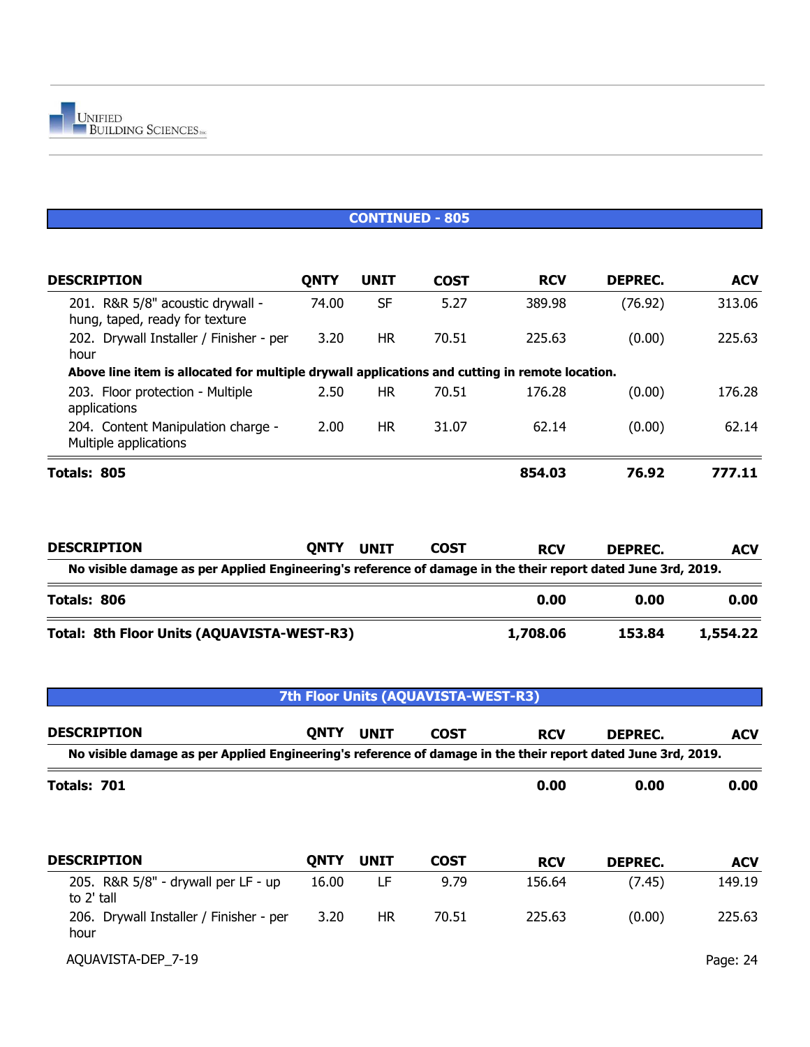## CONTINUED - 805

| DESCRIPTION | QNTY | UNIT | COST | RCV | DEPREC. | ACV |
|---|---|---|---|---|---|---|
| 201. R&R 5/8" acoustic drywall - hung, taped, ready for texture | 74.00 | SF | 5.27 | 389.98 | (76.92) | 313.06 |
| 202. Drywall Installer / Finisher - per hour | 3.20 | HR | 70.51 | 225.63 | (0.00) | 225.63 |
| **Above line item is allocated for multiple drywall applications and cutting in remote location.** | | | | | | |
| 203. Floor protection - Multiple applications | 2.50 | HR | 70.51 | 176.28 | (0.00) | 176.28 |
| 204. Content Manipulation charge - Multiple applications | 2.00 | HR | 31.07 | 62.14 | (0.00) | 62.14 |
| **Totals: 805** | | | | **854.03** | **76.92** | **777.11** |

| DESCRIPTION | QNTY | UNIT | COST | RCV | DEPREC. | ACV |
|---|---|---|---|---|---|---|
| **No visible damage as per Applied Engineering's reference of damage in the their report dated June 3rd, 2019.** | | | | | | |
| **Totals: 806** | | | | **0.00** | **0.00** | **0.00** |
| **Total: 8th Floor Units (AQUAVISTA-WEST-R3)** | | | | **1,708.06** | **153.84** | **1,554.22** |

## 7th Floor Units (AQUAVISTA-WEST-R3)

| DESCRIPTION | QNTY | UNIT | COST | RCV | DEPREC. | ACV |
|---|---|---|---|---|---|---|
| **No visible damage as per Applied Engineering's reference of damage in the their report dated June 3rd, 2019.** | | | | | | |
| **Totals: 701** | | | | **0.00** | **0.00** | **0.00** |

| DESCRIPTION | QNTY | UNIT | COST | RCV | DEPREC. | ACV |
|---|---|---|---|---|---|---|
| 205. R&R 5/8" - drywall per LF - up to 2' tall | 16.00 | LF | 9.79 | 156.64 | (7.45) | 149.19 |
| 206. Drywall Installer / Finisher - per hour | 3.20 | HR | 70.51 | 225.63 | (0.00) | 225.63 |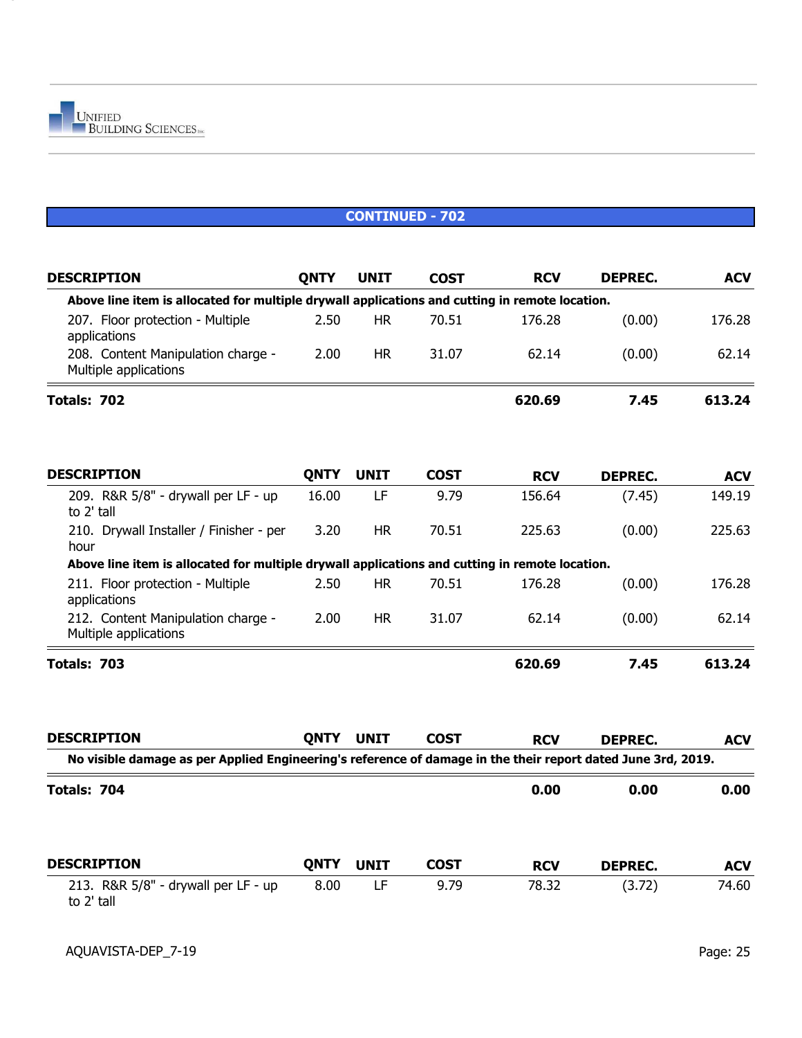## CONTINUED - 702

| DESCRIPTION | QNTY | UNIT | COST | RCV | DEPREC. | ACV |
|---|---|---|---|---|---|---|
| **Above line item is allocated for multiple drywall applications and cutting in remote location.** | | | | | | |
| 207. Floor protection - Multiple applications | 2.50 | HR | 70.51 | 176.28 | (0.00) | 176.28 |
| 208. Content Manipulation charge - Multiple applications | 2.00 | HR | 31.07 | 62.14 | (0.00) | 62.14 |
| **Totals: 702** | | | | **620.69** | **7.45** | **613.24** |

| DESCRIPTION | QNTY | UNIT | COST | RCV | DEPREC. | ACV |
|---|---|---|---|---|---|---|
| 209. R&R 5/8" - drywall per LF - up to 2' tall | 16.00 | LF | 9.79 | 156.64 | (7.45) | 149.19 |
| 210. Drywall Installer / Finisher - per hour | 3.20 | HR | 70.51 | 225.63 | (0.00) | 225.63 |
| **Above line item is allocated for multiple drywall applications and cutting in remote location.** | | | | | | |
| 211. Floor protection - Multiple applications | 2.50 | HR | 70.51 | 176.28 | (0.00) | 176.28 |
| 212. Content Manipulation charge - Multiple applications | 2.00 | HR | 31.07 | 62.14 | (0.00) | 62.14 |
| **Totals: 703** | | | | **620.69** | **7.45** | **613.24** |

| DESCRIPTION | QNTY | UNIT | COST | RCV | DEPREC. | ACV |
|---|---|---|---|---|---|---|
| **No visible damage as per Applied Engineering's reference of damage in the their report dated June 3rd, 2019.** | | | | | | |
| **Totals: 704** | | | | **0.00** | **0.00** | **0.00** |

| DESCRIPTION | QNTY | UNIT | COST | RCV | DEPREC. | ACV |
|---|---|---|---|---|---|---|
| 213. R&R 5/8" - drywall per LF - up to 2' tall | 8.00 | LF | 9.79 | 78.32 | (3.72) | 74.60 |

AQUAVISTA-DEP_7-19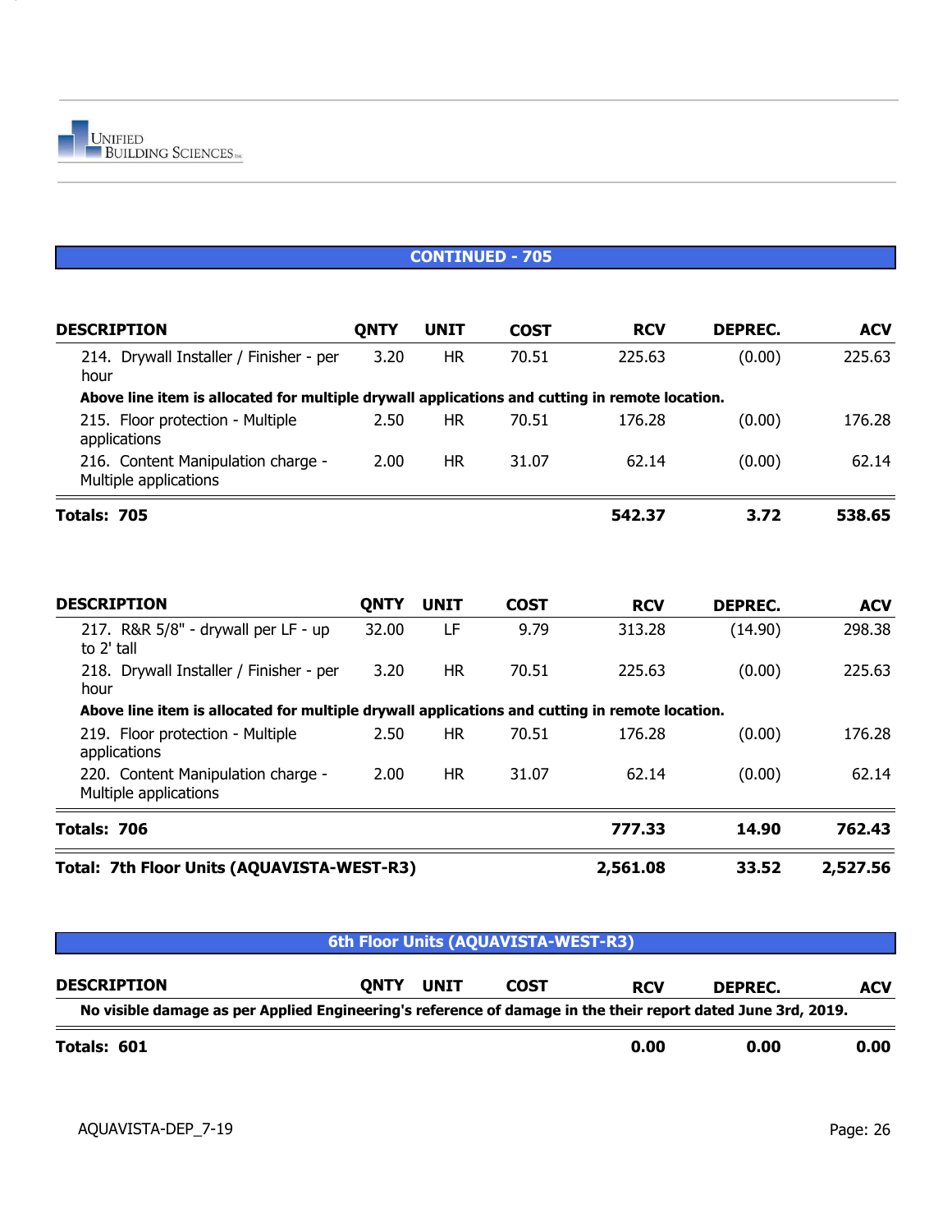## CONTINUED - 705

| DESCRIPTION | QNTY | UNIT | COST | RCV | DEPREC. | ACV |
|---|---|---|---|---|---|---|
| 214. Drywall Installer / Finisher - per hour | 3.20 | HR | 70.51 | 225.63 | (0.00) | 225.63 |
| **Above line item is allocated for multiple drywall applications and cutting in remote location.** | | | | | | |
| 215. Floor protection - Multiple applications | 2.50 | HR | 70.51 | 176.28 | (0.00) | 176.28 |
| 216. Content Manipulation charge - Multiple applications | 2.00 | HR | 31.07 | 62.14 | (0.00) | 62.14 |
| **Totals: 705** | | | | **542.37** | **3.72** | **538.65** |

| DESCRIPTION | QNTY | UNIT | COST | RCV | DEPREC. | ACV |
|---|---|---|---|---|---|---|
| 217. R&R 5/8" - drywall per LF - up to 2' tall | 32.00 | LF | 9.79 | 313.28 | (14.90) | 298.38 |
| 218. Drywall Installer / Finisher - per hour | 3.20 | HR | 70.51 | 225.63 | (0.00) | 225.63 |
| **Above line item is allocated for multiple drywall applications and cutting in remote location.** | | | | | | |
| 219. Floor protection - Multiple applications | 2.50 | HR | 70.51 | 176.28 | (0.00) | 176.28 |
| 220. Content Manipulation charge - Multiple applications | 2.00 | HR | 31.07 | 62.14 | (0.00) | 62.14 |
| **Totals: 706** | | | | **777.33** | **14.90** | **762.43** |
| **Total: 7th Floor Units (AQUAVISTA-WEST-R3)** | | | | **2,561.08** | **33.52** | **2,527.56** |

## 6th Floor Units (AQUAVISTA-WEST-R3)

| DESCRIPTION | QNTY | UNIT | COST | RCV | DEPREC. | ACV |
|---|---|---|---|---|---|---|
| **No visible damage as per Applied Engineering's reference of damage in the their report dated June 3rd, 2019.** | | | | | | |
| **Totals: 601** | | | | **0.00** | **0.00** | **0.00** |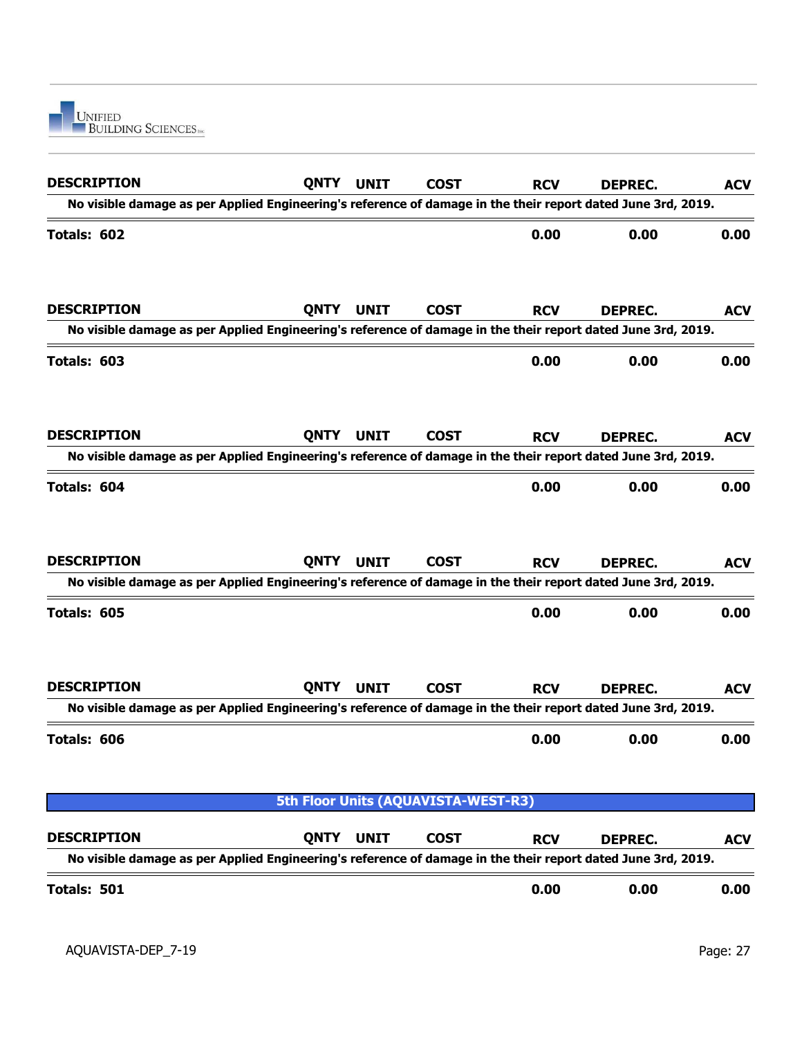| DESCRIPTION | QNTY | UNIT | COST | RCV | DEPREC. | ACV |
|---|---|---|---|---|---|---|
| No visible damage as per Applied Engineering's reference of damage in the their report dated June 3rd, 2019. | | | | | | |
| **Totals: 602** | | | | **0.00** | **0.00** | **0.00** |

| DESCRIPTION | QNTY | UNIT | COST | RCV | DEPREC. | ACV |
|---|---|---|---|---|---|---|
| No visible damage as per Applied Engineering's reference of damage in the their report dated June 3rd, 2019. | | | | | | |
| **Totals: 603** | | | | **0.00** | **0.00** | **0.00** |

| DESCRIPTION | QNTY | UNIT | COST | RCV | DEPREC. | ACV |
|---|---|---|---|---|---|---|
| No visible damage as per Applied Engineering's reference of damage in the their report dated June 3rd, 2019. | | | | | | |
| **Totals: 604** | | | | **0.00** | **0.00** | **0.00** |

| DESCRIPTION | QNTY | UNIT | COST | RCV | DEPREC. | ACV |
|---|---|---|---|---|---|---|
| No visible damage as per Applied Engineering's reference of damage in the their report dated June 3rd, 2019. | | | | | | |
| **Totals: 605** | | | | **0.00** | **0.00** | **0.00** |

| DESCRIPTION | QNTY | UNIT | COST | RCV | DEPREC. | ACV |
|---|---|---|---|---|---|---|
| No visible damage as per Applied Engineering's reference of damage in the their report dated June 3rd, 2019. | | | | | | |
| **Totals: 606** | | | | **0.00** | **0.00** | **0.00** |

## 5th Floor Units (AQUAVISTA-WEST-R3)

| DESCRIPTION | QNTY | UNIT | COST | RCV | DEPREC. | ACV |
|---|---|---|---|---|---|---|
| No visible damage as per Applied Engineering's reference of damage in the their report dated June 3rd, 2019. | | | | | | |
| **Totals: 501** | | | | **0.00** | **0.00** | **0.00** |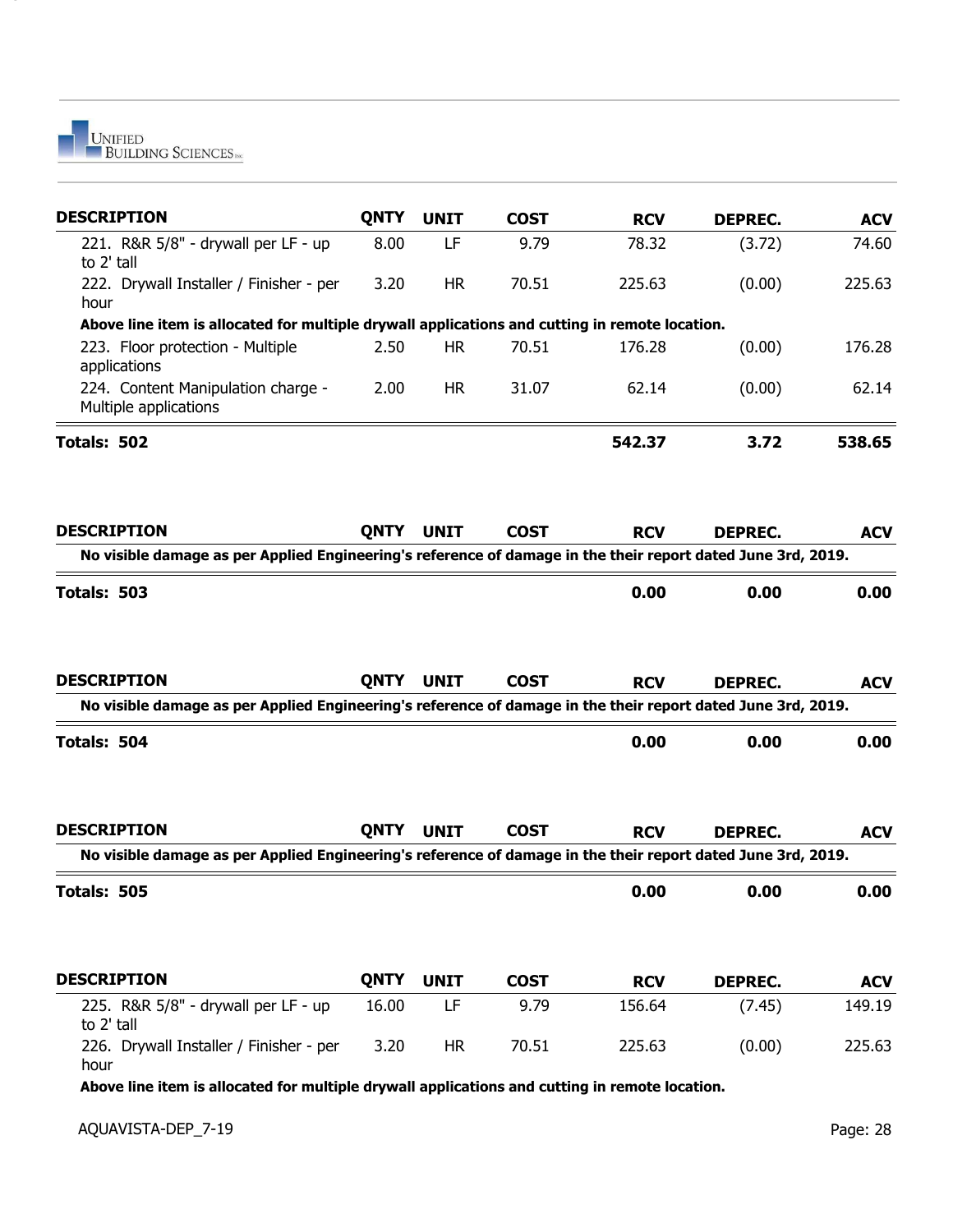| DESCRIPTION | QNTY | UNIT | COST | RCV | DEPREC. | ACV |
|---|---|---|---|---|---|---|
| 221. R&R 5/8" - drywall per LF - up to 2' tall | 8.00 | LF | 9.79 | 78.32 | (3.72) | 74.60 |
| 222. Drywall Installer / Finisher - per hour | 3.20 | HR | 70.51 | 225.63 | (0.00) | 225.63 |
| **Above line item is allocated for multiple drywall applications and cutting in remote location.** | | | | | | |
| 223. Floor protection - Multiple applications | 2.50 | HR | 70.51 | 176.28 | (0.00) | 176.28 |
| 224. Content Manipulation charge - Multiple applications | 2.00 | HR | 31.07 | 62.14 | (0.00) | 62.14 |
| **Totals: 502** | | | | **542.37** | **3.72** | **538.65** |

| DESCRIPTION | QNTY | UNIT | COST | RCV | DEPREC. | ACV |
|---|---|---|---|---|---|---|
| **No visible damage as per Applied Engineering's reference of damage in the their report dated June 3rd, 2019.** | | | | | | |
| **Totals: 503** | | | | **0.00** | **0.00** | **0.00** |

| DESCRIPTION | QNTY | UNIT | COST | RCV | DEPREC. | ACV |
|---|---|---|---|---|---|---|
| **No visible damage as per Applied Engineering's reference of damage in the their report dated June 3rd, 2019.** | | | | | | |
| **Totals: 504** | | | | **0.00** | **0.00** | **0.00** |

| DESCRIPTION | QNTY | UNIT | COST | RCV | DEPREC. | ACV |
|---|---|---|---|---|---|---|
| **No visible damage as per Applied Engineering's reference of damage in the their report dated June 3rd, 2019.** | | | | | | |
| **Totals: 505** | | | | **0.00** | **0.00** | **0.00** |

| DESCRIPTION | QNTY | UNIT | COST | RCV | DEPREC. | ACV |
|---|---|---|---|---|---|---|
| 225. R&R 5/8" - drywall per LF - up to 2' tall | 16.00 | LF | 9.79 | 156.64 | (7.45) | 149.19 |
| 226. Drywall Installer / Finisher - per hour | 3.20 | HR | 70.51 | 225.63 | (0.00) | 225.63 |
| **Above line item is allocated for multiple drywall applications and cutting in remote location.** | | | | | | |

AQUAVISTA-DEP_7-19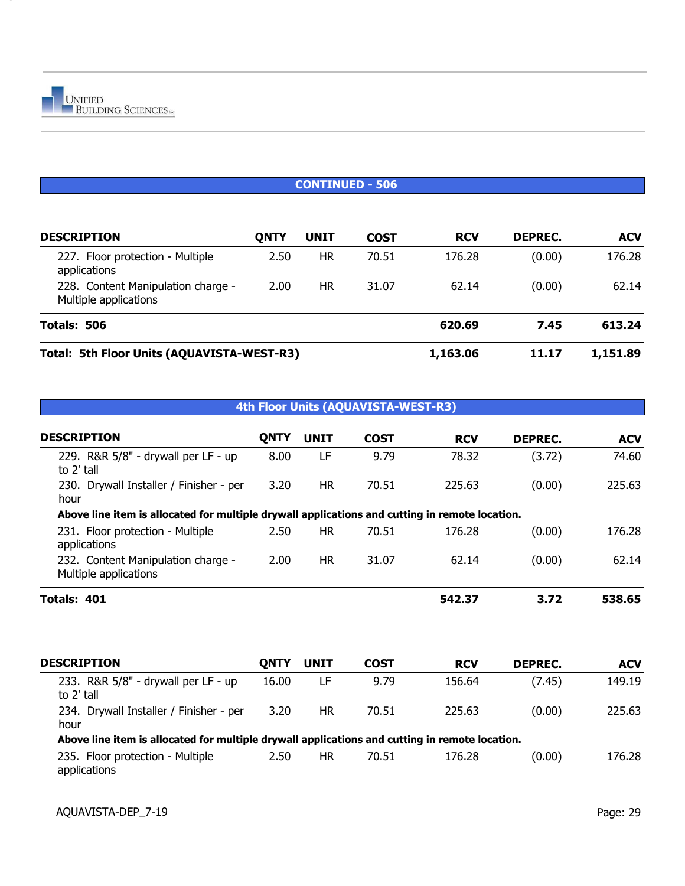## CONTINUED - 506

| DESCRIPTION | QNTY | UNIT | COST | RCV | DEPREC. | ACV |
|---|---|---|---|---|---|---|
| 227. Floor protection - Multiple applications | 2.50 | HR | 70.51 | 176.28 | (0.00) | 176.28 |
| 228. Content Manipulation charge - Multiple applications | 2.00 | HR | 31.07 | 62.14 | (0.00) | 62.14 |
| **Totals: 506** | | | | **620.69** | **7.45** | **613.24** |
| **Total: 5th Floor Units (AQUAVISTA-WEST-R3)** | | | | **1,163.06** | **11.17** | **1,151.89** |

## 4th Floor Units (AQUAVISTA-WEST-R3)

| DESCRIPTION | QNTY | UNIT | COST | RCV | DEPREC. | ACV |
|---|---|---|---|---|---|---|
| 229. R&R 5/8" - drywall per LF - up to 2' tall | 8.00 | LF | 9.79 | 78.32 | (3.72) | 74.60 |
| 230. Drywall Installer / Finisher - per hour | 3.20 | HR | 70.51 | 225.63 | (0.00) | 225.63 |
| **Above line item is allocated for multiple drywall applications and cutting in remote location.** | | | | | | |
| 231. Floor protection - Multiple applications | 2.50 | HR | 70.51 | 176.28 | (0.00) | 176.28 |
| 232. Content Manipulation charge - Multiple applications | 2.00 | HR | 31.07 | 62.14 | (0.00) | 62.14 |
| **Totals: 401** | | | | **542.37** | **3.72** | **538.65** |

| DESCRIPTION | QNTY | UNIT | COST | RCV | DEPREC. | ACV |
|---|---|---|---|---|---|---|
| 233. R&R 5/8" - drywall per LF - up to 2' tall | 16.00 | LF | 9.79 | 156.64 | (7.45) | 149.19 |
| 234. Drywall Installer / Finisher - per hour | 3.20 | HR | 70.51 | 225.63 | (0.00) | 225.63 |
| **Above line item is allocated for multiple drywall applications and cutting in remote location.** | | | | | | |
| 235. Floor protection - Multiple applications | 2.50 | HR | 70.51 | 176.28 | (0.00) | 176.28 |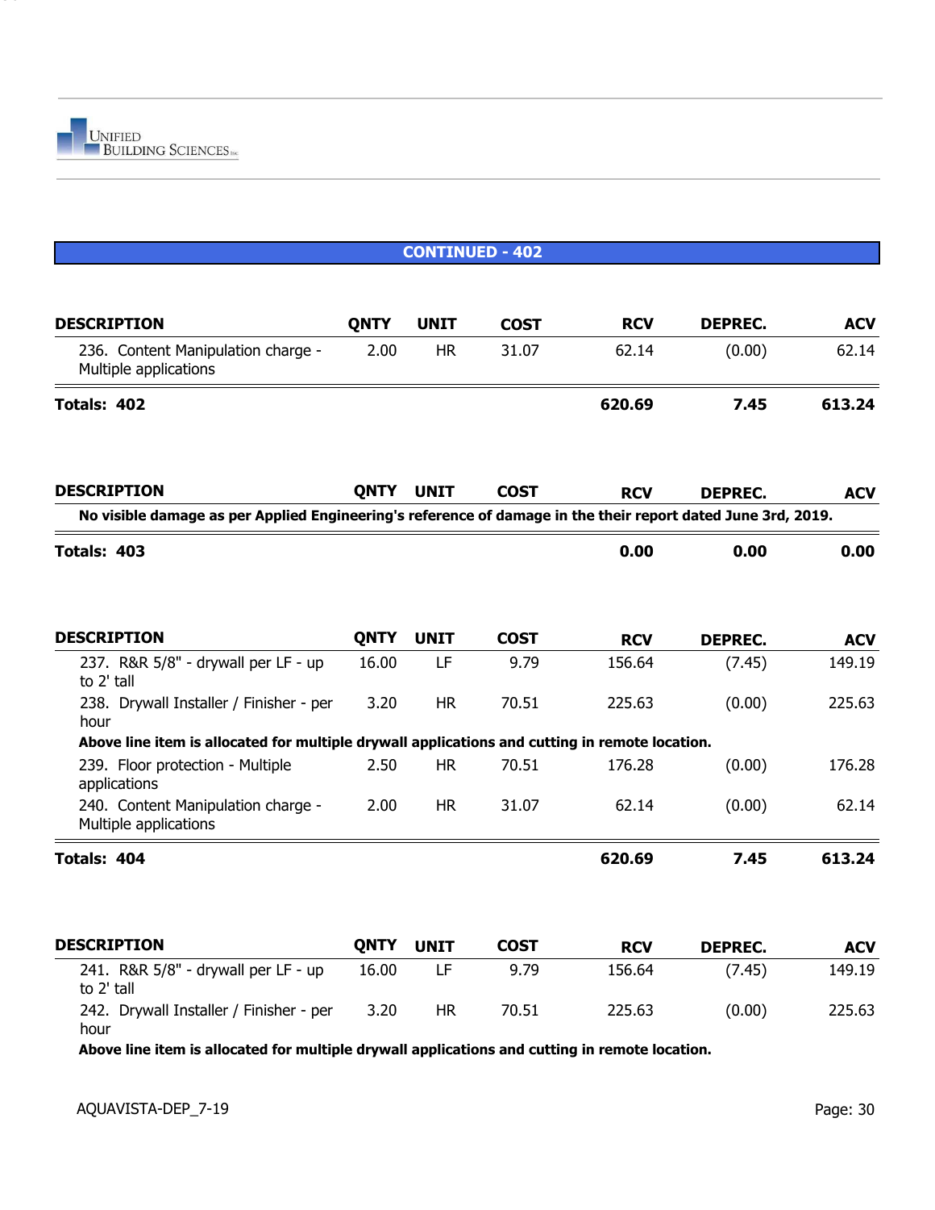## CONTINUED - 402

| DESCRIPTION | QNTY | UNIT | COST | RCV | DEPREC. | ACV |
|---|---|---|---|---|---|---|
| 236. Content Manipulation charge - Multiple applications | 2.00 | HR | 31.07 | 62.14 | (0.00) | 62.14 |
| **Totals: 402** | | | | **620.69** | **7.45** | **613.24** |

| DESCRIPTION | QNTY | UNIT | COST | RCV | DEPREC. | ACV |
|---|---|---|---|---|---|---|
| **No visible damage as per Applied Engineering's reference of damage in the their report dated June 3rd, 2019.** | | | | | | |
| **Totals: 403** | | | | **0.00** | **0.00** | **0.00** |

| DESCRIPTION | QNTY | UNIT | COST | RCV | DEPREC. | ACV |
|---|---|---|---|---|---|---|
| 237. R&R 5/8" - drywall per LF - up to 2' tall | 16.00 | LF | 9.79 | 156.64 | (7.45) | 149.19 |
| 238. Drywall Installer / Finisher - per hour | 3.20 | HR | 70.51 | 225.63 | (0.00) | 225.63 |
| **Above line item is allocated for multiple drywall applications and cutting in remote location.** | | | | | | |
| 239. Floor protection - Multiple applications | 2.50 | HR | 70.51 | 176.28 | (0.00) | 176.28 |
| 240. Content Manipulation charge - Multiple applications | 2.00 | HR | 31.07 | 62.14 | (0.00) | 62.14 |
| **Totals: 404** | | | | **620.69** | **7.45** | **613.24** |

| DESCRIPTION | QNTY | UNIT | COST | RCV | DEPREC. | ACV |
|---|---|---|---|---|---|---|
| 241. R&R 5/8" - drywall per LF - up to 2' tall | 16.00 | LF | 9.79 | 156.64 | (7.45) | 149.19 |
| 242. Drywall Installer / Finisher - per hour | 3.20 | HR | 70.51 | 225.63 | (0.00) | 225.63 |
| **Above line item is allocated for multiple drywall applications and cutting in remote location.** | | | | | | |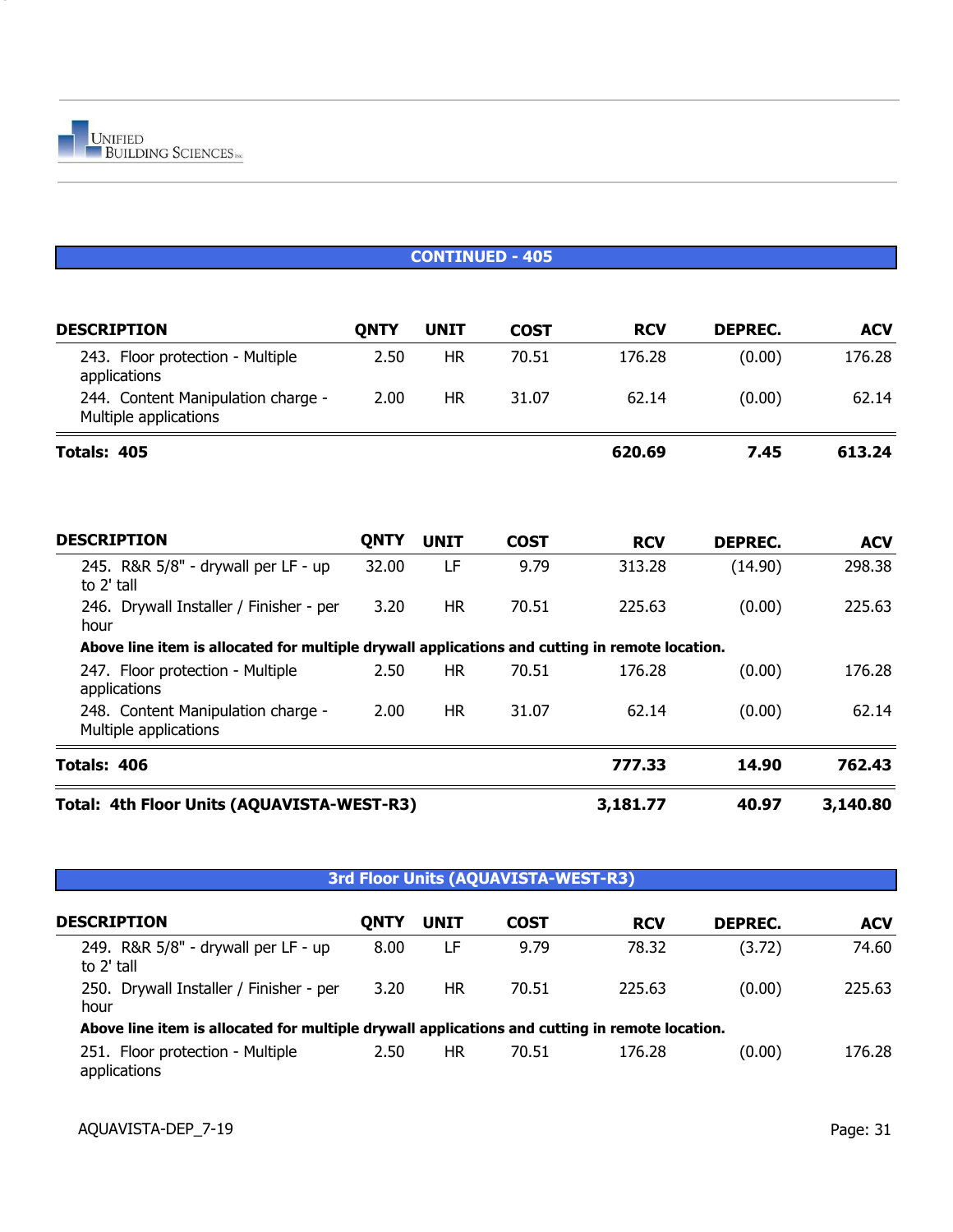## CONTINUED - 405

| DESCRIPTION | QNTY | UNIT | COST | RCV | DEPREC. | ACV |
|---|---|---|---|---|---|---|
| 243. Floor protection - Multiple applications | 2.50 | HR | 70.51 | 176.28 | (0.00) | 176.28 |
| 244. Content Manipulation charge - Multiple applications | 2.00 | HR | 31.07 | 62.14 | (0.00) | 62.14 |
| **Totals: 405** | | | | **620.69** | **7.45** | **613.24** |

| DESCRIPTION | QNTY | UNIT | COST | RCV | DEPREC. | ACV |
|---|---|---|---|---|---|---|
| 245. R&R 5/8" - drywall per LF - up to 2' tall | 32.00 | LF | 9.79 | 313.28 | (14.90) | 298.38 |
| 246. Drywall Installer / Finisher - per hour | 3.20 | HR | 70.51 | 225.63 | (0.00) | 225.63 |
| **Above line item is allocated for multiple drywall applications and cutting in remote location.** | | | | | | |
| 247. Floor protection - Multiple applications | 2.50 | HR | 70.51 | 176.28 | (0.00) | 176.28 |
| 248. Content Manipulation charge - Multiple applications | 2.00 | HR | 31.07 | 62.14 | (0.00) | 62.14 |
| **Totals: 406** | | | | **777.33** | **14.90** | **762.43** |
| **Total: 4th Floor Units (AQUAVISTA-WEST-R3)** | | | | **3,181.77** | **40.97** | **3,140.80** |

## 3rd Floor Units (AQUAVISTA-WEST-R3)

| DESCRIPTION | QNTY | UNIT | COST | RCV | DEPREC. | ACV |
|---|---|---|---|---|---|---|
| 249. R&R 5/8" - drywall per LF - up to 2' tall | 8.00 | LF | 9.79 | 78.32 | (3.72) | 74.60 |
| 250. Drywall Installer / Finisher - per hour | 3.20 | HR | 70.51 | 225.63 | (0.00) | 225.63 |
| **Above line item is allocated for multiple drywall applications and cutting in remote location.** | | | | | | |
| 251. Floor protection - Multiple applications | 2.50 | HR | 70.51 | 176.28 | (0.00) | 176.28 |

AQUAVISTA-DEP_7-19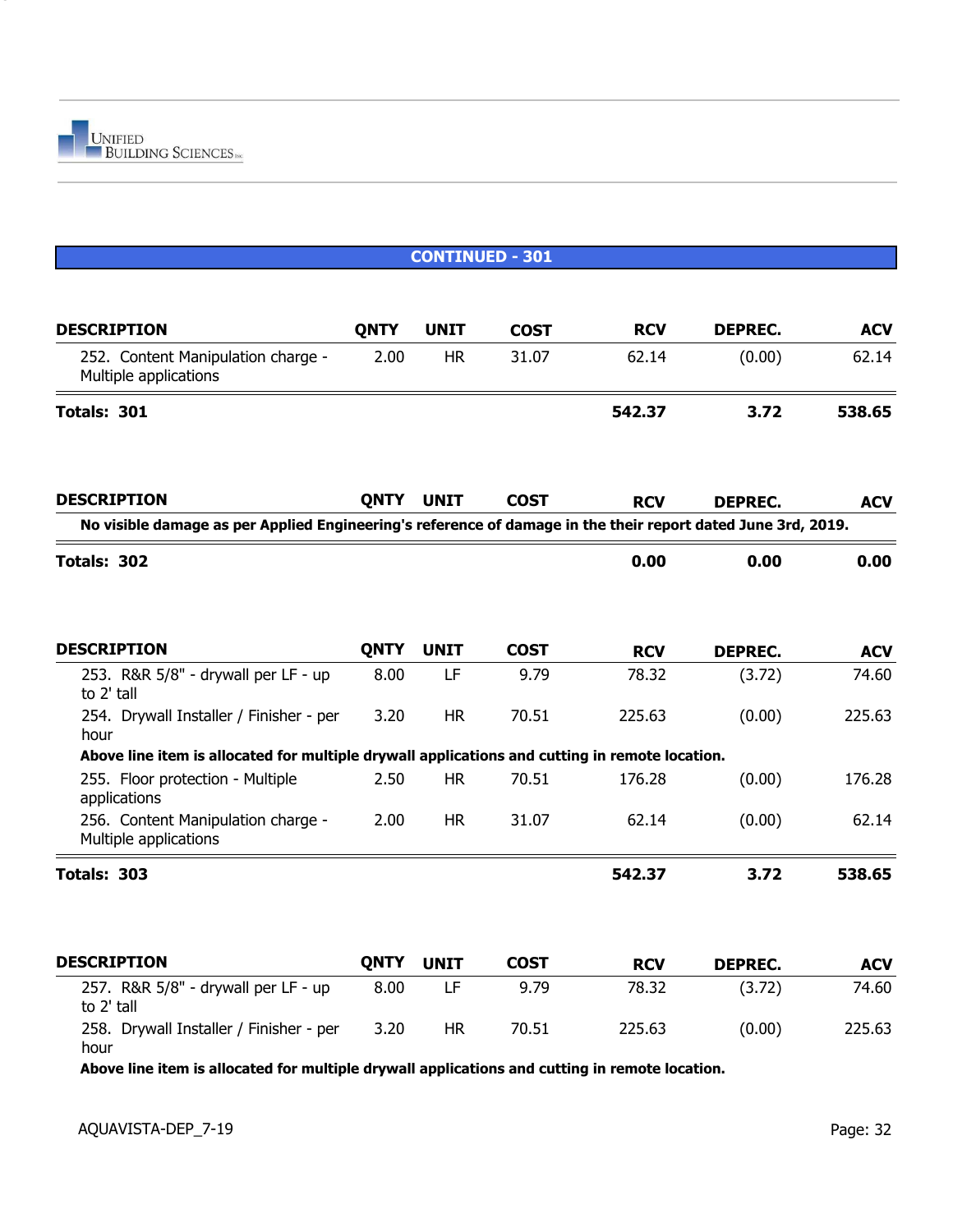## CONTINUED - 301

| DESCRIPTION | QNTY | UNIT | COST | RCV | DEPREC. | ACV |
|---|---|---|---|---|---|---|
| 252. Content Manipulation charge - Multiple applications | 2.00 | HR | 31.07 | 62.14 | (0.00) | 62.14 |
| **Totals: 301** | | | | **542.37** | **3.72** | **538.65** |

| DESCRIPTION | QNTY | UNIT | COST | RCV | DEPREC. | ACV |
|---|---|---|---|---|---|---|
| **No visible damage as per Applied Engineering's reference of damage in the their report dated June 3rd, 2019.** | | | | | | |
| **Totals: 302** | | | | **0.00** | **0.00** | **0.00** |

| DESCRIPTION | QNTY | UNIT | COST | RCV | DEPREC. | ACV |
|---|---|---|---|---|---|---|
| 253. R&R 5/8" - drywall per LF - up to 2' tall | 8.00 | LF | 9.79 | 78.32 | (3.72) | 74.60 |
| 254. Drywall Installer / Finisher - per hour | 3.20 | HR | 70.51 | 225.63 | (0.00) | 225.63 |
| **Above line item is allocated for multiple drywall applications and cutting in remote location.** | | | | | | |
| 255. Floor protection - Multiple applications | 2.50 | HR | 70.51 | 176.28 | (0.00) | 176.28 |
| 256. Content Manipulation charge - Multiple applications | 2.00 | HR | 31.07 | 62.14 | (0.00) | 62.14 |
| **Totals: 303** | | | | **542.37** | **3.72** | **538.65** |

| DESCRIPTION | QNTY | UNIT | COST | RCV | DEPREC. | ACV |
|---|---|---|---|---|---|---|
| 257. R&R 5/8" - drywall per LF - up to 2' tall | 8.00 | LF | 9.79 | 78.32 | (3.72) | 74.60 |
| 258. Drywall Installer / Finisher - per hour | 3.20 | HR | 70.51 | 225.63 | (0.00) | 225.63 |
| **Above line item is allocated for multiple drywall applications and cutting in remote location.** | | | | | | |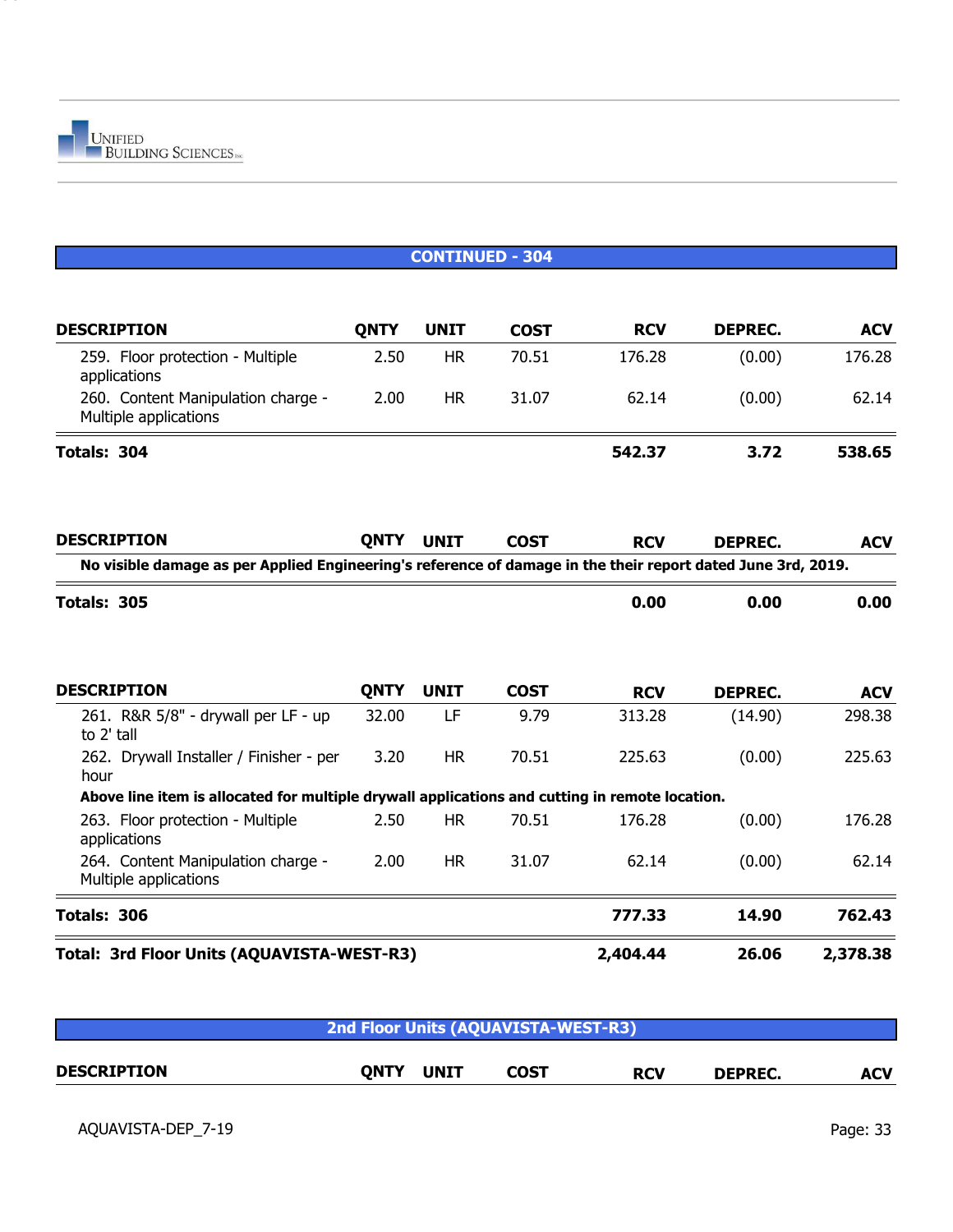## CONTINUED - 304

| DESCRIPTION | QNTY | UNIT | COST | RCV | DEPREC. | ACV |
|---|---|---|---|---|---|---|
| 259. Floor protection - Multiple applications | 2.50 | HR | 70.51 | 176.28 | (0.00) | 176.28 |
| 260. Content Manipulation charge - Multiple applications | 2.00 | HR | 31.07 | 62.14 | (0.00) | 62.14 |
| **Totals: 304** | | | | **542.37** | **3.72** | **538.65** |

| DESCRIPTION | QNTY | UNIT | COST | RCV | DEPREC. | ACV |
|---|---|---|---|---|---|---|
| **No visible damage as per Applied Engineering's reference of damage in the their report dated June 3rd, 2019.** | | | | | | |
| **Totals: 305** | | | | **0.00** | **0.00** | **0.00** |

| DESCRIPTION | QNTY | UNIT | COST | RCV | DEPREC. | ACV |
|---|---|---|---|---|---|---|
| 261. R&R 5/8" - drywall per LF - up to 2' tall | 32.00 | LF | 9.79 | 313.28 | (14.90) | 298.38 |
| 262. Drywall Installer / Finisher - per hour | 3.20 | HR | 70.51 | 225.63 | (0.00) | 225.63 |
| **Above line item is allocated for multiple drywall applications and cutting in remote location.** | | | | | | |
| 263. Floor protection - Multiple applications | 2.50 | HR | 70.51 | 176.28 | (0.00) | 176.28 |
| 264. Content Manipulation charge - Multiple applications | 2.00 | HR | 31.07 | 62.14 | (0.00) | 62.14 |
| **Totals: 306** | | | | **777.33** | **14.90** | **762.43** |
| **Total: 3rd Floor Units (AQUAVISTA-WEST-R3)** | | | | **2,404.44** | **26.06** | **2,378.38** |

## 2nd Floor Units (AQUAVISTA-WEST-R3)

| DESCRIPTION | QNTY | UNIT | COST | RCV | DEPREC. | ACV |
|---|---|---|---|---|---|---|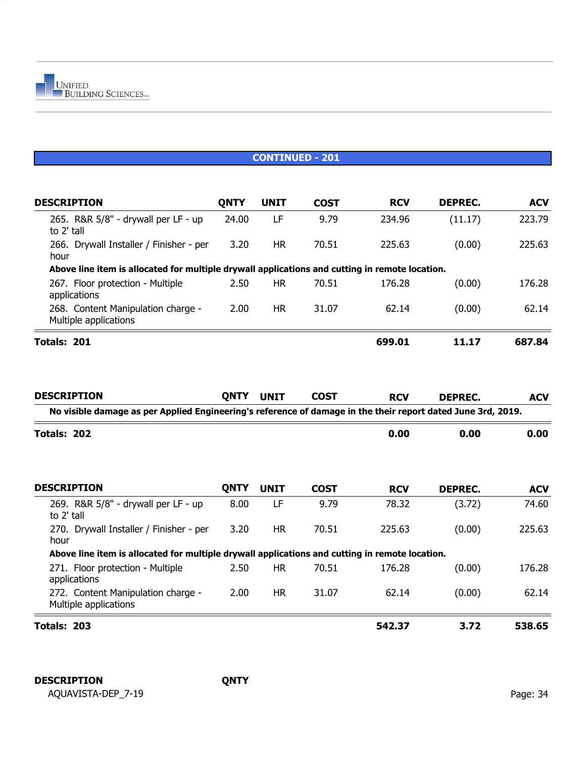## CONTINUED - 201

| DESCRIPTION | QNTY | UNIT | COST | RCV | DEPREC. | ACV |
|---|---|---|---|---|---|---|
| 265. R&R 5/8" - drywall per LF - up to 2' tall | 24.00 | LF | 9.79 | 234.96 | (11.17) | 223.79 |
| 266. Drywall Installer / Finisher - per hour | 3.20 | HR | 70.51 | 225.63 | (0.00) | 225.63 |
| **Above line item is allocated for multiple drywall applications and cutting in remote location.** | | | | | | |
| 267. Floor protection - Multiple applications | 2.50 | HR | 70.51 | 176.28 | (0.00) | 176.28 |
| 268. Content Manipulation charge - Multiple applications | 2.00 | HR | 31.07 | 62.14 | (0.00) | 62.14 |
| **Totals: 201** | | | | **699.01** | **11.17** | **687.84** |

| DESCRIPTION | QNTY | UNIT | COST | RCV | DEPREC. | ACV |
|---|---|---|---|---|---|---|
| **No visible damage as per Applied Engineering's reference of damage in the their report dated June 3rd, 2019.** | | | | | | |
| **Totals: 202** | | | | **0.00** | **0.00** | **0.00** |

| DESCRIPTION | QNTY | UNIT | COST | RCV | DEPREC. | ACV |
|---|---|---|---|---|---|---|
| 269. R&R 5/8" - drywall per LF - up to 2' tall | 8.00 | LF | 9.79 | 78.32 | (3.72) | 74.60 |
| 270. Drywall Installer / Finisher - per hour | 3.20 | HR | 70.51 | 225.63 | (0.00) | 225.63 |
| **Above line item is allocated for multiple drywall applications and cutting in remote location.** | | | | | | |
| 271. Floor protection - Multiple applications | 2.50 | HR | 70.51 | 176.28 | (0.00) | 176.28 |
| 272. Content Manipulation charge - Multiple applications | 2.00 | HR | 31.07 | 62.14 | (0.00) | 62.14 |
| **Totals: 203** | | | | **542.37** | **3.72** | **538.65** |

| DESCRIPTION | QNTY |
|---|---|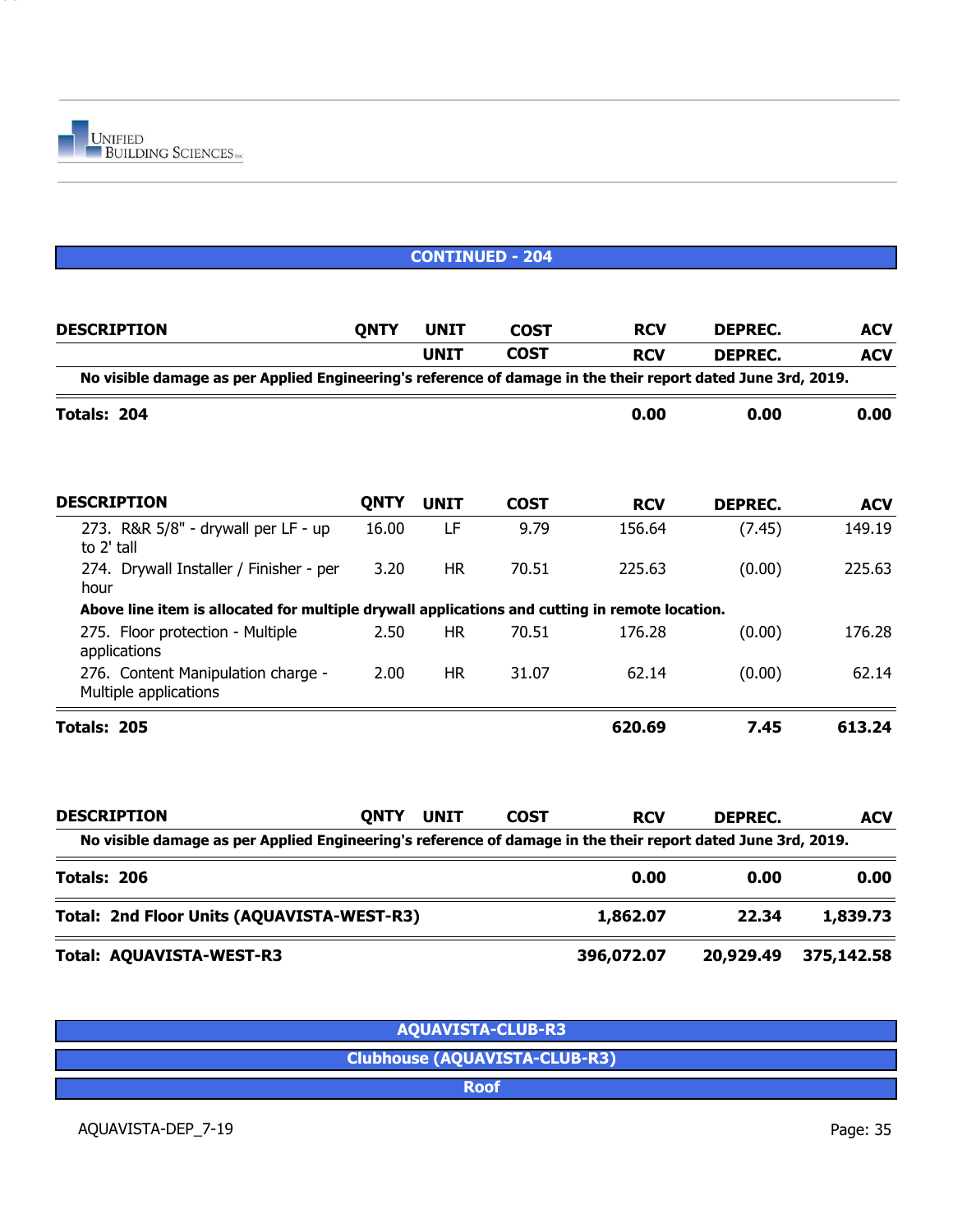## CONTINUED - 204

| DESCRIPTION | QNTY | UNIT | COST | RCV | DEPREC. | ACV |
|---|---|---|---|---|---|---|
| | | UNIT | COST | RCV | DEPREC. | ACV |
| **No visible damage as per Applied Engineering's reference of damage in the their report dated June 3rd, 2019.** | | | | | | |
| **Totals: 204** | | | | **0.00** | **0.00** | **0.00** |

| DESCRIPTION | QNTY | UNIT | COST | RCV | DEPREC. | ACV |
|---|---|---|---|---|---|---|
| 273. R&R 5/8" - drywall per LF - up to 2' tall | 16.00 | LF | 9.79 | 156.64 | (7.45) | 149.19 |
| 274. Drywall Installer / Finisher - per hour | 3.20 | HR | 70.51 | 225.63 | (0.00) | 225.63 |
| **Above line item is allocated for multiple drywall applications and cutting in remote location.** | | | | | | |
| 275. Floor protection - Multiple applications | 2.50 | HR | 70.51 | 176.28 | (0.00) | 176.28 |
| 276. Content Manipulation charge - Multiple applications | 2.00 | HR | 31.07 | 62.14 | (0.00) | 62.14 |
| **Totals: 205** | | | | **620.69** | **7.45** | **613.24** |

| DESCRIPTION | QNTY | UNIT | COST | RCV | DEPREC. | ACV |
|---|---|---|---|---|---|---|
| **No visible damage as per Applied Engineering's reference of damage in the their report dated June 3rd, 2019.** | | | | | | |
| **Totals: 206** | | | | **0.00** | **0.00** | **0.00** |
| **Total: 2nd Floor Units (AQUAVISTA-WEST-R3)** | | | | **1,862.07** | **22.34** | **1,839.73** |
| **Total: AQUAVISTA-WEST-R3** | | | | **396,072.07** | **20,929.49** | **375,142.58** |

## AQUAVISTA-CLUB-R3

## Clubhouse (AQUAVISTA-CLUB-R3)

## Roof

AQUAVISTA-DEP_7-19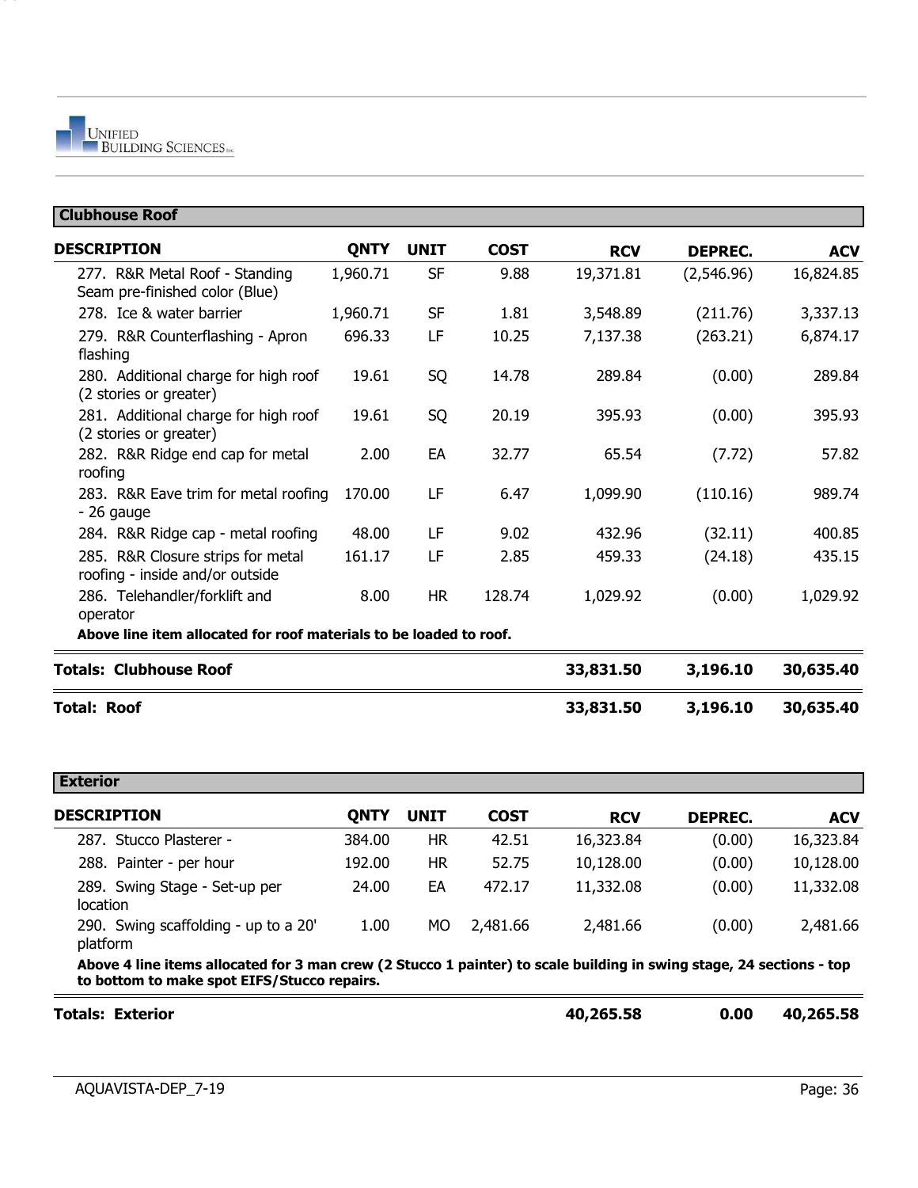## Clubhouse Roof

| DESCRIPTION | QNTY | UNIT | COST | RCV | DEPREC. | ACV |
|---|---|---|---|---|---|---|
| 277. R&R Metal Roof - Standing Seam pre-finished color (Blue) | 1,960.71 | SF | 9.88 | 19,371.81 | (2,546.96) | 16,824.85 |
| 278. Ice & water barrier | 1,960.71 | SF | 1.81 | 3,548.89 | (211.76) | 3,337.13 |
| 279. R&R Counterflashing - Apron flashing | 696.33 | LF | 10.25 | 7,137.38 | (263.21) | 6,874.17 |
| 280. Additional charge for high roof (2 stories or greater) | 19.61 | SQ | 14.78 | 289.84 | (0.00) | 289.84 |
| 281. Additional charge for high roof (2 stories or greater) | 19.61 | SQ | 20.19 | 395.93 | (0.00) | 395.93 |
| 282. R&R Ridge end cap for metal roofing | 2.00 | EA | 32.77 | 65.54 | (7.72) | 57.82 |
| 283. R&R Eave trim for metal roofing - 26 gauge | 170.00 | LF | 6.47 | 1,099.90 | (110.16) | 989.74 |
| 284. R&R Ridge cap - metal roofing | 48.00 | LF | 9.02 | 432.96 | (32.11) | 400.85 |
| 285. R&R Closure strips for metal roofing - inside and/or outside | 161.17 | LF | 2.85 | 459.33 | (24.18) | 435.15 |
| 286. Telehandler/forklift and operator | 8.00 | HR | 128.74 | 1,029.92 | (0.00) | 1,029.92 |

**Above line item allocated for roof materials to be loaded to roof.**

| | | | | | | |
|---|---|---|---|---|---|---|
| **Totals: Clubhouse Roof** | | | | **33,831.50** | **3,196.10** | **30,635.40** |
| **Total: Roof** | | | | **33,831.50** | **3,196.10** | **30,635.40** |

## Exterior

| DESCRIPTION | QNTY | UNIT | COST | RCV | DEPREC. | ACV |
|---|---|---|---|---|---|---|
| 287. Stucco Plasterer - | 384.00 | HR | 42.51 | 16,323.84 | (0.00) | 16,323.84 |
| 288. Painter - per hour | 192.00 | HR | 52.75 | 10,128.00 | (0.00) | 10,128.00 |
| 289. Swing Stage - Set-up per location | 24.00 | EA | 472.17 | 11,332.08 | (0.00) | 11,332.08 |
| 290. Swing scaffolding - up to a 20' platform | 1.00 | MO | 2,481.66 | 2,481.66 | (0.00) | 2,481.66 |

**Above 4 line items allocated for 3 man crew (2 Stucco 1 painter) to scale building in swing stage, 24 sections - top to bottom to make spot EIFS/Stucco repairs.**

| | | | | | | |
|---|---|---|---|---|---|---|
| **Totals: Exterior** | | | | **40,265.58** | **0.00** | **40,265.58** |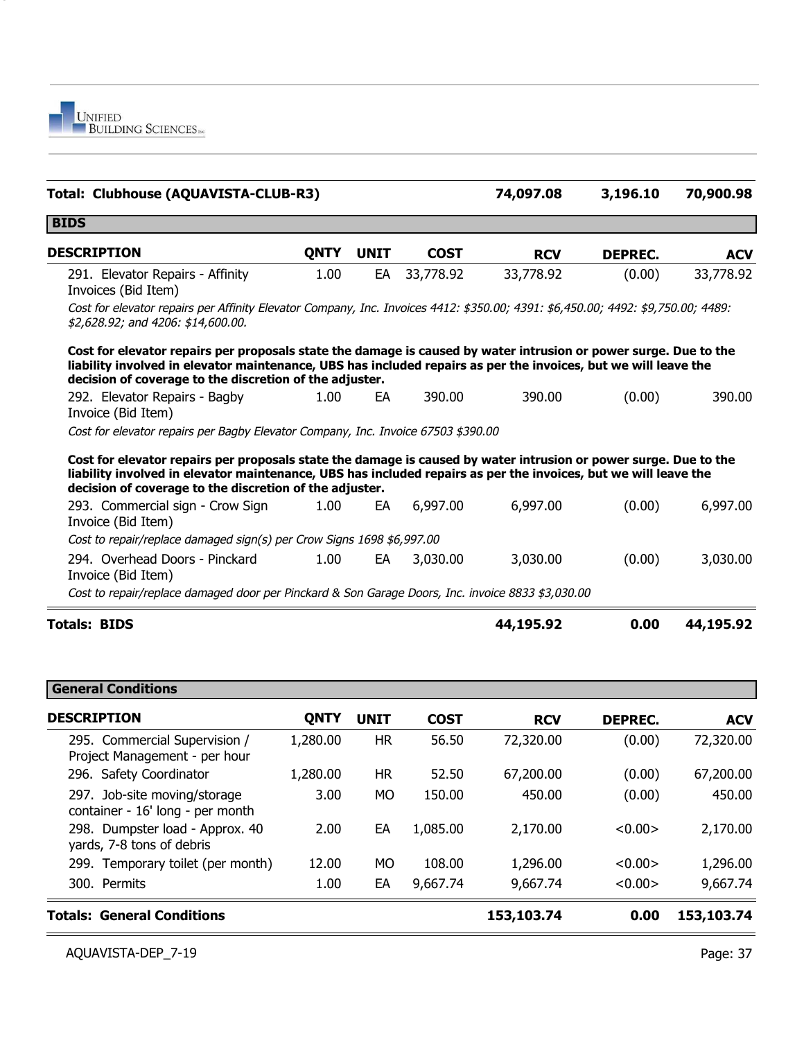| Total: Clubhouse (AQUAVISTA-CLUB-R3) | | | | 74,097.08 | 3,196.10 | 70,900.98 |
|---|---|---|---|---|---|---|

## BIDS

| DESCRIPTION | QNTY | UNIT | COST | RCV | DEPREC. | ACV |
|---|---|---|---|---|---|---|
| 291. Elevator Repairs - Affinity Invoices (Bid Item) | 1.00 | EA | 33,778.92 | 33,778.92 | (0.00) | 33,778.92 |
| *Cost for elevator repairs per Affinity Elevator Company, Inc. Invoices 4412: $350.00; 4391: $6,450.00; 4492: $9,750.00; 4489: $2,628.92; and 4206: $14,600.00.* | | | | | | |
| **Cost for elevator repairs per proposals state the damage is caused by water intrusion or power surge. Due to the liability involved in elevator maintenance, UBS has included repairs as per the invoices, but we will leave the decision of coverage to the discretion of the adjuster.** | | | | | | |
| 292. Elevator Repairs - Bagby Invoice (Bid Item) | 1.00 | EA | 390.00 | 390.00 | (0.00) | 390.00 |
| *Cost for elevator repairs per Bagby Elevator Company, Inc. Invoice 67503 $390.00* | | | | | | |
| **Cost for elevator repairs per proposals state the damage is caused by water intrusion or power surge. Due to the liability involved in elevator maintenance, UBS has included repairs as per the invoices, but we will leave the decision of coverage to the discretion of the adjuster.** | | | | | | |
| 293. Commercial sign - Crow Sign Invoice (Bid Item) | 1.00 | EA | 6,997.00 | 6,997.00 | (0.00) | 6,997.00 |
| *Cost to repair/replace damaged sign(s) per Crow Signs 1698 $6,997.00* | | | | | | |
| 294. Overhead Doors - Pinckard Invoice (Bid Item) | 1.00 | EA | 3,030.00 | 3,030.00 | (0.00) | 3,030.00 |
| *Cost to repair/replace damaged door per Pinckard & Son Garage Doors, Inc. invoice 8833 $3,030.00* | | | | | | |
| **Totals: BIDS** | | | | **44,195.92** | **0.00** | **44,195.92** |

## General Conditions

| DESCRIPTION | QNTY | UNIT | COST | RCV | DEPREC. | ACV |
|---|---|---|---|---|---|---|
| 295. Commercial Supervision / Project Management - per hour | 1,280.00 | HR | 56.50 | 72,320.00 | (0.00) | 72,320.00 |
| 296. Safety Coordinator | 1,280.00 | HR | 52.50 | 67,200.00 | (0.00) | 67,200.00 |
| 297. Job-site moving/storage container - 16' long - per month | 3.00 | MO | 150.00 | 450.00 | (0.00) | 450.00 |
| 298. Dumpster load - Approx. 40 yards, 7-8 tons of debris | 2.00 | EA | 1,085.00 | 2,170.00 | <0.00> | 2,170.00 |
| 299. Temporary toilet (per month) | 12.00 | MO | 108.00 | 1,296.00 | <0.00> | 1,296.00 |
| 300. Permits | 1.00 | EA | 9,667.74 | 9,667.74 | <0.00> | 9,667.74 |
| **Totals: General Conditions** | | | | **153,103.74** | **0.00** | **153,103.74** |

AQUAVISTA-DEP_7-19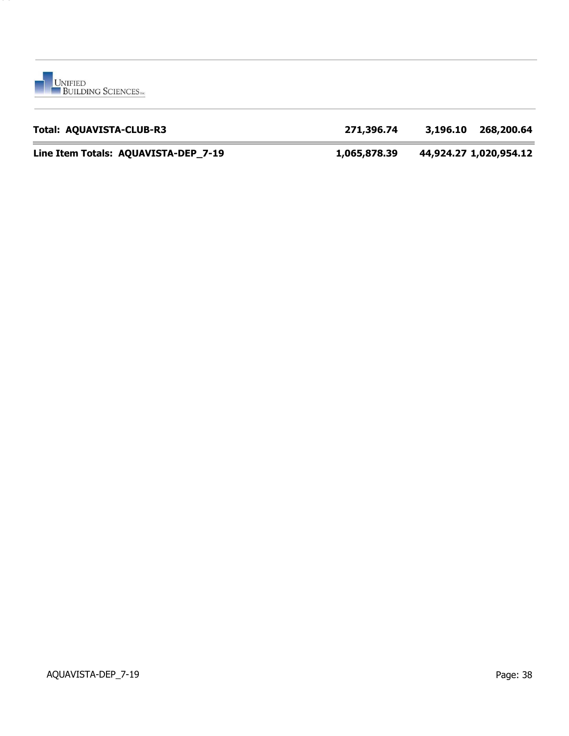| | | | |
|---|---|---|---|
| **Total: AQUAVISTA-CLUB-R3** | **271,396.74** | **3,196.10** | **268,200.64** |
| **Line Item Totals: AQUAVISTA-DEP_7-19** | **1,065,878.39** | **44,924.27** | **1,020,954.12** |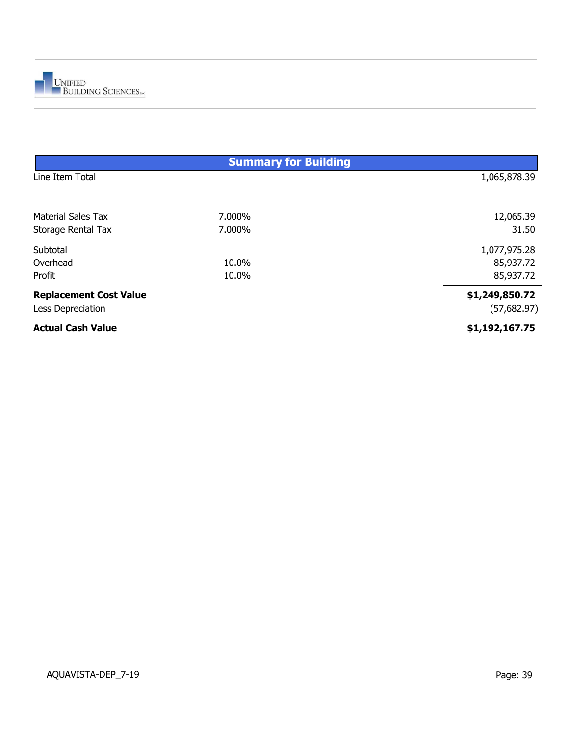UNIFIED BUILDING SCIENCES INC

## Summary for Building

| | | |
|---|---|---|
| Line Item Total | | 1,065,878.39 |
| Material Sales Tax | 7.000% | 12,065.39 |
| Storage Rental Tax | 7.000% | 31.50 |
| Subtotal | | 1,077,975.28 |
| Overhead | 10.0% | 85,937.72 |
| Profit | 10.0% | 85,937.72 |
| **Replacement Cost Value** | | **$1,249,850.72** |
| Less Depreciation | | (57,682.97) |
| **Actual Cash Value** | | **$1,192,167.75** |

AQUAVISTA-DEP_7-19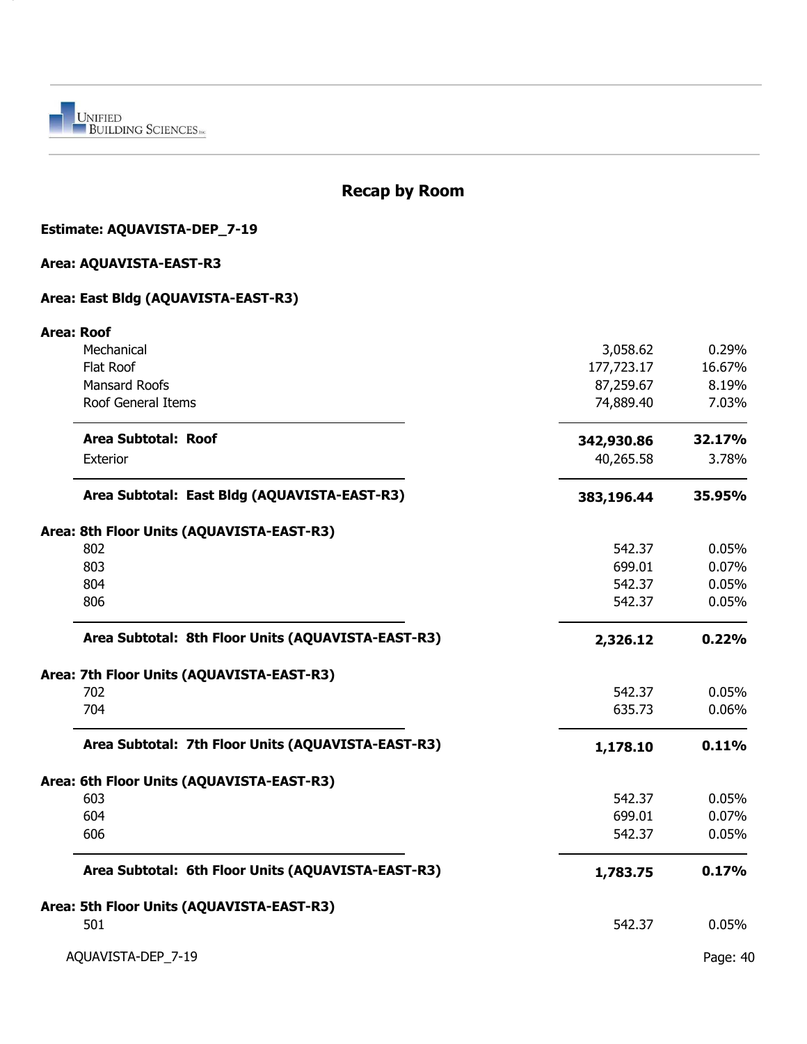UNIFIED BUILDING SCIENCES Inc.

# Recap by Room

**Estimate: AQUAVISTA-DEP_7-19**

**Area: AQUAVISTA-EAST-R3**

**Area: East Bldg (AQUAVISTA-EAST-R3)**

**Area: Roof**

| | | |
|---|---:|---:|
| Mechanical | 3,058.62 | 0.29% |
| Flat Roof | 177,723.17 | 16.67% |
| Mansard Roofs | 87,259.67 | 8.19% |
| Roof General Items | 74,889.40 | 7.03% |
| **Area Subtotal: Roof** | **342,930.86** | **32.17%** |
| Exterior | 40,265.58 | 3.78% |
| **Area Subtotal: East Bldg (AQUAVISTA-EAST-R3)** | **383,196.44** | **35.95%** |

**Area: 8th Floor Units (AQUAVISTA-EAST-R3)**

| | | |
|---|---:|---:|
| 802 | 542.37 | 0.05% |
| 803 | 699.01 | 0.07% |
| 804 | 542.37 | 0.05% |
| 806 | 542.37 | 0.05% |
| **Area Subtotal: 8th Floor Units (AQUAVISTA-EAST-R3)** | **2,326.12** | **0.22%** |

**Area: 7th Floor Units (AQUAVISTA-EAST-R3)**

| | | |
|---|---:|---:|
| 702 | 542.37 | 0.05% |
| 704 | 635.73 | 0.06% |
| **Area Subtotal: 7th Floor Units (AQUAVISTA-EAST-R3)** | **1,178.10** | **0.11%** |

**Area: 6th Floor Units (AQUAVISTA-EAST-R3)**

| | | |
|---|---:|---:|
| 603 | 542.37 | 0.05% |
| 604 | 699.01 | 0.07% |
| 606 | 542.37 | 0.05% |
| **Area Subtotal: 6th Floor Units (AQUAVISTA-EAST-R3)** | **1,783.75** | **0.17%** |

**Area: 5th Floor Units (AQUAVISTA-EAST-R3)**

| | | |
|---|---:|---:|
| 501 | 542.37 | 0.05% |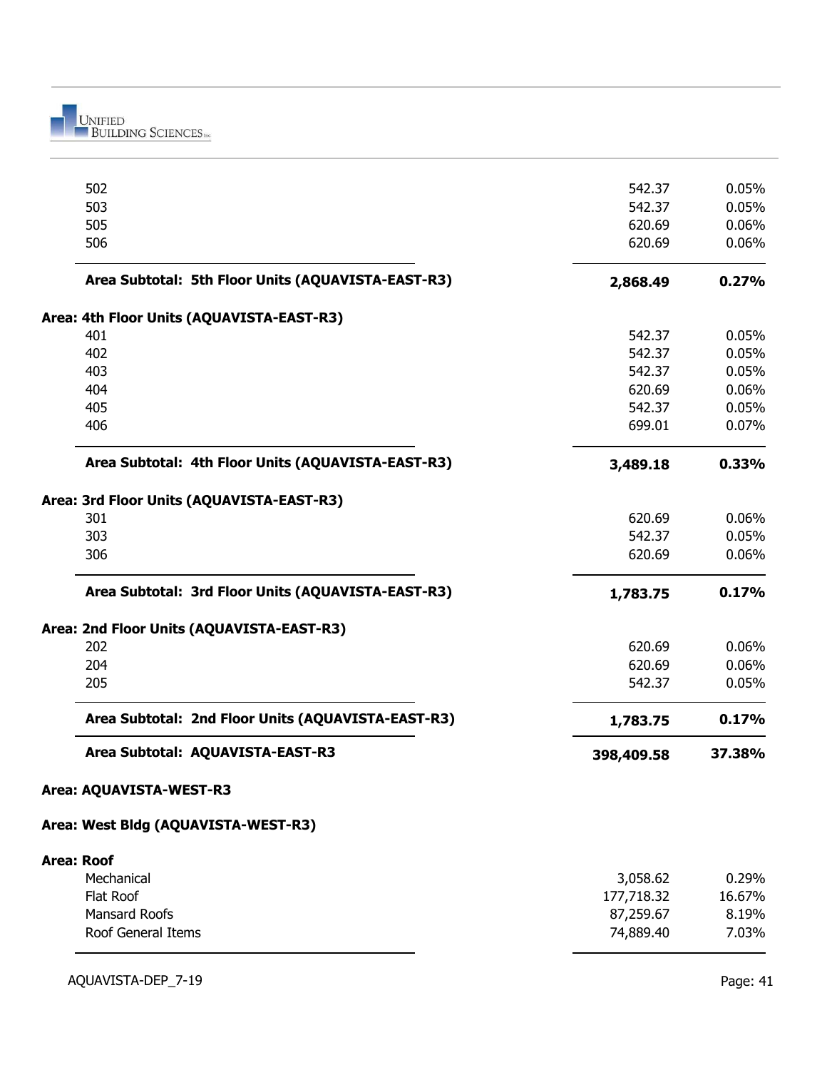| Item | Amount | Percent |
|---|---|---|
| 502 | 542.37 | 0.05% |
| 503 | 542.37 | 0.05% |
| 505 | 620.69 | 0.06% |
| 506 | 620.69 | 0.06% |
| **Area Subtotal: 5th Floor Units (AQUAVISTA-EAST-R3)** | **2,868.49** | **0.27%** |

**Area: 4th Floor Units (AQUAVISTA-EAST-R3)**

| Item | Amount | Percent |
|---|---|---|
| 401 | 542.37 | 0.05% |
| 402 | 542.37 | 0.05% |
| 403 | 542.37 | 0.05% |
| 404 | 620.69 | 0.06% |
| 405 | 542.37 | 0.05% |
| 406 | 699.01 | 0.07% |
| **Area Subtotal: 4th Floor Units (AQUAVISTA-EAST-R3)** | **3,489.18** | **0.33%** |

**Area: 3rd Floor Units (AQUAVISTA-EAST-R3)**

| Item | Amount | Percent |
|---|---|---|
| 301 | 620.69 | 0.06% |
| 303 | 542.37 | 0.05% |
| 306 | 620.69 | 0.06% |
| **Area Subtotal: 3rd Floor Units (AQUAVISTA-EAST-R3)** | **1,783.75** | **0.17%** |

**Area: 2nd Floor Units (AQUAVISTA-EAST-R3)**

| Item | Amount | Percent |
|---|---|---|
| 202 | 620.69 | 0.06% |
| 204 | 620.69 | 0.06% |
| 205 | 542.37 | 0.05% |
| **Area Subtotal: 2nd Floor Units (AQUAVISTA-EAST-R3)** | **1,783.75** | **0.17%** |
| **Area Subtotal: AQUAVISTA-EAST-R3** | **398,409.58** | **37.38%** |

**Area: AQUAVISTA-WEST-R3**

**Area: West Bldg (AQUAVISTA-WEST-R3)**

**Area: Roof**

| Item | Amount | Percent |
|---|---|---|
| Mechanical | 3,058.62 | 0.29% |
| Flat Roof | 177,718.32 | 16.67% |
| Mansard Roofs | 87,259.67 | 8.19% |
| Roof General Items | 74,889.40 | 7.03% |

AQUAVISTA-DEP_7-19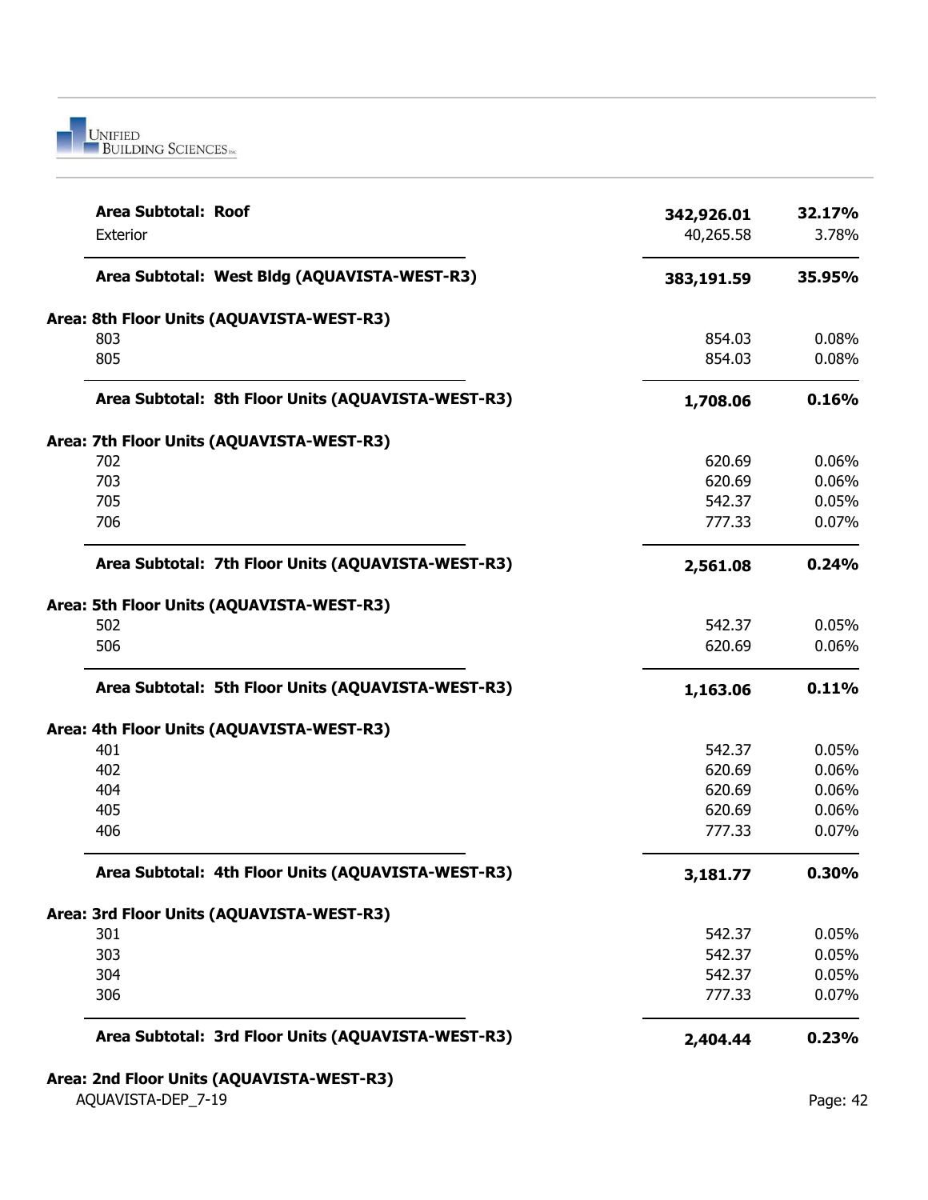| | | |
|---|---|---|
| **Area Subtotal: Roof** | **342,926.01** | **32.17%** |
| Exterior | 40,265.58 | 3.78% |
| **Area Subtotal: West Bldg (AQUAVISTA-WEST-R3)** | **383,191.59** | **35.95%** |
| **Area: 8th Floor Units (AQUAVISTA-WEST-R3)** | | |
| 803 | 854.03 | 0.08% |
| 805 | 854.03 | 0.08% |
| **Area Subtotal: 8th Floor Units (AQUAVISTA-WEST-R3)** | **1,708.06** | **0.16%** |
| **Area: 7th Floor Units (AQUAVISTA-WEST-R3)** | | |
| 702 | 620.69 | 0.06% |
| 703 | 620.69 | 0.06% |
| 705 | 542.37 | 0.05% |
| 706 | 777.33 | 0.07% |
| **Area Subtotal: 7th Floor Units (AQUAVISTA-WEST-R3)** | **2,561.08** | **0.24%** |
| **Area: 5th Floor Units (AQUAVISTA-WEST-R3)** | | |
| 502 | 542.37 | 0.05% |
| 506 | 620.69 | 0.06% |
| **Area Subtotal: 5th Floor Units (AQUAVISTA-WEST-R3)** | **1,163.06** | **0.11%** |
| **Area: 4th Floor Units (AQUAVISTA-WEST-R3)** | | |
| 401 | 542.37 | 0.05% |
| 402 | 620.69 | 0.06% |
| 404 | 620.69 | 0.06% |
| 405 | 620.69 | 0.06% |
| 406 | 777.33 | 0.07% |
| **Area Subtotal: 4th Floor Units (AQUAVISTA-WEST-R3)** | **3,181.77** | **0.30%** |
| **Area: 3rd Floor Units (AQUAVISTA-WEST-R3)** | | |
| 301 | 542.37 | 0.05% |
| 303 | 542.37 | 0.05% |
| 304 | 542.37 | 0.05% |
| 306 | 777.33 | 0.07% |
| **Area Subtotal: 3rd Floor Units (AQUAVISTA-WEST-R3)** | **2,404.44** | **0.23%** |
| **Area: 2nd Floor Units (AQUAVISTA-WEST-R3)** | | |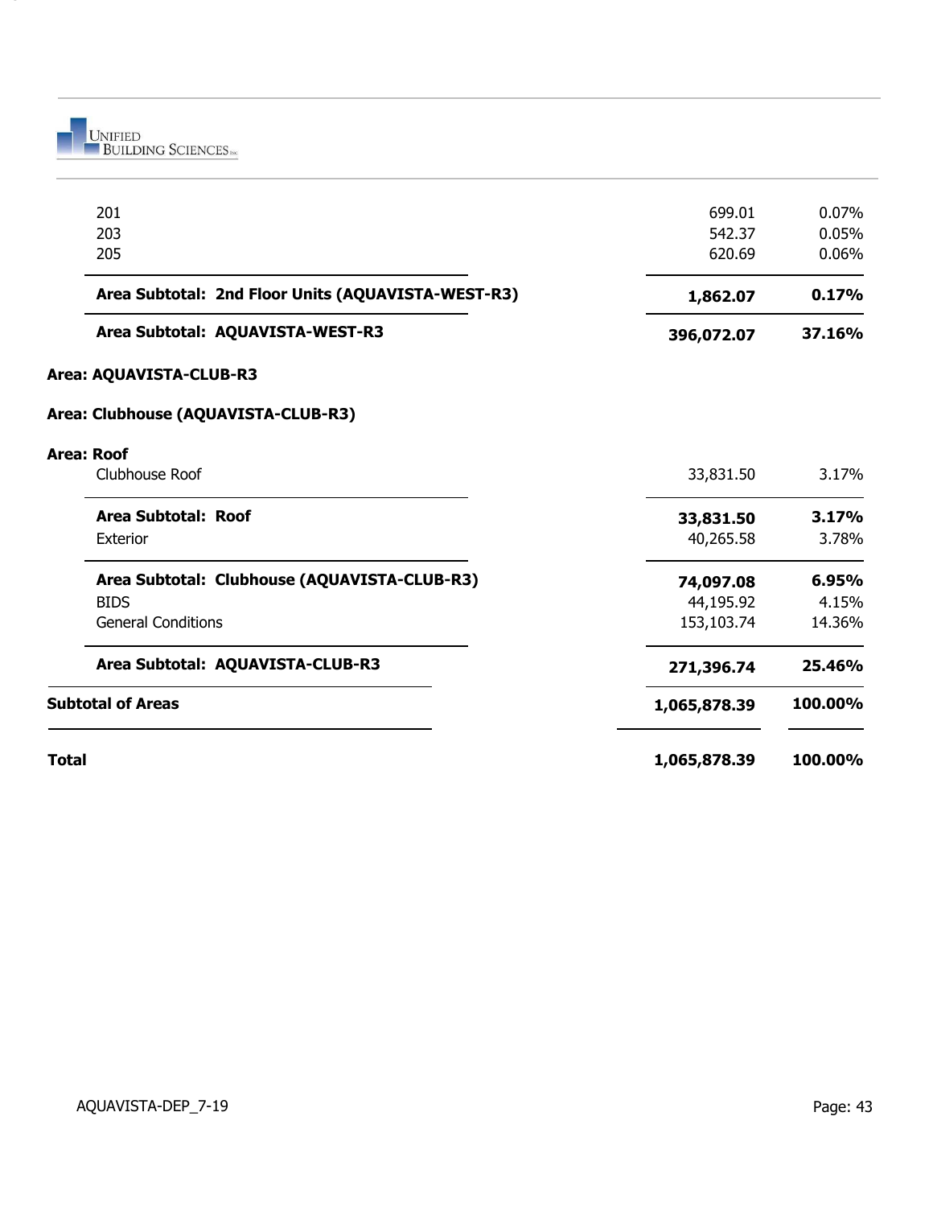| | | |
|---|---|---|
| 201 | 699.01 | 0.07% |
| 203 | 542.37 | 0.05% |
| 205 | 620.69 | 0.06% |
| **Area Subtotal: 2nd Floor Units (AQUAVISTA-WEST-R3)** | **1,862.07** | **0.17%** |
| **Area Subtotal: AQUAVISTA-WEST-R3** | **396,072.07** | **37.16%** |
| **Area: AQUAVISTA-CLUB-R3** | | |
| **Area: Clubhouse (AQUAVISTA-CLUB-R3)** | | |
| **Area: Roof** | | |
| Clubhouse Roof | 33,831.50 | 3.17% |
| **Area Subtotal: Roof** | **33,831.50** | **3.17%** |
| Exterior | 40,265.58 | 3.78% |
| **Area Subtotal: Clubhouse (AQUAVISTA-CLUB-R3)** | **74,097.08** | **6.95%** |
| BIDS | 44,195.92 | 4.15% |
| General Conditions | 153,103.74 | 14.36% |
| **Area Subtotal: AQUAVISTA-CLUB-R3** | **271,396.74** | **25.46%** |
| **Subtotal of Areas** | **1,065,878.39** | **100.00%** |
| **Total** | **1,065,878.39** | **100.00%** |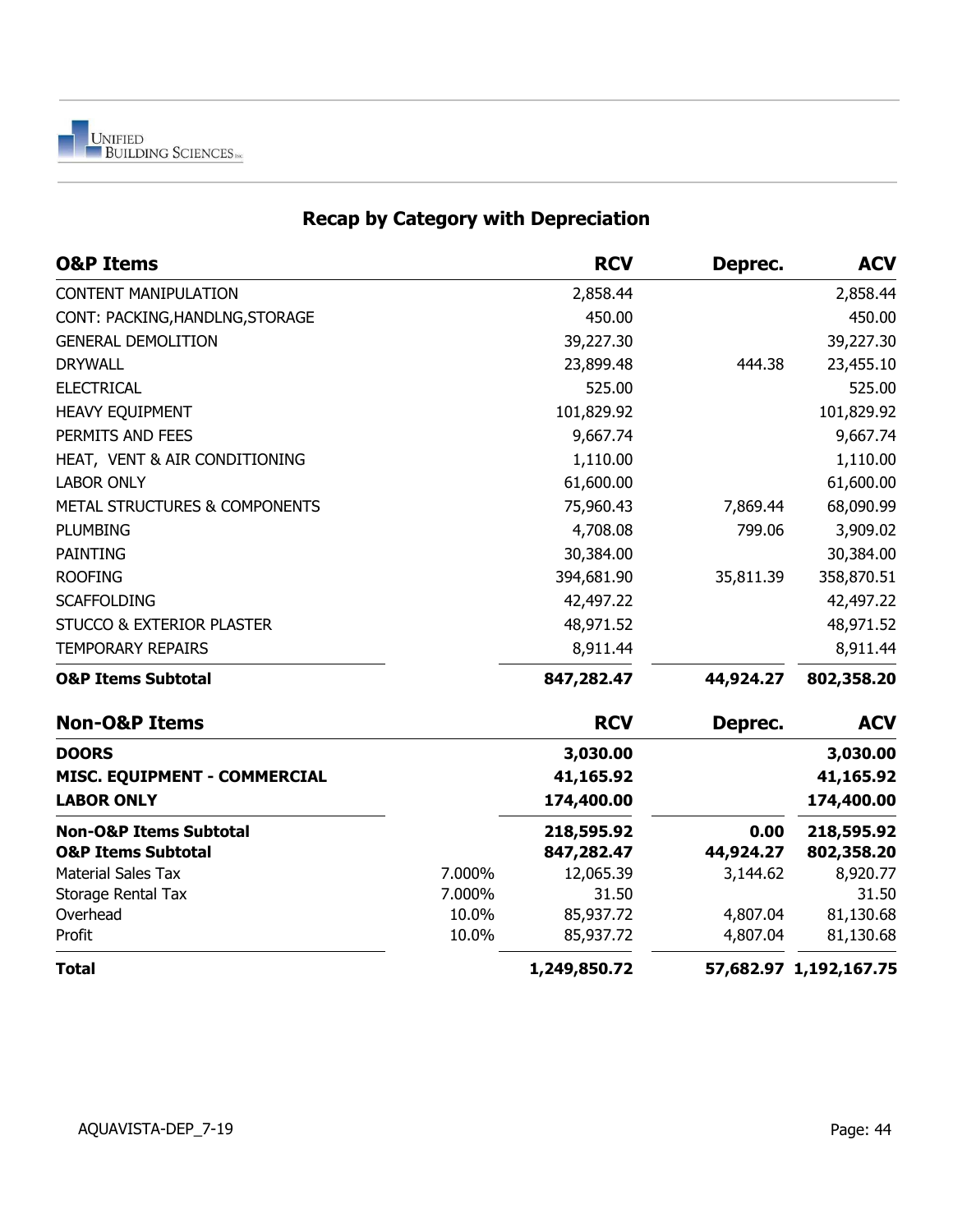## Recap by Category with Depreciation

| O&P Items | | RCV | Deprec. | ACV |
|---|---|---|---|---|
| CONTENT MANIPULATION | | 2,858.44 | | 2,858.44 |
| CONT: PACKING,HANDLNG,STORAGE | | 450.00 | | 450.00 |
| GENERAL DEMOLITION | | 39,227.30 | | 39,227.30 |
| DRYWALL | | 23,899.48 | 444.38 | 23,455.10 |
| ELECTRICAL | | 525.00 | | 525.00 |
| HEAVY EQUIPMENT | | 101,829.92 | | 101,829.92 |
| PERMITS AND FEES | | 9,667.74 | | 9,667.74 |
| HEAT, VENT & AIR CONDITIONING | | 1,110.00 | | 1,110.00 |
| LABOR ONLY | | 61,600.00 | | 61,600.00 |
| METAL STRUCTURES & COMPONENTS | | 75,960.43 | 7,869.44 | 68,090.99 |
| PLUMBING | | 4,708.08 | 799.06 | 3,909.02 |
| PAINTING | | 30,384.00 | | 30,384.00 |
| ROOFING | | 394,681.90 | 35,811.39 | 358,870.51 |
| SCAFFOLDING | | 42,497.22 | | 42,497.22 |
| STUCCO & EXTERIOR PLASTER | | 48,971.52 | | 48,971.52 |
| TEMPORARY REPAIRS | | 8,911.44 | | 8,911.44 |
| **O&P Items Subtotal** | | **847,282.47** | **44,924.27** | **802,358.20** |
| **Non-O&P Items** | | **RCV** | **Deprec.** | **ACV** |
| **DOORS** | | **3,030.00** | | **3,030.00** |
| **MISC. EQUIPMENT - COMMERCIAL** | | **41,165.92** | | **41,165.92** |
| **LABOR ONLY** | | **174,400.00** | | **174,400.00** |
| **Non-O&P Items Subtotal** | | **218,595.92** | **0.00** | **218,595.92** |
| **O&P Items Subtotal** | | **847,282.47** | **44,924.27** | **802,358.20** |
| Material Sales Tax | 7.000% | 12,065.39 | 3,144.62 | 8,920.77 |
| Storage Rental Tax | 7.000% | 31.50 | | 31.50 |
| Overhead | 10.0% | 85,937.72 | 4,807.04 | 81,130.68 |
| Profit | 10.0% | 85,937.72 | 4,807.04 | 81,130.68 |
| **Total** | | **1,249,850.72** | **57,682.97** | **1,192,167.75** |

AQUAVISTA-DEP_7-19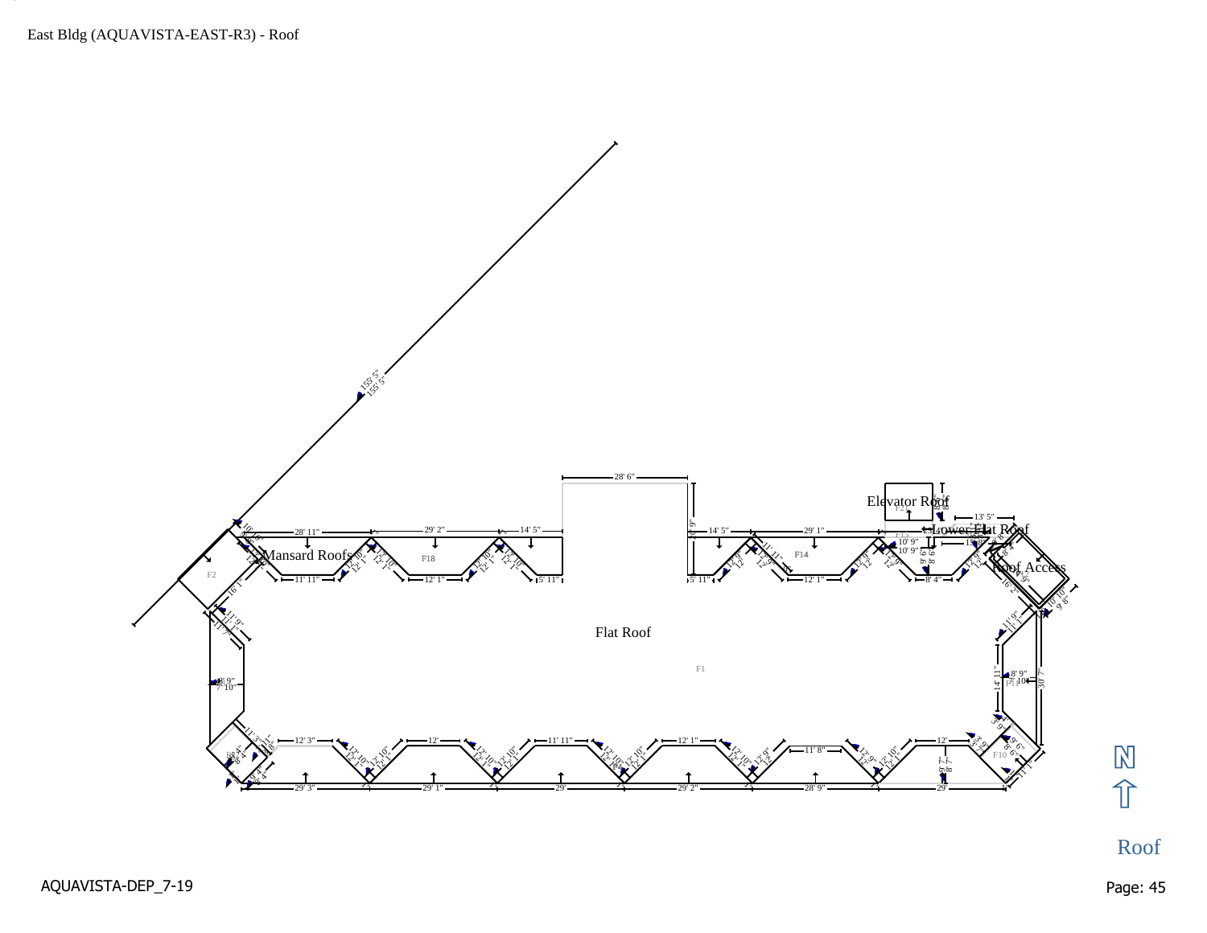East Bldg (AQUAVISTA-EAST-R3) - Roof

155' 5"

28' 6"

Elevator Roof

Lower Flat Roof

Mansard Roofs

Roof Access

Flat Roof

F1

F2

F10

F14

F18

N

Roof

AQUAVISTA-DEP_7-19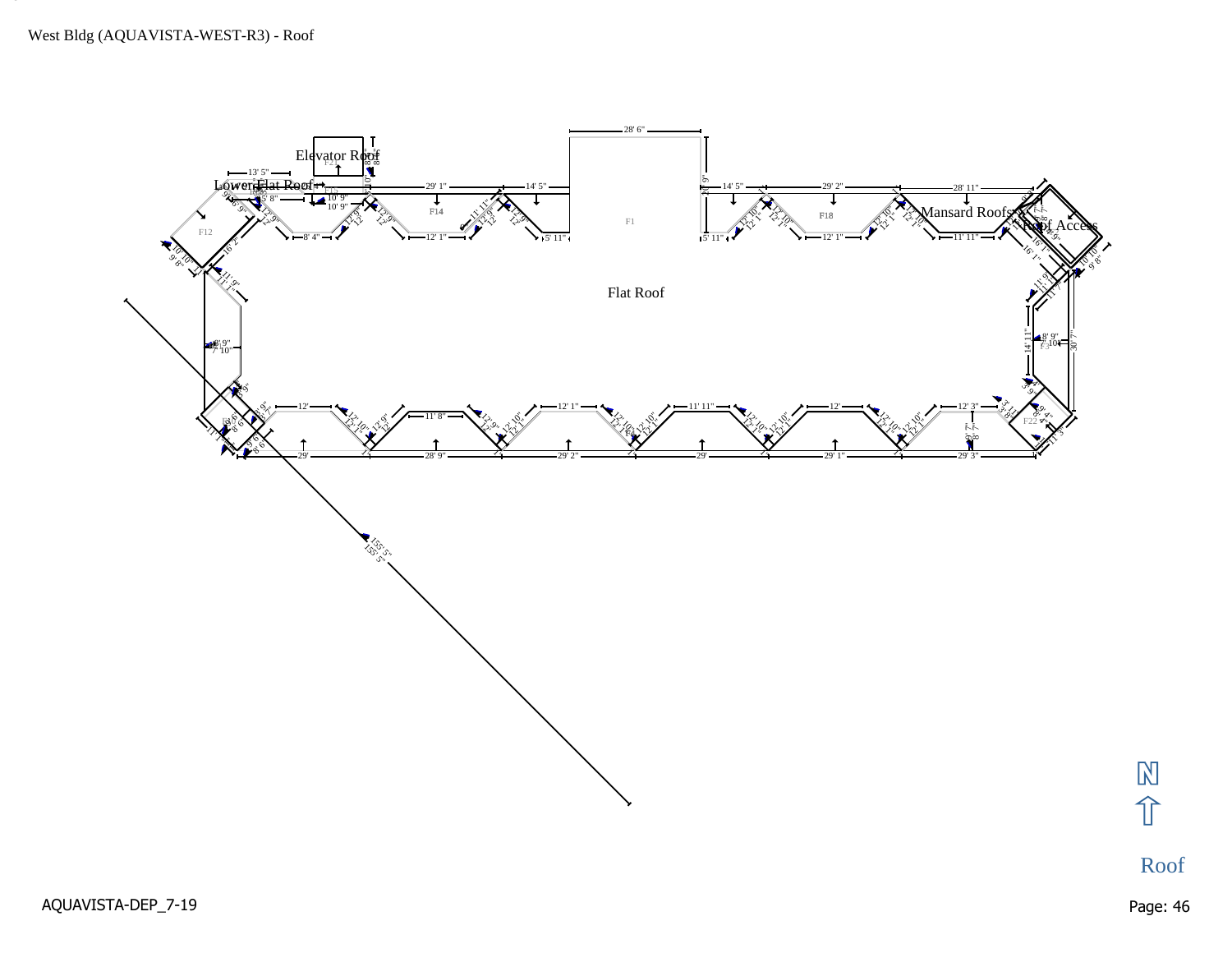West Bldg (AQUAVISTA-WEST-R3) - Roof

Elevator Roof

Lower Flat Roof

Mansard Roofs

Roof Access

Flat Roof

Roof

AQUAVISTA-DEP_7-19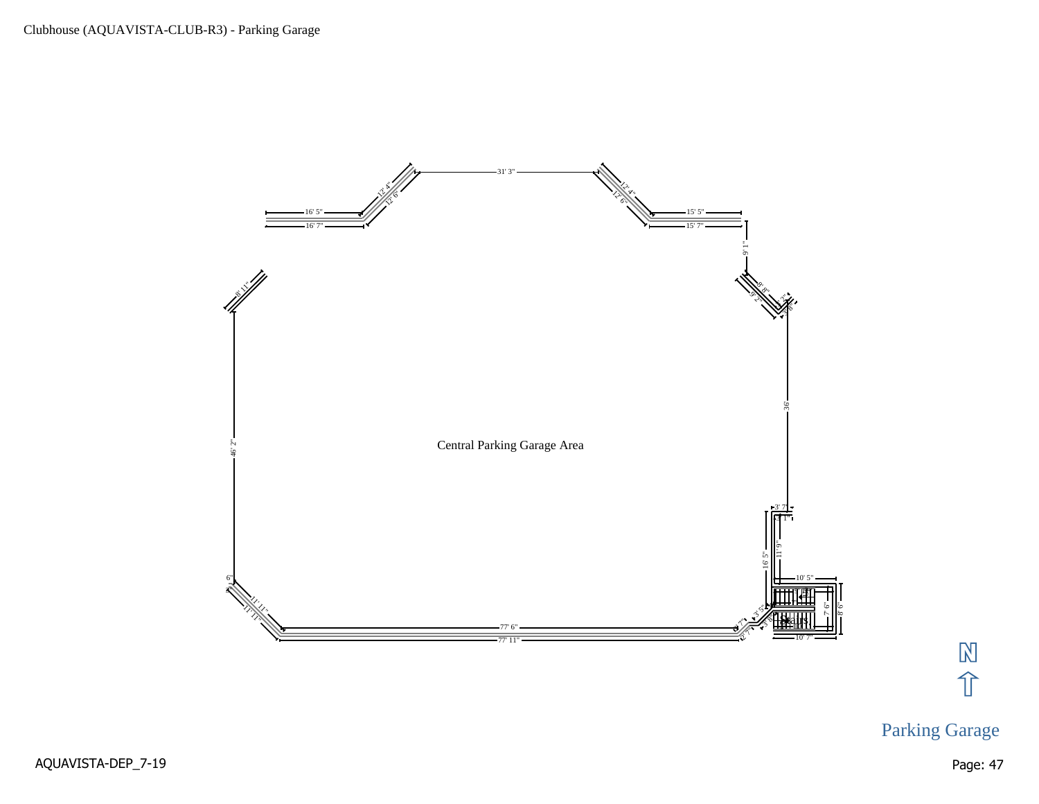Clubhouse (AQUAVISTA-CLUB-R3) - Parking Garage

Central Parking Garage Area

31' 3"

16' 5"

16' 7"

12' 4"

12' 6"

12' 4"

12' 6"

15' 5"

15' 7"

9' 1"

8' 8"

9' 2"

8' 11"

46' 2"

36'

3' 7"

3' 1"

16' 5"

11' 9"

10' 5"

7' 6"

8' 6"

10' 7"

Stairs

6"

11' 11"

11' 11"

77' 6"

77' 11"

2' 7"

2' 7"

3' 5"

N

Parking Garage

AQUAVISTA-DEP_7-19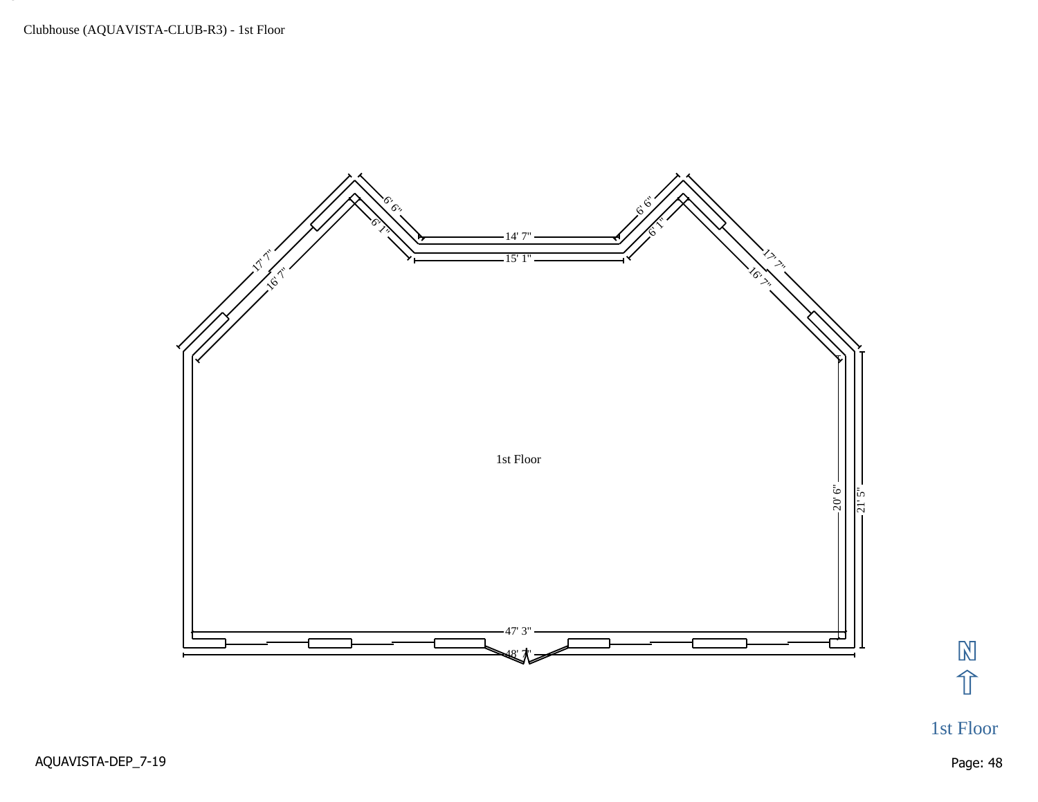Clubhouse (AQUAVISTA-CLUB-R3) - 1st Floor

1st Floor

17' 7"

16' 7"

6' 6"

6' 1"

14' 7"

15' 1"

6' 6"

6' 1"

17' 7"

16' 7"

20' 6"

21' 5"

47' 3"

48' 7"

N

1st Floor

AQUAVISTA-DEP_7-19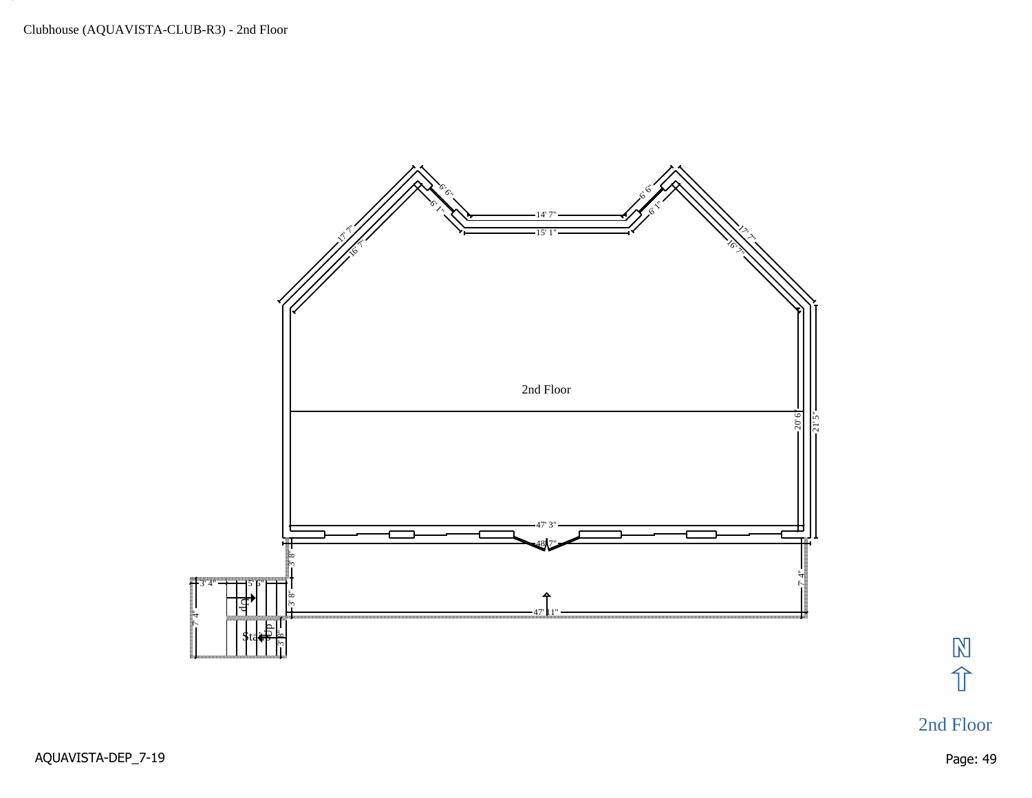Clubhouse (AQUAVISTA-CLUB-R3) - 2nd Floor

2nd Floor

17' 7"

16' 7"

6' 6"

6' 1"

14' 7"

15' 1"

6' 6"

6' 1"

17' 7"

16' 7"

20' 6"

21' 5"

47' 3"

48' 7"

3' 8"

7' 4"

3' 4"

5' 6"

3' 8"

47' 11"

7' 4"

Up

Stairs

Up

3' 8"

N

2nd Floor

AQUAVISTA-DEP_7-19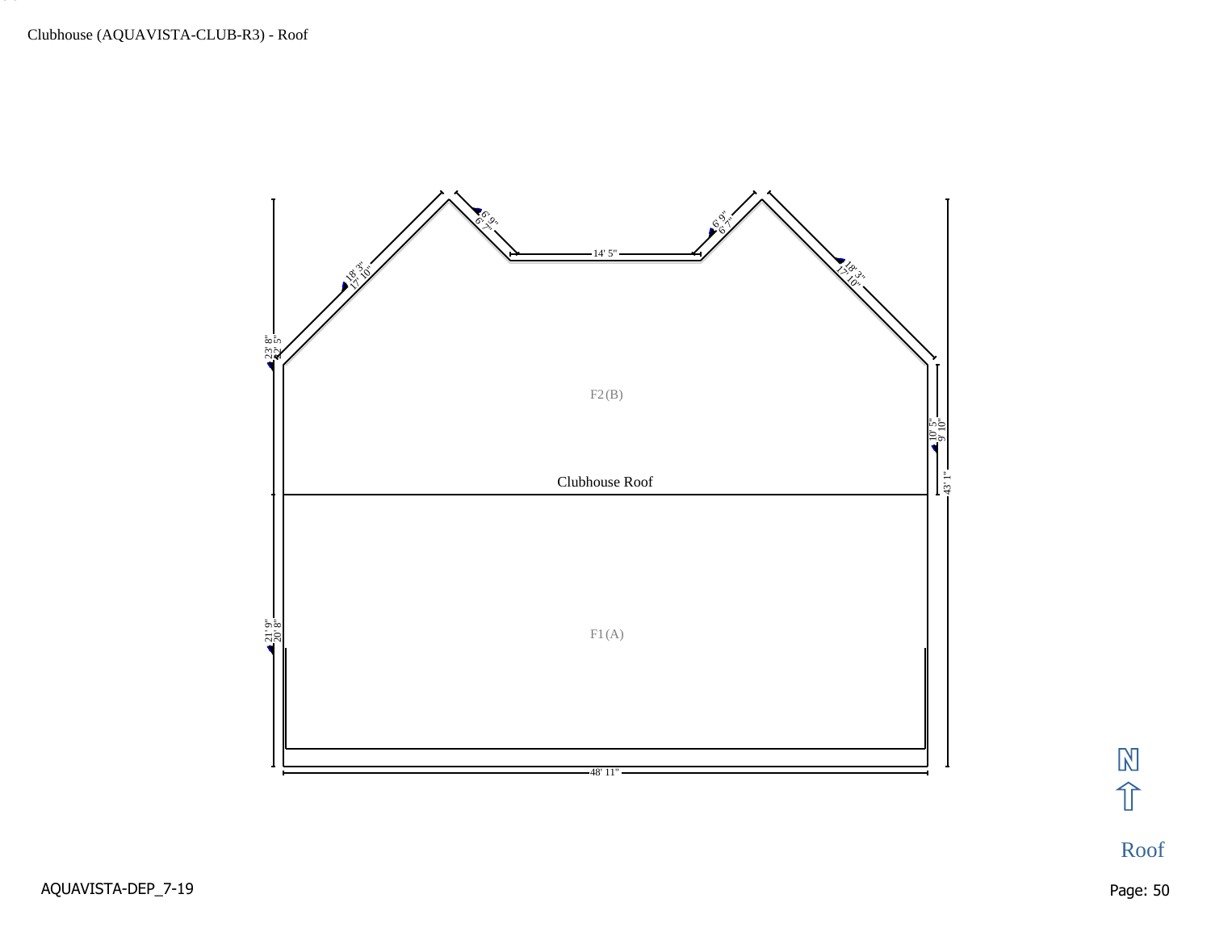Clubhouse (AQUAVISTA-CLUB-R3) - Roof

F2(B)

Clubhouse Roof

F1(A)

18' 3"
17' 10"

6' 9"
6' 7"

14' 5"

6' 9"
6' 7"

18' 3"
17' 10"

23' 8"
22' 5"

10' 5"
9' 10"

43' 1"

21' 9"
20' 8"

48' 11"

N

Roof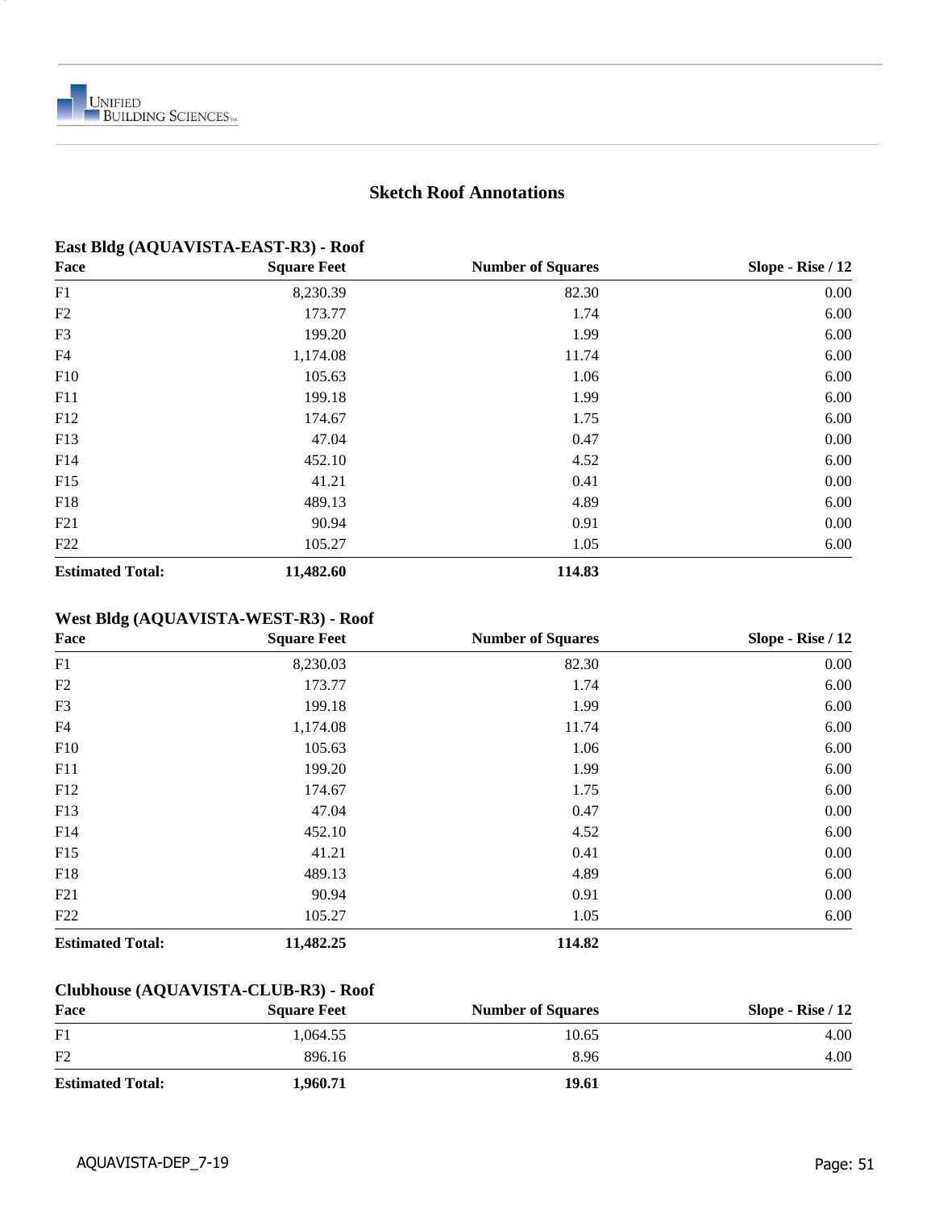## Sketch Roof Annotations

### East Bldg (AQUAVISTA-EAST-R3) - Roof

| Face | Square Feet | Number of Squares | Slope - Rise / 12 |
|---|---|---|---|
| F1 | 8,230.39 | 82.30 | 0.00 |
| F2 | 173.77 | 1.74 | 6.00 |
| F3 | 199.20 | 1.99 | 6.00 |
| F4 | 1,174.08 | 11.74 | 6.00 |
| F10 | 105.63 | 1.06 | 6.00 |
| F11 | 199.18 | 1.99 | 6.00 |
| F12 | 174.67 | 1.75 | 6.00 |
| F13 | 47.04 | 0.47 | 0.00 |
| F14 | 452.10 | 4.52 | 6.00 |
| F15 | 41.21 | 0.41 | 0.00 |
| F18 | 489.13 | 4.89 | 6.00 |
| F21 | 90.94 | 0.91 | 0.00 |
| F22 | 105.27 | 1.05 | 6.00 |
| **Estimated Total:** | **11,482.60** | **114.83** | |

### West Bldg (AQUAVISTA-WEST-R3) - Roof

| Face | Square Feet | Number of Squares | Slope - Rise / 12 |
|---|---|---|---|
| F1 | 8,230.03 | 82.30 | 0.00 |
| F2 | 173.77 | 1.74 | 6.00 |
| F3 | 199.18 | 1.99 | 6.00 |
| F4 | 1,174.08 | 11.74 | 6.00 |
| F10 | 105.63 | 1.06 | 6.00 |
| F11 | 199.20 | 1.99 | 6.00 |
| F12 | 174.67 | 1.75 | 6.00 |
| F13 | 47.04 | 0.47 | 0.00 |
| F14 | 452.10 | 4.52 | 6.00 |
| F15 | 41.21 | 0.41 | 0.00 |
| F18 | 489.13 | 4.89 | 6.00 |
| F21 | 90.94 | 0.91 | 0.00 |
| F22 | 105.27 | 1.05 | 6.00 |
| **Estimated Total:** | **11,482.25** | **114.82** | |

### Clubhouse (AQUAVISTA-CLUB-R3) - Roof

| Face | Square Feet | Number of Squares | Slope - Rise / 12 |
|---|---|---|---|
| F1 | 1,064.55 | 10.65 | 4.00 |
| F2 | 896.16 | 8.96 | 4.00 |
| **Estimated Total:** | **1,960.71** | **19.61** | |